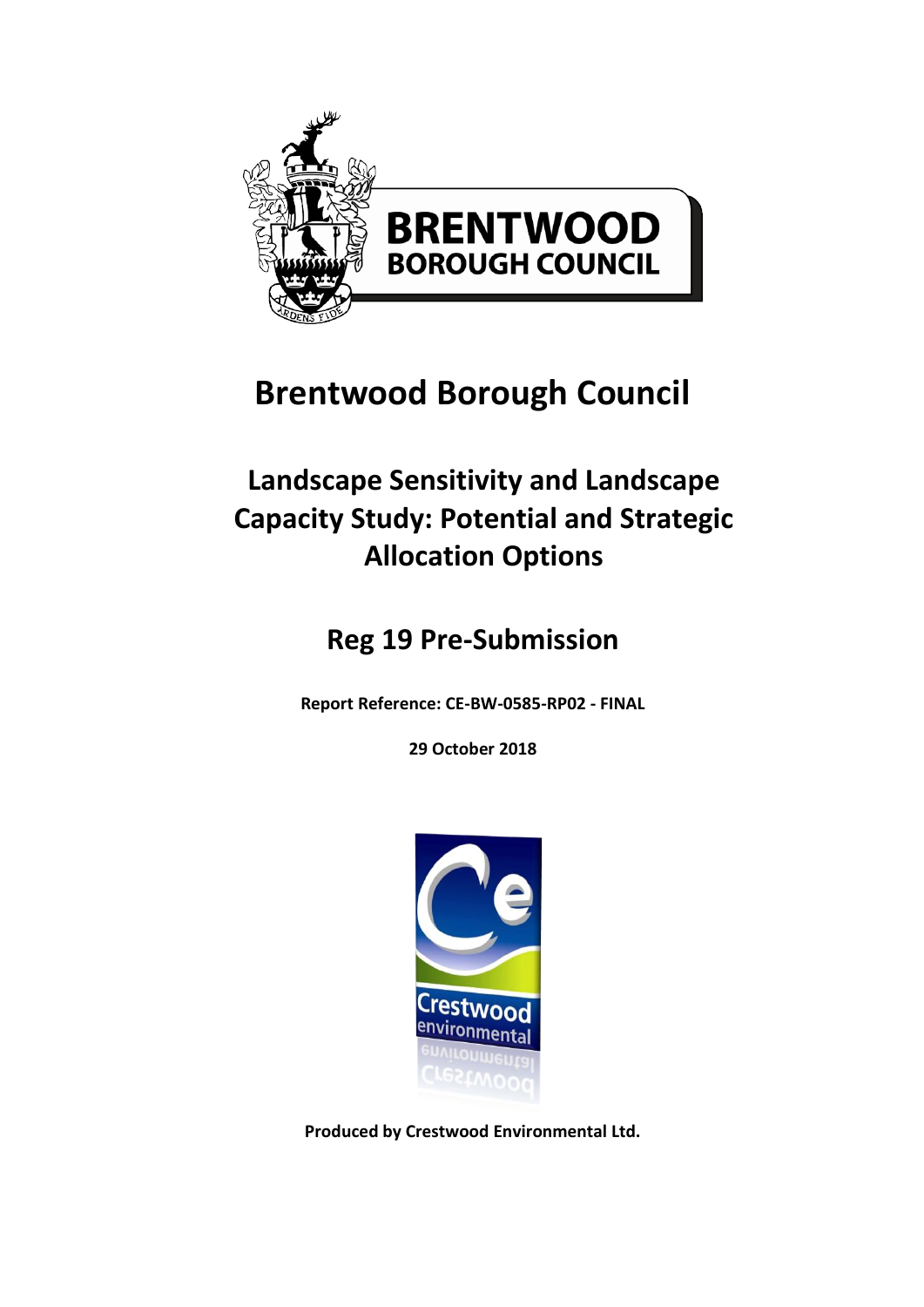# Brentwood Borough Council

## Landscape Sensitivity and Landscape Capacity Study: Potential and Strategic Allocation Options

## Reg 19 Pre-Submission

**Report Reference: CE-BW-0585-RP02 - FINAL**

**29 October 2018**

**Produced by Crestwood Environmental Ltd.**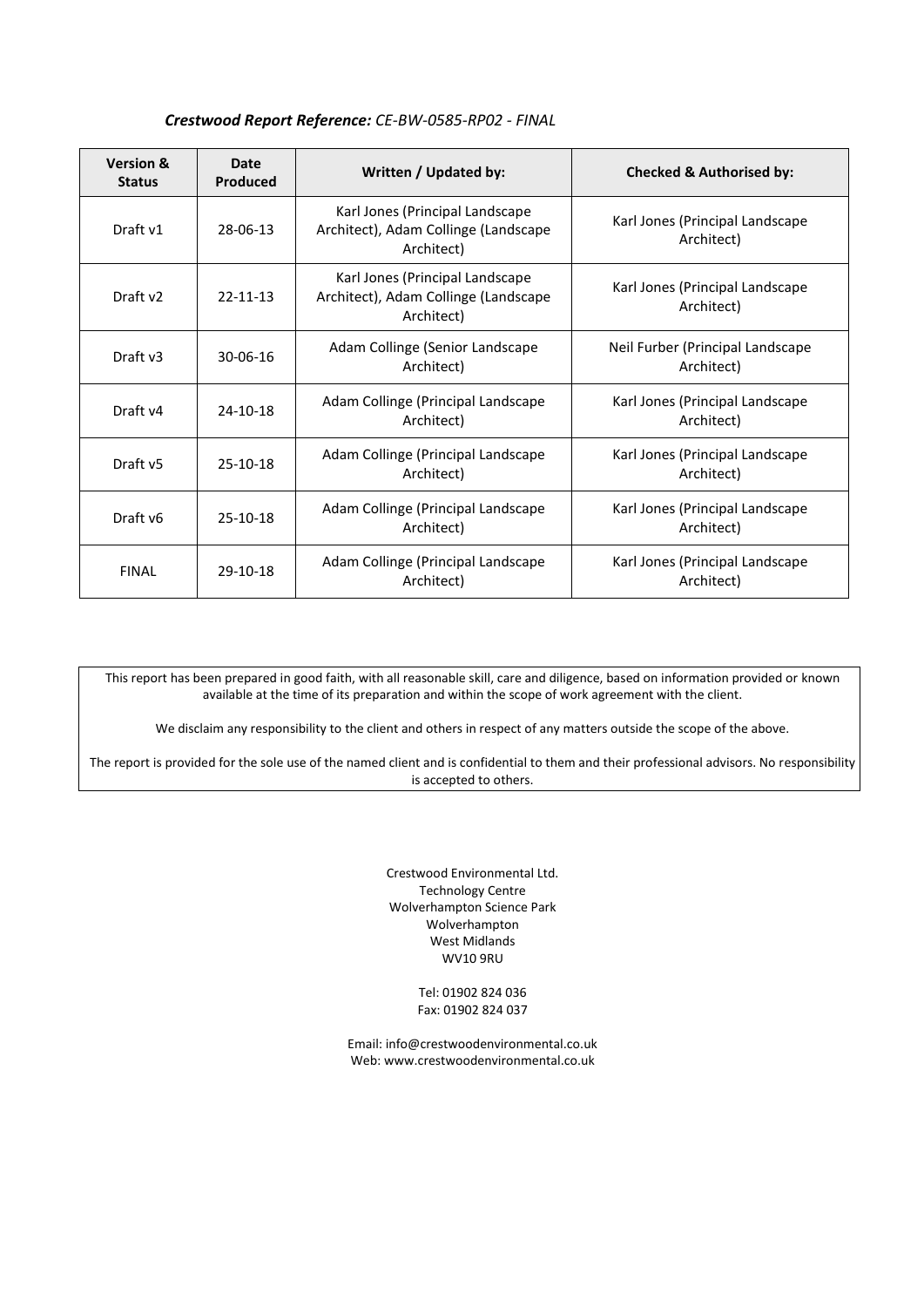***Crestwood Report Reference:*** *CE-BW-0585-RP02 - FINAL*

| Version & Status | Date Produced | Written / Updated by: | Checked & Authorised by: |
|---|---|---|---|
| Draft v1 | 28-06-13 | Karl Jones (Principal Landscape Architect), Adam Collinge (Landscape Architect) | Karl Jones (Principal Landscape Architect) |
| Draft v2 | 22-11-13 | Karl Jones (Principal Landscape Architect), Adam Collinge (Landscape Architect) | Karl Jones (Principal Landscape Architect) |
| Draft v3 | 30-06-16 | Adam Collinge (Senior Landscape Architect) | Neil Furber (Principal Landscape Architect) |
| Draft v4 | 24-10-18 | Adam Collinge (Principal Landscape Architect) | Karl Jones (Principal Landscape Architect) |
| Draft v5 | 25-10-18 | Adam Collinge (Principal Landscape Architect) | Karl Jones (Principal Landscape Architect) |
| Draft v6 | 25-10-18 | Adam Collinge (Principal Landscape Architect) | Karl Jones (Principal Landscape Architect) |
| FINAL | 29-10-18 | Adam Collinge (Principal Landscape Architect) | Karl Jones (Principal Landscape Architect) |

This report has been prepared in good faith, with all reasonable skill, care and diligence, based on information provided or known available at the time of its preparation and within the scope of work agreement with the client.

We disclaim any responsibility to the client and others in respect of any matters outside the scope of the above.

The report is provided for the sole use of the named client and is confidential to them and their professional advisors. No responsibility is accepted to others.

Crestwood Environmental Ltd.
Technology Centre
Wolverhampton Science Park
Wolverhampton
West Midlands
WV10 9RU

Tel: 01902 824 036
Fax: 01902 824 037

Email: info@crestwoodenvironmental.co.uk
Web: www.crestwoodenvironmental.co.uk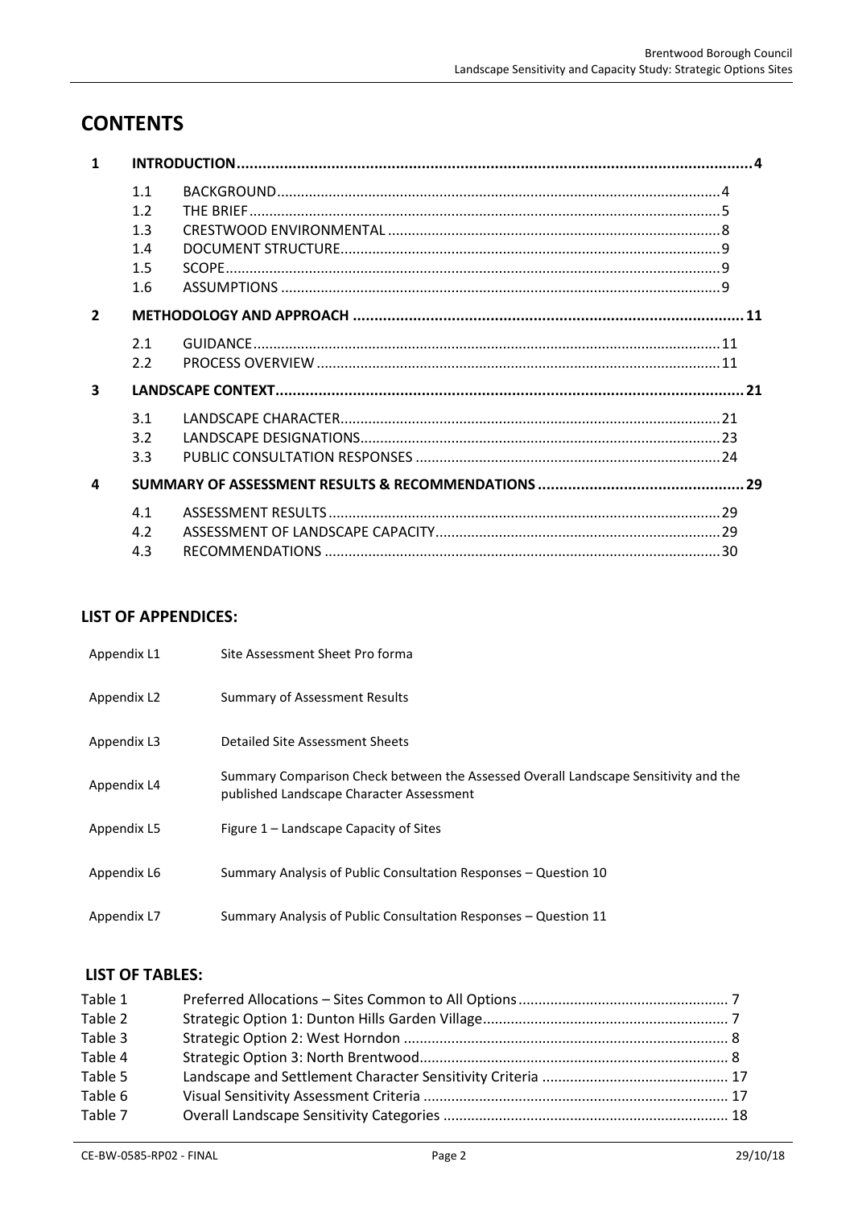# CONTENTS

| | | | |
|---|---|---|---|
| **1** | **INTRODUCTION** | | **4** |
| | 1.1 | BACKGROUND | 4 |
| | 1.2 | THE BRIEF | 5 |
| | 1.3 | CRESTWOOD ENVIRONMENTAL | 8 |
| | 1.4 | DOCUMENT STRUCTURE | 9 |
| | 1.5 | SCOPE | 9 |
| | 1.6 | ASSUMPTIONS | 9 |
| **2** | **METHODOLOGY AND APPROACH** | | **11** |
| | 2.1 | GUIDANCE | 11 |
| | 2.2 | PROCESS OVERVIEW | 11 |
| **3** | **LANDSCAPE CONTEXT** | | **21** |
| | 3.1 | LANDSCAPE CHARACTER | 21 |
| | 3.2 | LANDSCAPE DESIGNATIONS | 23 |
| | 3.3 | PUBLIC CONSULTATION RESPONSES | 24 |
| **4** | **SUMMARY OF ASSESSMENT RESULTS & RECOMMENDATIONS** | | **29** |
| | 4.1 | ASSESSMENT RESULTS | 29 |
| | 4.2 | ASSESSMENT OF LANDSCAPE CAPACITY | 29 |
| | 4.3 | RECOMMENDATIONS | 30 |

## LIST OF APPENDICES:

| | |
|---|---|
| Appendix L1 | Site Assessment Sheet Pro forma |
| Appendix L2 | Summary of Assessment Results |
| Appendix L3 | Detailed Site Assessment Sheets |
| Appendix L4 | Summary Comparison Check between the Assessed Overall Landscape Sensitivity and the published Landscape Character Assessment |
| Appendix L5 | Figure 1 – Landscape Capacity of Sites |
| Appendix L6 | Summary Analysis of Public Consultation Responses – Question 10 |
| Appendix L7 | Summary Analysis of Public Consultation Responses – Question 11 |

## LIST OF TABLES:

| | | |
|---|---|---|
| Table 1 | Preferred Allocations – Sites Common to All Options | 7 |
| Table 2 | Strategic Option 1: Dunton Hills Garden Village | 7 |
| Table 3 | Strategic Option 2: West Horndon | 8 |
| Table 4 | Strategic Option 3: North Brentwood | 8 |
| Table 5 | Landscape and Settlement Character Sensitivity Criteria | 17 |
| Table 6 | Visual Sensitivity Assessment Criteria | 17 |
| Table 7 | Overall Landscape Sensitivity Categories | 18 |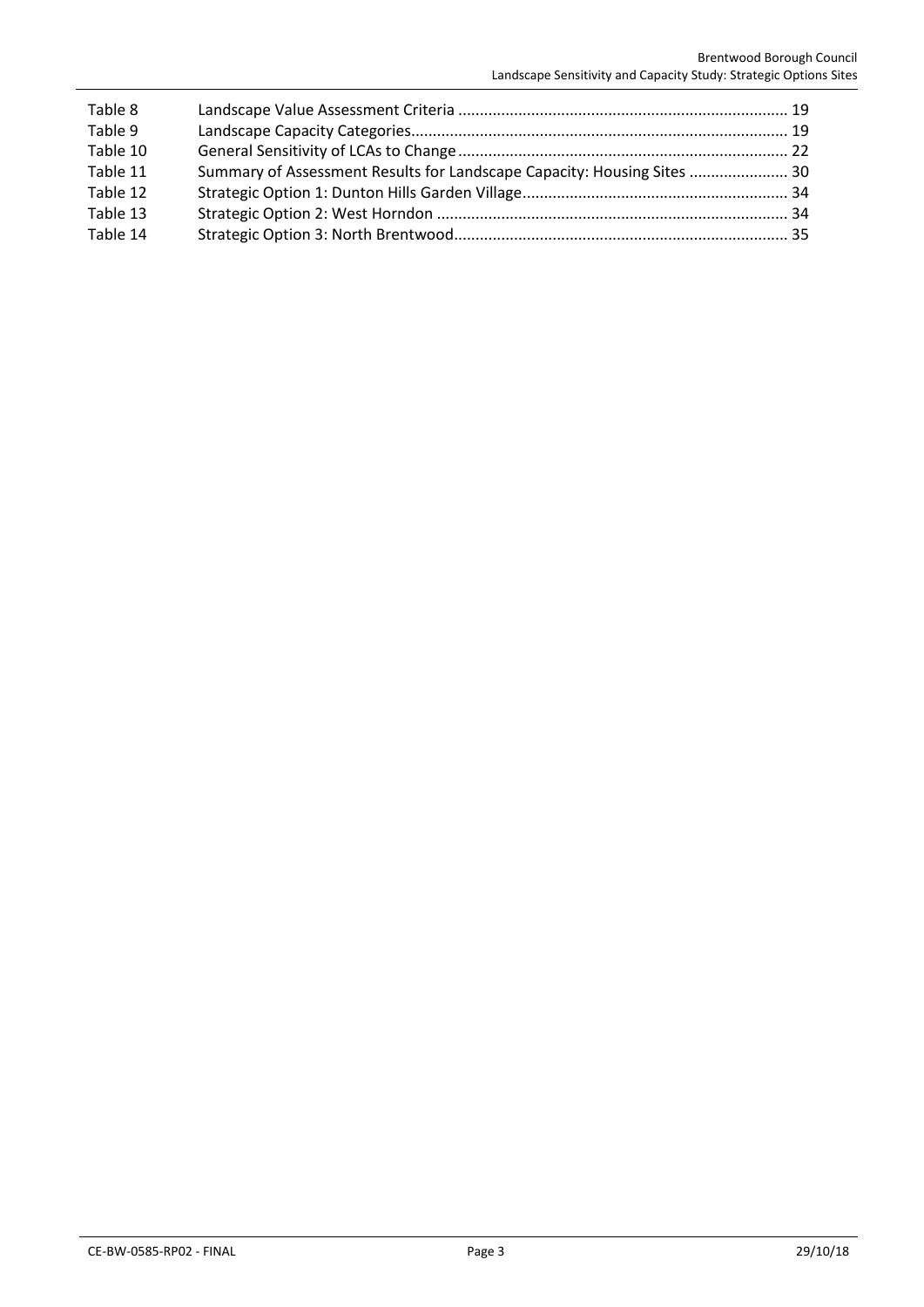| | | |
|---|---|---|
| Table 8 | Landscape Value Assessment Criteria | 19 |
| Table 9 | Landscape Capacity Categories | 19 |
| Table 10 | General Sensitivity of LCAs to Change | 22 |
| Table 11 | Summary of Assessment Results for Landscape Capacity: Housing Sites | 30 |
| Table 12 | Strategic Option 1: Dunton Hills Garden Village | 34 |
| Table 13 | Strategic Option 2: West Horndon | 34 |
| Table 14 | Strategic Option 3: North Brentwood | 35 |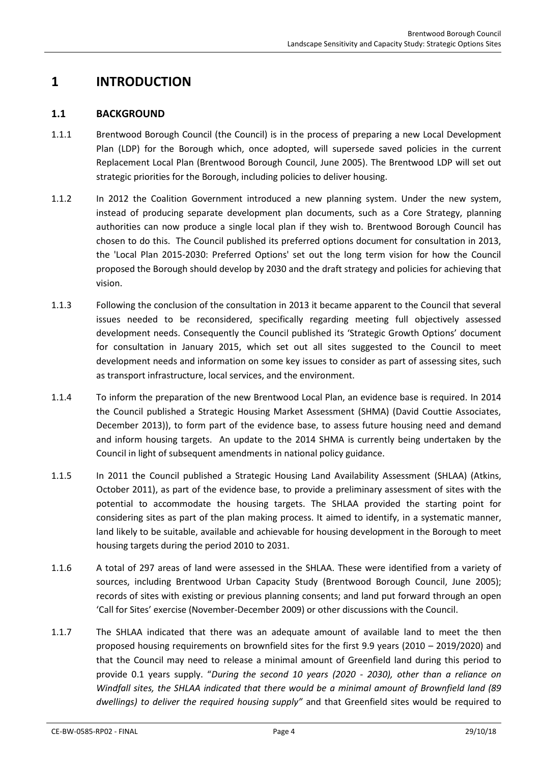# 1 INTRODUCTION

## 1.1 BACKGROUND

1.1.1 Brentwood Borough Council (the Council) is in the process of preparing a new Local Development Plan (LDP) for the Borough which, once adopted, will supersede saved policies in the current Replacement Local Plan (Brentwood Borough Council, June 2005). The Brentwood LDP will set out strategic priorities for the Borough, including policies to deliver housing.

1.1.2 In 2012 the Coalition Government introduced a new planning system. Under the new system, instead of producing separate development plan documents, such as a Core Strategy, planning authorities can now produce a single local plan if they wish to. Brentwood Borough Council has chosen to do this. The Council published its preferred options document for consultation in 2013, the 'Local Plan 2015-2030: Preferred Options' set out the long term vision for how the Council proposed the Borough should develop by 2030 and the draft strategy and policies for achieving that vision.

1.1.3 Following the conclusion of the consultation in 2013 it became apparent to the Council that several issues needed to be reconsidered, specifically regarding meeting full objectively assessed development needs. Consequently the Council published its 'Strategic Growth Options' document for consultation in January 2015, which set out all sites suggested to the Council to meet development needs and information on some key issues to consider as part of assessing sites, such as transport infrastructure, local services, and the environment.

1.1.4 To inform the preparation of the new Brentwood Local Plan, an evidence base is required. In 2014 the Council published a Strategic Housing Market Assessment (SHMA) (David Couttie Associates, December 2013)), to form part of the evidence base, to assess future housing need and demand and inform housing targets. An update to the 2014 SHMA is currently being undertaken by the Council in light of subsequent amendments in national policy guidance.

1.1.5 In 2011 the Council published a Strategic Housing Land Availability Assessment (SHLAA) (Atkins, October 2011), as part of the evidence base, to provide a preliminary assessment of sites with the potential to accommodate the housing targets. The SHLAA provided the starting point for considering sites as part of the plan making process. It aimed to identify, in a systematic manner, land likely to be suitable, available and achievable for housing development in the Borough to meet housing targets during the period 2010 to 2031.

1.1.6 A total of 297 areas of land were assessed in the SHLAA. These were identified from a variety of sources, including Brentwood Urban Capacity Study (Brentwood Borough Council, June 2005); records of sites with existing or previous planning consents; and land put forward through an open 'Call for Sites' exercise (November-December 2009) or other discussions with the Council.

1.1.7 The SHLAA indicated that there was an adequate amount of available land to meet the then proposed housing requirements on brownfield sites for the first 9.9 years (2010 – 2019/2020) and that the Council may need to release a minimal amount of Greenfield land during this period to provide 0.1 years supply. "*During the second 10 years (2020 - 2030), other than a reliance on Windfall sites, the SHLAA indicated that there would be a minimal amount of Brownfield land (89 dwellings) to deliver the required housing supply"* and that Greenfield sites would be required to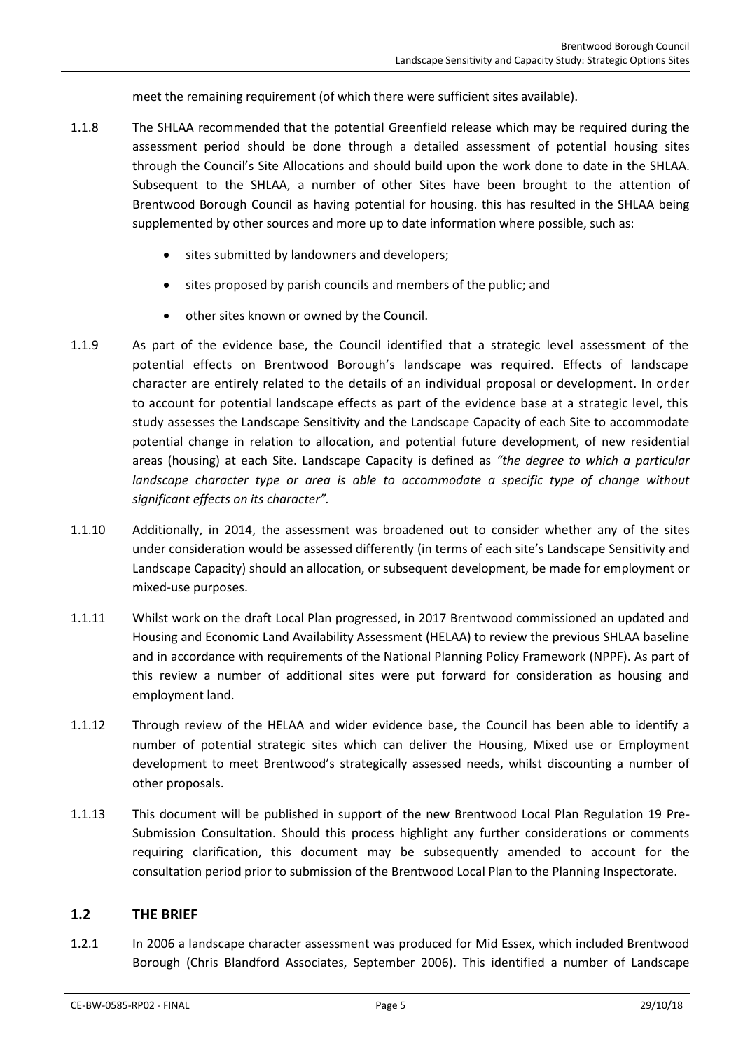meet the remaining requirement (of which there were sufficient sites available).

1.1.8 The SHLAA recommended that the potential Greenfield release which may be required during the assessment period should be done through a detailed assessment of potential housing sites through the Council's Site Allocations and should build upon the work done to date in the SHLAA. Subsequent to the SHLAA, a number of other Sites have been brought to the attention of Brentwood Borough Council as having potential for housing. this has resulted in the SHLAA being supplemented by other sources and more up to date information where possible, such as:

- sites submitted by landowners and developers;
- sites proposed by parish councils and members of the public; and
- other sites known or owned by the Council.

1.1.9 As part of the evidence base, the Council identified that a strategic level assessment of the potential effects on Brentwood Borough's landscape was required. Effects of landscape character are entirely related to the details of an individual proposal or development. In order to account for potential landscape effects as part of the evidence base at a strategic level, this study assesses the Landscape Sensitivity and the Landscape Capacity of each Site to accommodate potential change in relation to allocation, and potential future development, of new residential areas (housing) at each Site. Landscape Capacity is defined as *"the degree to which a particular landscape character type or area is able to accommodate a specific type of change without significant effects on its character"*.

1.1.10 Additionally, in 2014, the assessment was broadened out to consider whether any of the sites under consideration would be assessed differently (in terms of each site's Landscape Sensitivity and Landscape Capacity) should an allocation, or subsequent development, be made for employment or mixed-use purposes.

1.1.11 Whilst work on the draft Local Plan progressed, in 2017 Brentwood commissioned an updated and Housing and Economic Land Availability Assessment (HELAA) to review the previous SHLAA baseline and in accordance with requirements of the National Planning Policy Framework (NPPF). As part of this review a number of additional sites were put forward for consideration as housing and employment land.

1.1.12 Through review of the HELAA and wider evidence base, the Council has been able to identify a number of potential strategic sites which can deliver the Housing, Mixed use or Employment development to meet Brentwood's strategically assessed needs, whilst discounting a number of other proposals.

1.1.13 This document will be published in support of the new Brentwood Local Plan Regulation 19 Pre-Submission Consultation. Should this process highlight any further considerations or comments requiring clarification, this document may be subsequently amended to account for the consultation period prior to submission of the Brentwood Local Plan to the Planning Inspectorate.

## 1.2 THE BRIEF

1.2.1 In 2006 a landscape character assessment was produced for Mid Essex, which included Brentwood Borough (Chris Blandford Associates, September 2006). This identified a number of Landscape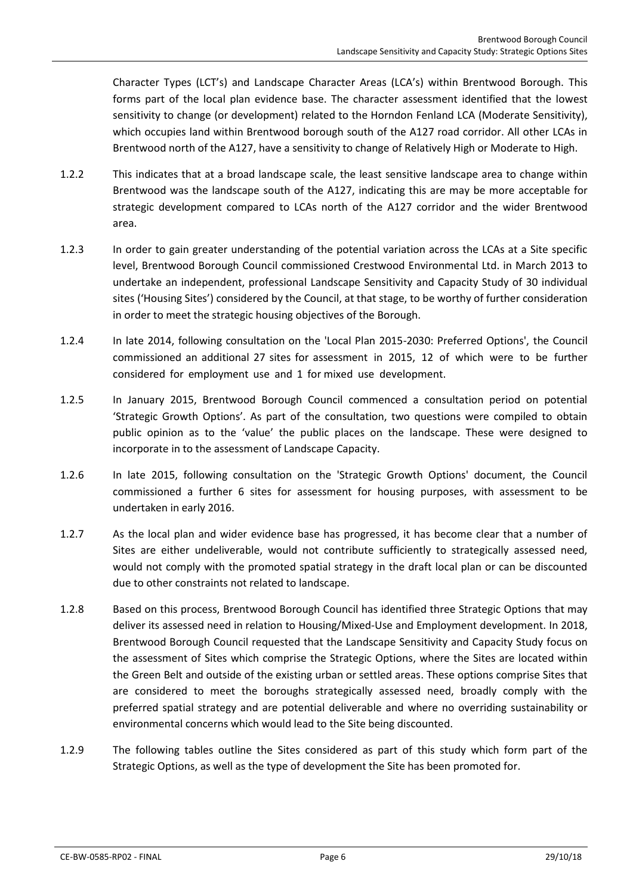Character Types (LCT's) and Landscape Character Areas (LCA's) within Brentwood Borough. This forms part of the local plan evidence base. The character assessment identified that the lowest sensitivity to change (or development) related to the Horndon Fenland LCA (Moderate Sensitivity), which occupies land within Brentwood borough south of the A127 road corridor. All other LCAs in Brentwood north of the A127, have a sensitivity to change of Relatively High or Moderate to High.

1.2.2 This indicates that at a broad landscape scale, the least sensitive landscape area to change within Brentwood was the landscape south of the A127, indicating this are may be more acceptable for strategic development compared to LCAs north of the A127 corridor and the wider Brentwood area.

1.2.3 In order to gain greater understanding of the potential variation across the LCAs at a Site specific level, Brentwood Borough Council commissioned Crestwood Environmental Ltd. in March 2013 to undertake an independent, professional Landscape Sensitivity and Capacity Study of 30 individual sites ('Housing Sites') considered by the Council, at that stage, to be worthy of further consideration in order to meet the strategic housing objectives of the Borough.

1.2.4 In late 2014, following consultation on the 'Local Plan 2015-2030: Preferred Options', the Council commissioned an additional 27 sites for assessment in 2015, 12 of which were to be further considered for employment use and 1 for mixed use development.

1.2.5 In January 2015, Brentwood Borough Council commenced a consultation period on potential 'Strategic Growth Options'. As part of the consultation, two questions were compiled to obtain public opinion as to the 'value' the public places on the landscape. These were designed to incorporate in to the assessment of Landscape Capacity.

1.2.6 In late 2015, following consultation on the 'Strategic Growth Options' document, the Council commissioned a further 6 sites for assessment for housing purposes, with assessment to be undertaken in early 2016.

1.2.7 As the local plan and wider evidence base has progressed, it has become clear that a number of Sites are either undeliverable, would not contribute sufficiently to strategically assessed need, would not comply with the promoted spatial strategy in the draft local plan or can be discounted due to other constraints not related to landscape.

1.2.8 Based on this process, Brentwood Borough Council has identified three Strategic Options that may deliver its assessed need in relation to Housing/Mixed-Use and Employment development. In 2018, Brentwood Borough Council requested that the Landscape Sensitivity and Capacity Study focus on the assessment of Sites which comprise the Strategic Options, where the Sites are located within the Green Belt and outside of the existing urban or settled areas. These options comprise Sites that are considered to meet the boroughs strategically assessed need, broadly comply with the preferred spatial strategy and are potential deliverable and where no overriding sustainability or environmental concerns which would lead to the Site being discounted.

1.2.9 The following tables outline the Sites considered as part of this study which form part of the Strategic Options, as well as the type of development the Site has been promoted for.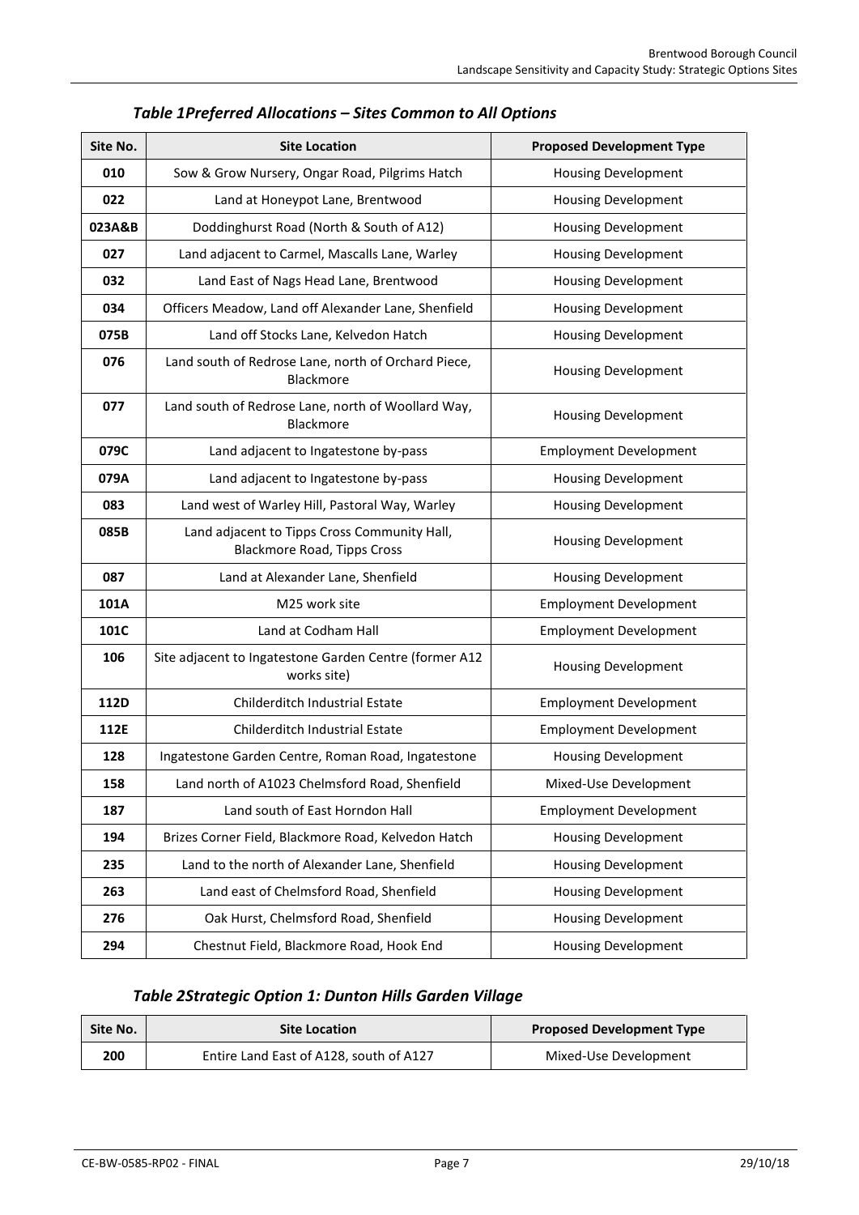### *Table 1Preferred Allocations – Sites Common to All Options*

| Site No. | Site Location | Proposed Development Type |
|---|---|---|
| **010** | Sow & Grow Nursery, Ongar Road, Pilgrims Hatch | Housing Development |
| **022** | Land at Honeypot Lane, Brentwood | Housing Development |
| **023A&B** | Doddinghurst Road (North & South of A12) | Housing Development |
| **027** | Land adjacent to Carmel, Mascalls Lane, Warley | Housing Development |
| **032** | Land East of Nags Head Lane, Brentwood | Housing Development |
| **034** | Officers Meadow, Land off Alexander Lane, Shenfield | Housing Development |
| **075B** | Land off Stocks Lane, Kelvedon Hatch | Housing Development |
| **076** | Land south of Redrose Lane, north of Orchard Piece, Blackmore | Housing Development |
| **077** | Land south of Redrose Lane, north of Woollard Way, Blackmore | Housing Development |
| **079C** | Land adjacent to Ingatestone by-pass | Employment Development |
| **079A** | Land adjacent to Ingatestone by-pass | Housing Development |
| **083** | Land west of Warley Hill, Pastoral Way, Warley | Housing Development |
| **085B** | Land adjacent to Tipps Cross Community Hall, Blackmore Road, Tipps Cross | Housing Development |
| **087** | Land at Alexander Lane, Shenfield | Housing Development |
| **101A** | M25 work site | Employment Development |
| **101C** | Land at Codham Hall | Employment Development |
| **106** | Site adjacent to Ingatestone Garden Centre (former A12 works site) | Housing Development |
| **112D** | Childerditch Industrial Estate | Employment Development |
| **112E** | Childerditch Industrial Estate | Employment Development |
| **128** | Ingatestone Garden Centre, Roman Road, Ingatestone | Housing Development |
| **158** | Land north of A1023 Chelmsford Road, Shenfield | Mixed-Use Development |
| **187** | Land south of East Horndon Hall | Employment Development |
| **194** | Brizes Corner Field, Blackmore Road, Kelvedon Hatch | Housing Development |
| **235** | Land to the north of Alexander Lane, Shenfield | Housing Development |
| **263** | Land east of Chelmsford Road, Shenfield | Housing Development |
| **276** | Oak Hurst, Chelmsford Road, Shenfield | Housing Development |
| **294** | Chestnut Field, Blackmore Road, Hook End | Housing Development |

### *Table 2Strategic Option 1: Dunton Hills Garden Village*

| Site No. | Site Location | Proposed Development Type |
|---|---|---|
| **200** | Entire Land East of A128, south of A127 | Mixed-Use Development |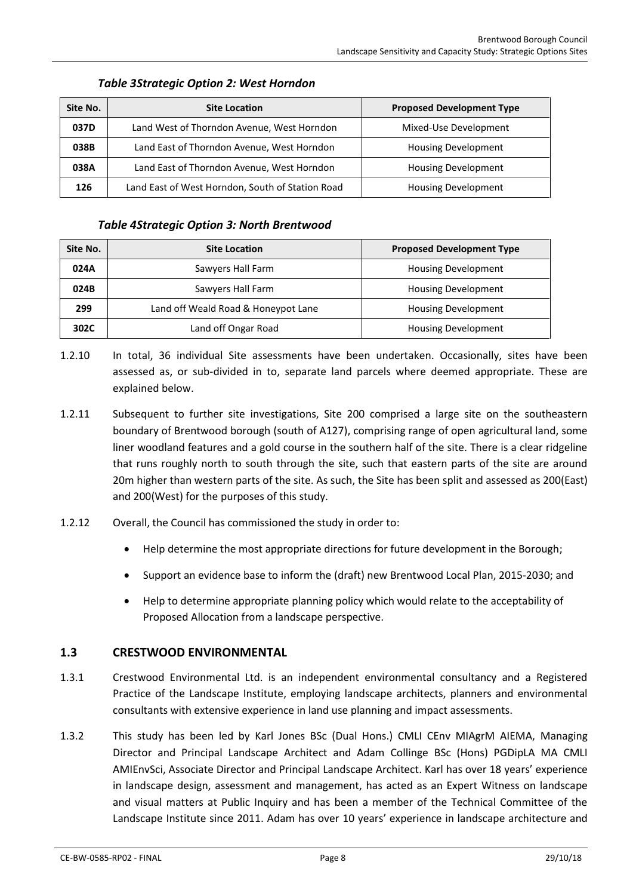*Table 3Strategic Option 2: West Horndon*

| Site No. | Site Location | Proposed Development Type |
|---|---|---|
| **037D** | Land West of Thorndon Avenue, West Horndon | Mixed-Use Development |
| **038B** | Land East of Thorndon Avenue, West Horndon | Housing Development |
| **038A** | Land East of Thorndon Avenue, West Horndon | Housing Development |
| **126** | Land East of West Horndon, South of Station Road | Housing Development |

*Table 4Strategic Option 3: North Brentwood*

| Site No. | Site Location | Proposed Development Type |
|---|---|---|
| **024A** | Sawyers Hall Farm | Housing Development |
| **024B** | Sawyers Hall Farm | Housing Development |
| **299** | Land off Weald Road & Honeypot Lane | Housing Development |
| **302C** | Land off Ongar Road | Housing Development |

1.2.10 In total, 36 individual Site assessments have been undertaken. Occasionally, sites have been assessed as, or sub-divided in to, separate land parcels where deemed appropriate. These are explained below.

1.2.11 Subsequent to further site investigations, Site 200 comprised a large site on the southeastern boundary of Brentwood borough (south of A127), comprising range of open agricultural land, some liner woodland features and a gold course in the southern half of the site. There is a clear ridgeline that runs roughly north to south through the site, such that eastern parts of the site are around 20m higher than western parts of the site. As such, the Site has been split and assessed as 200(East) and 200(West) for the purposes of this study.

1.2.12 Overall, the Council has commissioned the study in order to:

- Help determine the most appropriate directions for future development in the Borough;
- Support an evidence base to inform the (draft) new Brentwood Local Plan, 2015-2030; and
- Help to determine appropriate planning policy which would relate to the acceptability of Proposed Allocation from a landscape perspective.

## 1.3 CRESTWOOD ENVIRONMENTAL

1.3.1 Crestwood Environmental Ltd. is an independent environmental consultancy and a Registered Practice of the Landscape Institute, employing landscape architects, planners and environmental consultants with extensive experience in land use planning and impact assessments.

1.3.2 This study has been led by Karl Jones BSc (Dual Hons.) CMLI CEnv MIAgrM AIEMA, Managing Director and Principal Landscape Architect and Adam Collinge BSc (Hons) PGDipLA MA CMLI AMIEnvSci, Associate Director and Principal Landscape Architect. Karl has over 18 years' experience in landscape design, assessment and management, has acted as an Expert Witness on landscape and visual matters at Public Inquiry and has been a member of the Technical Committee of the Landscape Institute since 2011. Adam has over 10 years' experience in landscape architecture and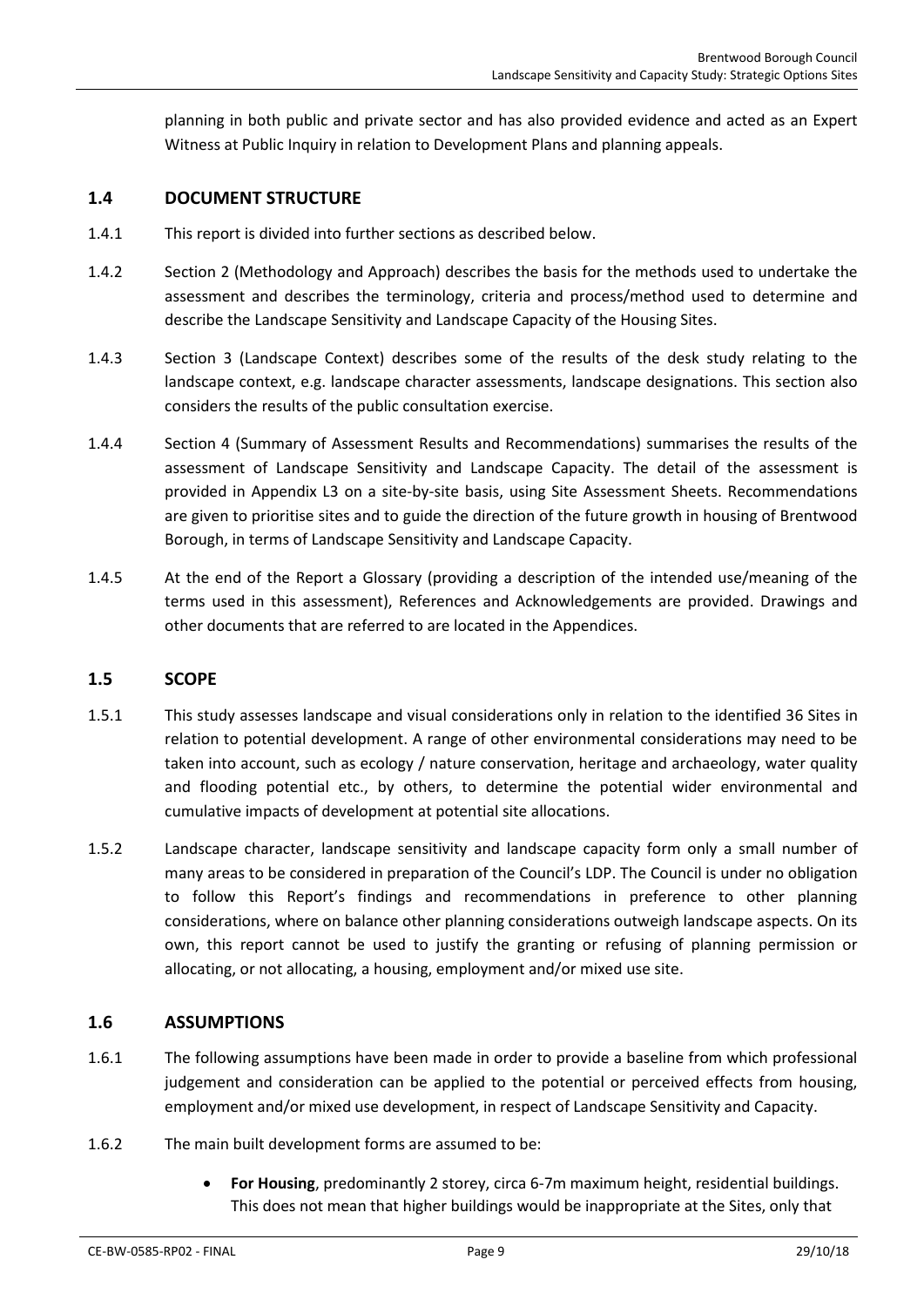planning in both public and private sector and has also provided evidence and acted as an Expert Witness at Public Inquiry in relation to Development Plans and planning appeals.

## 1.4 DOCUMENT STRUCTURE

1.4.1 This report is divided into further sections as described below.

1.4.2 Section 2 (Methodology and Approach) describes the basis for the methods used to undertake the assessment and describes the terminology, criteria and process/method used to determine and describe the Landscape Sensitivity and Landscape Capacity of the Housing Sites.

1.4.3 Section 3 (Landscape Context) describes some of the results of the desk study relating to the landscape context, e.g. landscape character assessments, landscape designations. This section also considers the results of the public consultation exercise.

1.4.4 Section 4 (Summary of Assessment Results and Recommendations) summarises the results of the assessment of Landscape Sensitivity and Landscape Capacity. The detail of the assessment is provided in Appendix L3 on a site-by-site basis, using Site Assessment Sheets. Recommendations are given to prioritise sites and to guide the direction of the future growth in housing of Brentwood Borough, in terms of Landscape Sensitivity and Landscape Capacity.

1.4.5 At the end of the Report a Glossary (providing a description of the intended use/meaning of the terms used in this assessment), References and Acknowledgements are provided. Drawings and other documents that are referred to are located in the Appendices.

## 1.5 SCOPE

1.5.1 This study assesses landscape and visual considerations only in relation to the identified 36 Sites in relation to potential development. A range of other environmental considerations may need to be taken into account, such as ecology / nature conservation, heritage and archaeology, water quality and flooding potential etc., by others, to determine the potential wider environmental and cumulative impacts of development at potential site allocations.

1.5.2 Landscape character, landscape sensitivity and landscape capacity form only a small number of many areas to be considered in preparation of the Council's LDP. The Council is under no obligation to follow this Report's findings and recommendations in preference to other planning considerations, where on balance other planning considerations outweigh landscape aspects. On its own, this report cannot be used to justify the granting or refusing of planning permission or allocating, or not allocating, a housing, employment and/or mixed use site.

## 1.6 ASSUMPTIONS

1.6.1 The following assumptions have been made in order to provide a baseline from which professional judgement and consideration can be applied to the potential or perceived effects from housing, employment and/or mixed use development, in respect of Landscape Sensitivity and Capacity.

1.6.2 The main built development forms are assumed to be:

- **For Housing**, predominantly 2 storey, circa 6-7m maximum height, residential buildings. This does not mean that higher buildings would be inappropriate at the Sites, only that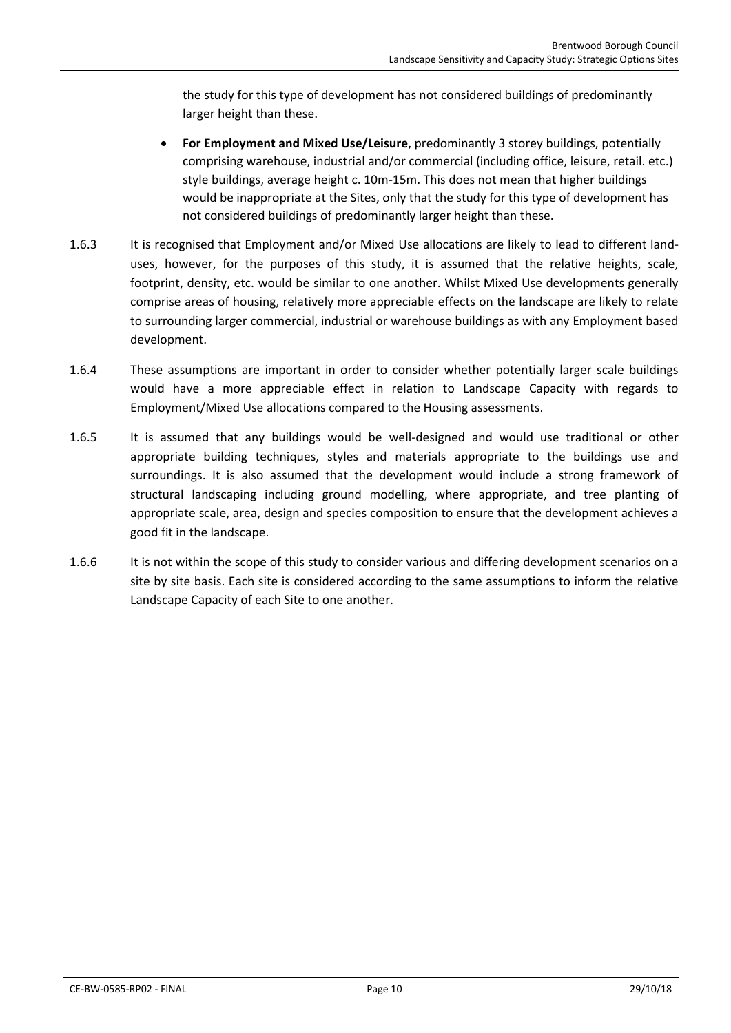the study for this type of development has not considered buildings of predominantly larger height than these.

- **For Employment and Mixed Use/Leisure**, predominantly 3 storey buildings, potentially comprising warehouse, industrial and/or commercial (including office, leisure, retail. etc.) style buildings, average height c. 10m-15m. This does not mean that higher buildings would be inappropriate at the Sites, only that the study for this type of development has not considered buildings of predominantly larger height than these.

1.6.3 It is recognised that Employment and/or Mixed Use allocations are likely to lead to different land-uses, however, for the purposes of this study, it is assumed that the relative heights, scale, footprint, density, etc. would be similar to one another. Whilst Mixed Use developments generally comprise areas of housing, relatively more appreciable effects on the landscape are likely to relate to surrounding larger commercial, industrial or warehouse buildings as with any Employment based development.

1.6.4 These assumptions are important in order to consider whether potentially larger scale buildings would have a more appreciable effect in relation to Landscape Capacity with regards to Employment/Mixed Use allocations compared to the Housing assessments.

1.6.5 It is assumed that any buildings would be well-designed and would use traditional or other appropriate building techniques, styles and materials appropriate to the buildings use and surroundings. It is also assumed that the development would include a strong framework of structural landscaping including ground modelling, where appropriate, and tree planting of appropriate scale, area, design and species composition to ensure that the development achieves a good fit in the landscape.

1.6.6 It is not within the scope of this study to consider various and differing development scenarios on a site by site basis. Each site is considered according to the same assumptions to inform the relative Landscape Capacity of each Site to one another.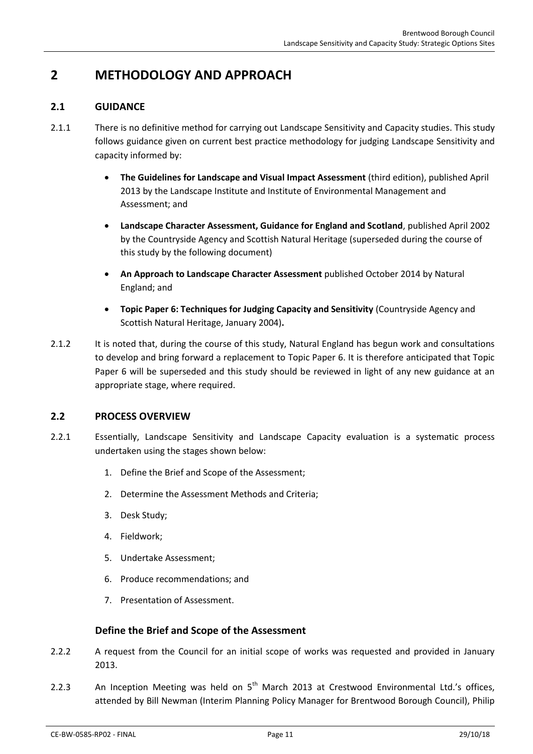# 2 METHODOLOGY AND APPROACH

## 2.1 GUIDANCE

2.1.1 There is no definitive method for carrying out Landscape Sensitivity and Capacity studies. This study follows guidance given on current best practice methodology for judging Landscape Sensitivity and capacity informed by:

- **The Guidelines for Landscape and Visual Impact Assessment** (third edition), published April 2013 by the Landscape Institute and Institute of Environmental Management and Assessment; and
- **Landscape Character Assessment, Guidance for England and Scotland**, published April 2002 by the Countryside Agency and Scottish Natural Heritage (superseded during the course of this study by the following document)
- **An Approach to Landscape Character Assessment** published October 2014 by Natural England; and
- **Topic Paper 6: Techniques for Judging Capacity and Sensitivity** (Countryside Agency and Scottish Natural Heritage, January 2004)**.**

2.1.2 It is noted that, during the course of this study, Natural England has begun work and consultations to develop and bring forward a replacement to Topic Paper 6. It is therefore anticipated that Topic Paper 6 will be superseded and this study should be reviewed in light of any new guidance at an appropriate stage, where required.

## 2.2 PROCESS OVERVIEW

2.2.1 Essentially, Landscape Sensitivity and Landscape Capacity evaluation is a systematic process undertaken using the stages shown below:

1. Define the Brief and Scope of the Assessment;
2. Determine the Assessment Methods and Criteria;
3. Desk Study;
4. Fieldwork;
5. Undertake Assessment;
6. Produce recommendations; and
7. Presentation of Assessment.

### Define the Brief and Scope of the Assessment

2.2.2 A request from the Council for an initial scope of works was requested and provided in January 2013.

2.2.3 An Inception Meeting was held on 5th March 2013 at Crestwood Environmental Ltd.'s offices, attended by Bill Newman (Interim Planning Policy Manager for Brentwood Borough Council), Philip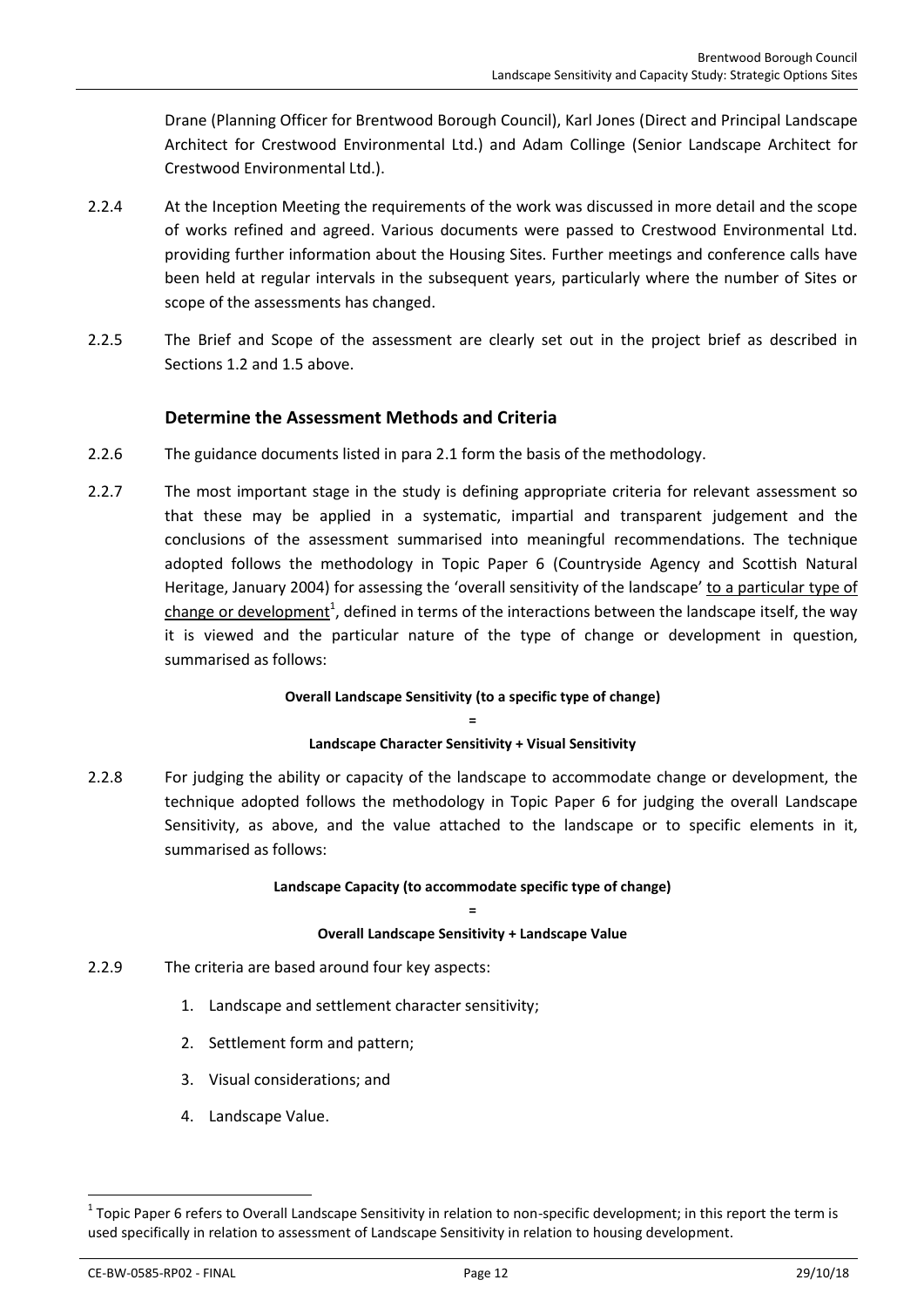Drane (Planning Officer for Brentwood Borough Council), Karl Jones (Direct and Principal Landscape Architect for Crestwood Environmental Ltd.) and Adam Collinge (Senior Landscape Architect for Crestwood Environmental Ltd.).

2.2.4 At the Inception Meeting the requirements of the work was discussed in more detail and the scope of works refined and agreed. Various documents were passed to Crestwood Environmental Ltd. providing further information about the Housing Sites. Further meetings and conference calls have been held at regular intervals in the subsequent years, particularly where the number of Sites or scope of the assessments has changed.

2.2.5 The Brief and Scope of the assessment are clearly set out in the project brief as described in Sections 1.2 and 1.5 above.

### Determine the Assessment Methods and Criteria

2.2.6 The guidance documents listed in para 2.1 form the basis of the methodology.

2.2.7 The most important stage in the study is defining appropriate criteria for relevant assessment so that these may be applied in a systematic, impartial and transparent judgement and the conclusions of the assessment summarised into meaningful recommendations. The technique adopted follows the methodology in Topic Paper 6 (Countryside Agency and Scottish Natural Heritage, January 2004) for assessing the 'overall sensitivity of the landscape' to a particular type of change or development[1], defined in terms of the interactions between the landscape itself, the way it is viewed and the particular nature of the type of change or development in question, summarised as follows:

**Overall Landscape Sensitivity (to a specific type of change)**

**=**

**Landscape Character Sensitivity + Visual Sensitivity**

2.2.8 For judging the ability or capacity of the landscape to accommodate change or development, the technique adopted follows the methodology in Topic Paper 6 for judging the overall Landscape Sensitivity, as above, and the value attached to the landscape or to specific elements in it, summarised as follows:

**Landscape Capacity (to accommodate specific type of change)**

**=**

**Overall Landscape Sensitivity + Landscape Value**

2.2.9 The criteria are based around four key aspects:

1. Landscape and settlement character sensitivity;
2. Settlement form and pattern;
3. Visual considerations; and
4. Landscape Value.

[1] Topic Paper 6 refers to Overall Landscape Sensitivity in relation to non-specific development; in this report the term is used specifically in relation to assessment of Landscape Sensitivity in relation to housing development.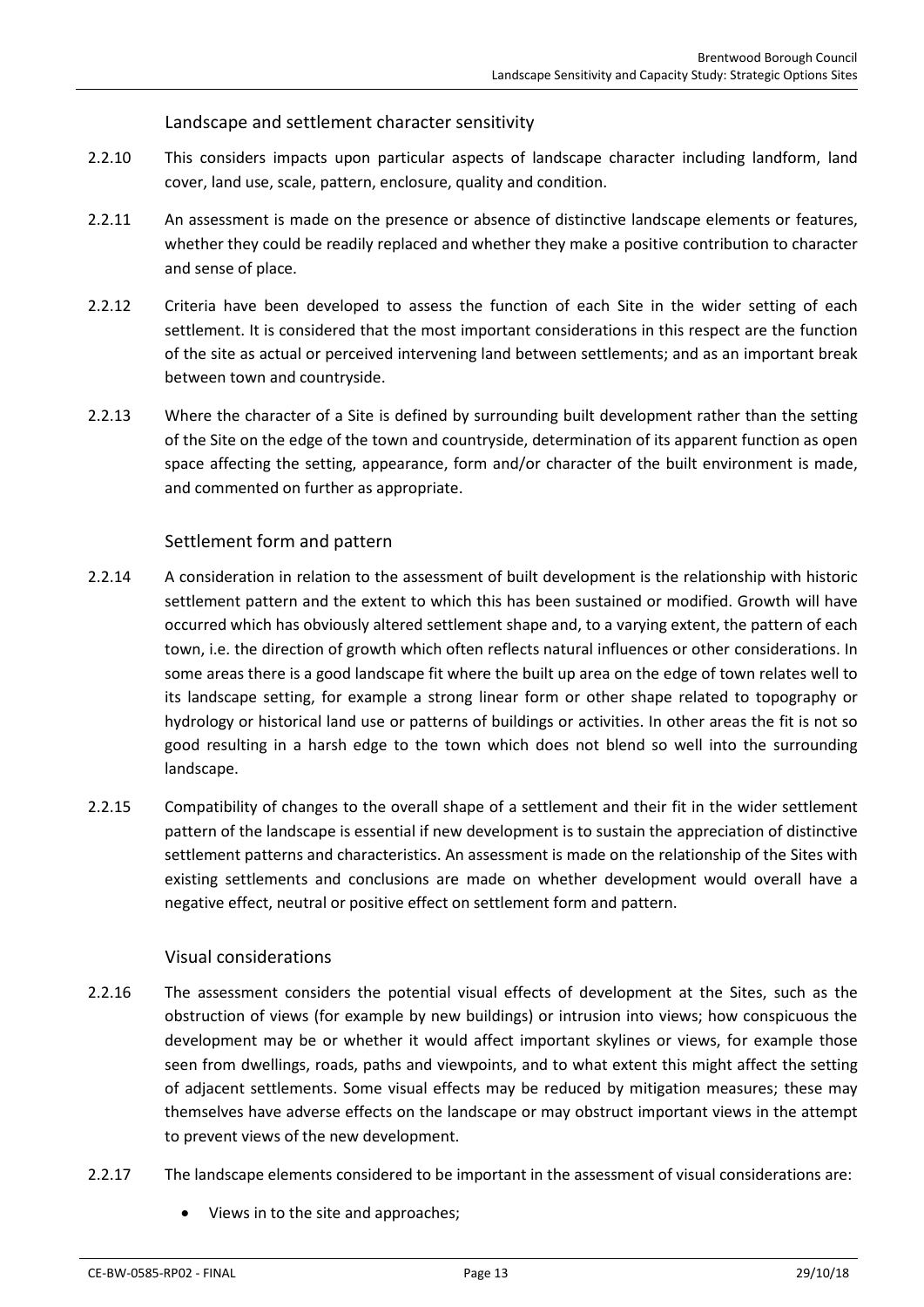### Landscape and settlement character sensitivity

2.2.10 This considers impacts upon particular aspects of landscape character including landform, land cover, land use, scale, pattern, enclosure, quality and condition.

2.2.11 An assessment is made on the presence or absence of distinctive landscape elements or features, whether they could be readily replaced and whether they make a positive contribution to character and sense of place.

2.2.12 Criteria have been developed to assess the function of each Site in the wider setting of each settlement. It is considered that the most important considerations in this respect are the function of the site as actual or perceived intervening land between settlements; and as an important break between town and countryside.

2.2.13 Where the character of a Site is defined by surrounding built development rather than the setting of the Site on the edge of the town and countryside, determination of its apparent function as open space affecting the setting, appearance, form and/or character of the built environment is made, and commented on further as appropriate.

### Settlement form and pattern

2.2.14 A consideration in relation to the assessment of built development is the relationship with historic settlement pattern and the extent to which this has been sustained or modified. Growth will have occurred which has obviously altered settlement shape and, to a varying extent, the pattern of each town, i.e. the direction of growth which often reflects natural influences or other considerations. In some areas there is a good landscape fit where the built up area on the edge of town relates well to its landscape setting, for example a strong linear form or other shape related to topography or hydrology or historical land use or patterns of buildings or activities. In other areas the fit is not so good resulting in a harsh edge to the town which does not blend so well into the surrounding landscape.

2.2.15 Compatibility of changes to the overall shape of a settlement and their fit in the wider settlement pattern of the landscape is essential if new development is to sustain the appreciation of distinctive settlement patterns and characteristics. An assessment is made on the relationship of the Sites with existing settlements and conclusions are made on whether development would overall have a negative effect, neutral or positive effect on settlement form and pattern.

### Visual considerations

2.2.16 The assessment considers the potential visual effects of development at the Sites, such as the obstruction of views (for example by new buildings) or intrusion into views; how conspicuous the development may be or whether it would affect important skylines or views, for example those seen from dwellings, roads, paths and viewpoints, and to what extent this might affect the setting of adjacent settlements. Some visual effects may be reduced by mitigation measures; these may themselves have adverse effects on the landscape or may obstruct important views in the attempt to prevent views of the new development.

2.2.17 The landscape elements considered to be important in the assessment of visual considerations are:

- Views in to the site and approaches;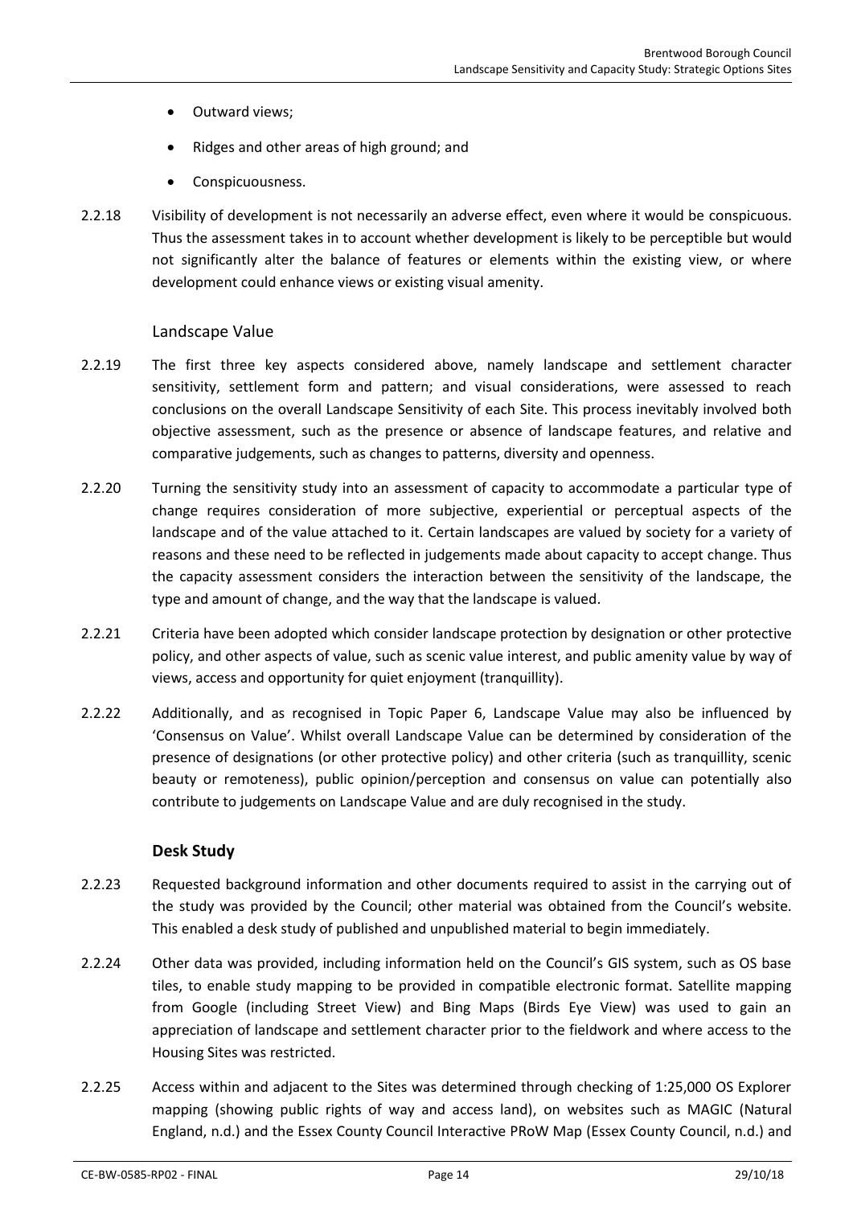- Outward views;
- Ridges and other areas of high ground; and
- Conspicuousness.

2.2.18 Visibility of development is not necessarily an adverse effect, even where it would be conspicuous. Thus the assessment takes in to account whether development is likely to be perceptible but would not significantly alter the balance of features or elements within the existing view, or where development could enhance views or existing visual amenity.

### Landscape Value

2.2.19 The first three key aspects considered above, namely landscape and settlement character sensitivity, settlement form and pattern; and visual considerations, were assessed to reach conclusions on the overall Landscape Sensitivity of each Site. This process inevitably involved both objective assessment, such as the presence or absence of landscape features, and relative and comparative judgements, such as changes to patterns, diversity and openness.

2.2.20 Turning the sensitivity study into an assessment of capacity to accommodate a particular type of change requires consideration of more subjective, experiential or perceptual aspects of the landscape and of the value attached to it. Certain landscapes are valued by society for a variety of reasons and these need to be reflected in judgements made about capacity to accept change. Thus the capacity assessment considers the interaction between the sensitivity of the landscape, the type and amount of change, and the way that the landscape is valued.

2.2.21 Criteria have been adopted which consider landscape protection by designation or other protective policy, and other aspects of value, such as scenic value interest, and public amenity value by way of views, access and opportunity for quiet enjoyment (tranquillity).

2.2.22 Additionally, and as recognised in Topic Paper 6, Landscape Value may also be influenced by 'Consensus on Value'. Whilst overall Landscape Value can be determined by consideration of the presence of designations (or other protective policy) and other criteria (such as tranquillity, scenic beauty or remoteness), public opinion/perception and consensus on value can potentially also contribute to judgements on Landscape Value and are duly recognised in the study.

### Desk Study

2.2.23 Requested background information and other documents required to assist in the carrying out of the study was provided by the Council; other material was obtained from the Council's website. This enabled a desk study of published and unpublished material to begin immediately.

2.2.24 Other data was provided, including information held on the Council's GIS system, such as OS base tiles, to enable study mapping to be provided in compatible electronic format. Satellite mapping from Google (including Street View) and Bing Maps (Birds Eye View) was used to gain an appreciation of landscape and settlement character prior to the fieldwork and where access to the Housing Sites was restricted.

2.2.25 Access within and adjacent to the Sites was determined through checking of 1:25,000 OS Explorer mapping (showing public rights of way and access land), on websites such as MAGIC (Natural England, n.d.) and the Essex County Council Interactive PRoW Map (Essex County Council, n.d.) and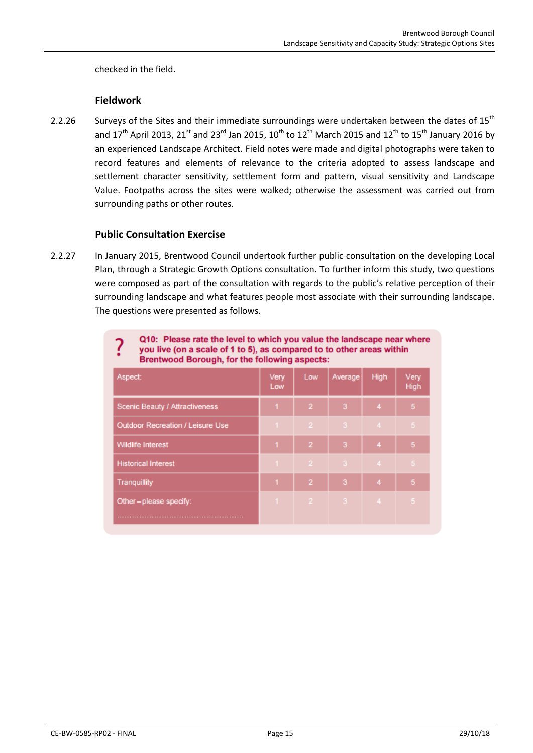checked in the field.

### Fieldwork

2.2.26 Surveys of the Sites and their immediate surroundings were undertaken between the dates of 15th and 17th April 2013, 21st and 23rd Jan 2015, 10th to 12th March 2015 and 12th to 15th January 2016 by an experienced Landscape Architect. Field notes were made and digital photographs were taken to record features and elements of relevance to the criteria adopted to assess landscape and settlement character sensitivity, settlement form and pattern, visual sensitivity and Landscape Value. Footpaths across the sites were walked; otherwise the assessment was carried out from surrounding paths or other routes.

### Public Consultation Exercise

2.2.27 In January 2015, Brentwood Council undertook further public consultation on the developing Local Plan, through a Strategic Growth Options consultation. To further inform this study, two questions were composed as part of the consultation with regards to the public's relative perception of their surrounding landscape and what features people most associate with their surrounding landscape. The questions were presented as follows.

**Q10: Please rate the level to which you value the landscape near where you live (on a scale of 1 to 5), as compared to to other areas within Brentwood Borough, for the following aspects:**

| Aspect: | Very Low | Low | Average | High | Very High |
|---|---|---|---|---|---|
| Scenic Beauty / Attractiveness | 1 | 2 | 3 | 4 | 5 |
| Outdoor Recreation / Leisure Use | 1 | 2 | 3 | 4 | 5 |
| Wildlife Interest | 1 | 2 | 3 | 4 | 5 |
| Historical Interest | 1 | 2 | 3 | 4 | 5 |
| Tranquillity | 1 | 2 | 3 | 4 | 5 |
| Other – please specify: ………………………………………… | 1 | 2 | 3 | 4 | 5 |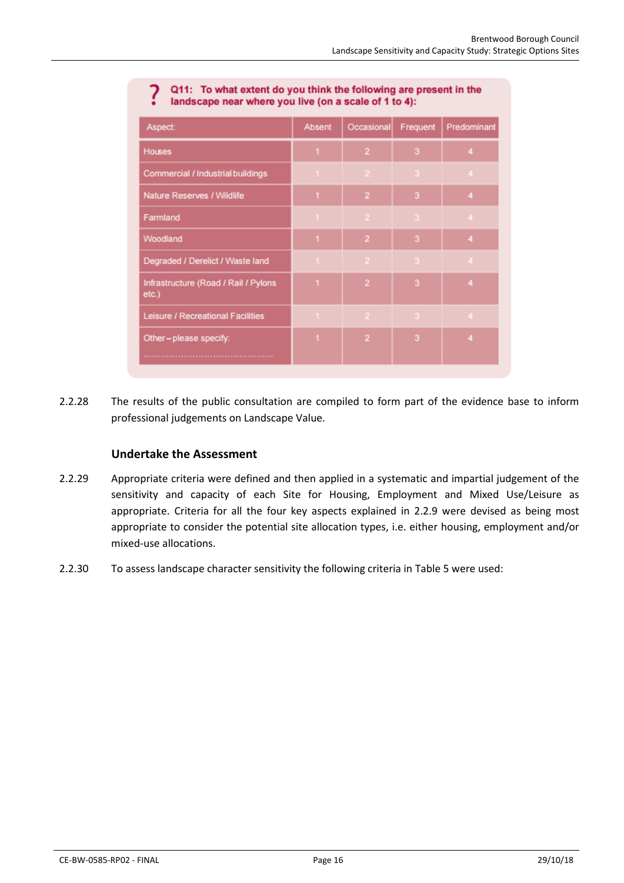**Q11: To what extent do you think the following are present in the landscape near where you live (on a scale of 1 to 4):**

| Aspect: | Absent | Occasional | Frequent | Predominant |
|---|---|---|---|---|
| Houses | 1 | 2 | 3 | 4 |
| Commercial / Industrial buildings | 1 | 2 | 3 | 4 |
| Nature Reserves / Wildlife | 1 | 2 | 3 | 4 |
| Farmland | 1 | 2 | 3 | 4 |
| Woodland | 1 | 2 | 3 | 4 |
| Degraded / Derelict / Waste land | 1 | 2 | 3 | 4 |
| Infrastructure (Road / Rail / Pylons etc.) | 1 | 2 | 3 | 4 |
| Leisure / Recreational Facilities | 1 | 2 | 3 | 4 |
| Other – please specify: ............................................ | 1 | 2 | 3 | 4 |

2.2.28 The results of the public consultation are compiled to form part of the evidence base to inform professional judgements on Landscape Value.

### Undertake the Assessment

2.2.29 Appropriate criteria were defined and then applied in a systematic and impartial judgement of the sensitivity and capacity of each Site for Housing, Employment and Mixed Use/Leisure as appropriate. Criteria for all the four key aspects explained in 2.2.9 were devised as being most appropriate to consider the potential site allocation types, i.e. either housing, employment and/or mixed-use allocations.

2.2.30 To assess landscape character sensitivity the following criteria in Table 5 were used: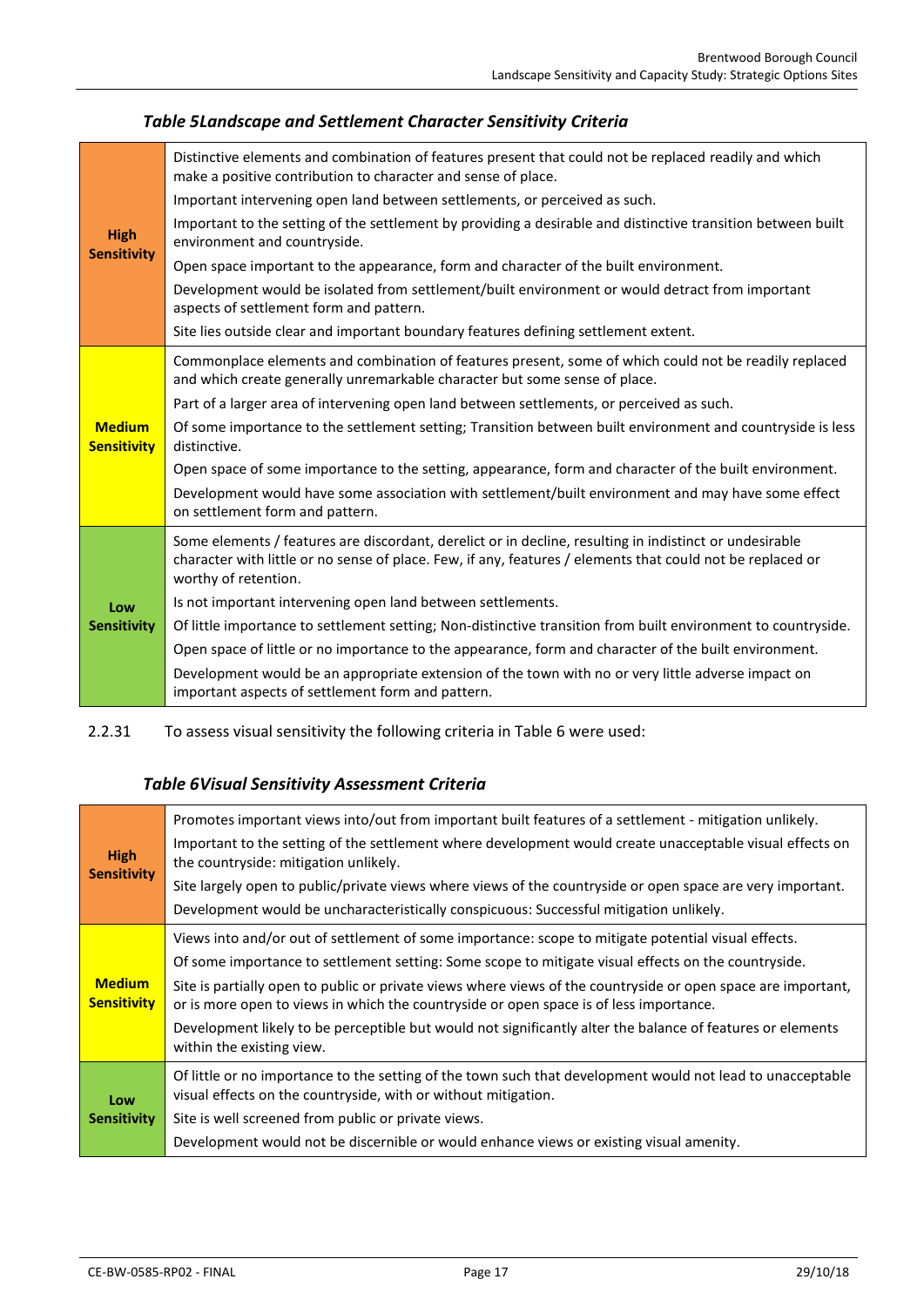### *Table 5Landscape and Settlement Character Sensitivity Criteria*

| | |
|---|---|
| **High Sensitivity** | Distinctive elements and combination of features present that could not be replaced readily and which make a positive contribution to character and sense of place.<br>Important intervening open land between settlements, or perceived as such.<br>Important to the setting of the settlement by providing a desirable and distinctive transition between built environment and countryside.<br>Open space important to the appearance, form and character of the built environment.<br>Development would be isolated from settlement/built environment or would detract from important aspects of settlement form and pattern.<br>Site lies outside clear and important boundary features defining settlement extent. |
| **Medium Sensitivity** | Commonplace elements and combination of features present, some of which could not be readily replaced and which create generally unremarkable character but some sense of place.<br>Part of a larger area of intervening open land between settlements, or perceived as such.<br>Of some importance to the settlement setting; Transition between built environment and countryside is less distinctive.<br>Open space of some importance to the setting, appearance, form and character of the built environment.<br>Development would have some association with settlement/built environment and may have some effect on settlement form and pattern. |
| **Low Sensitivity** | Some elements / features are discordant, derelict or in decline, resulting in indistinct or undesirable character with little or no sense of place. Few, if any, features / elements that could not be replaced or worthy of retention.<br>Is not important intervening open land between settlements.<br>Of little importance to settlement setting; Non-distinctive transition from built environment to countryside.<br>Open space of little or no importance to the appearance, form and character of the built environment.<br>Development would be an appropriate extension of the town with no or very little adverse impact on important aspects of settlement form and pattern. |

2.2.31 To assess visual sensitivity the following criteria in Table 6 were used:

### *Table 6Visual Sensitivity Assessment Criteria*

| | |
|---|---|
| **High Sensitivity** | Promotes important views into/out from important built features of a settlement - mitigation unlikely.<br>Important to the setting of the settlement where development would create unacceptable visual effects on the countryside: mitigation unlikely.<br>Site largely open to public/private views where views of the countryside or open space are very important.<br>Development would be uncharacteristically conspicuous: Successful mitigation unlikely. |
| **Medium Sensitivity** | Views into and/or out of settlement of some importance: scope to mitigate potential visual effects.<br>Of some importance to settlement setting: Some scope to mitigate visual effects on the countryside.<br>Site is partially open to public or private views where views of the countryside or open space are important, or is more open to views in which the countryside or open space is of less importance.<br>Development likely to be perceptible but would not significantly alter the balance of features or elements within the existing view. |
| **Low Sensitivity** | Of little or no importance to the setting of the town such that development would not lead to unacceptable visual effects on the countryside, with or without mitigation.<br>Site is well screened from public or private views.<br>Development would not be discernible or would enhance views or existing visual amenity. |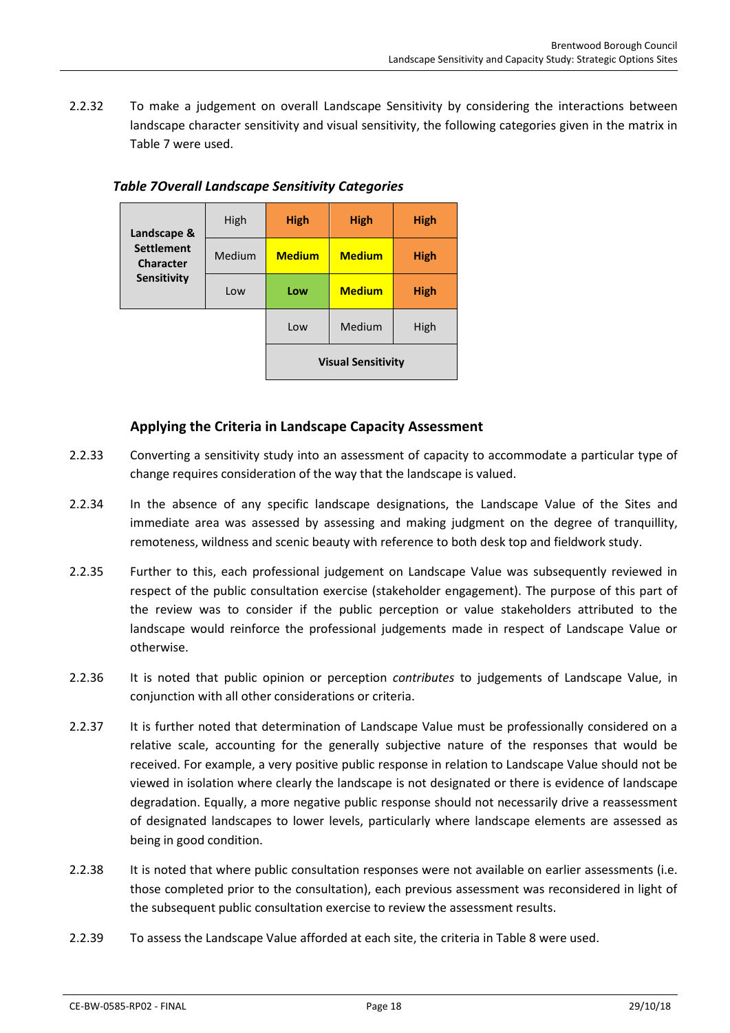2.2.32 To make a judgement on overall Landscape Sensitivity by considering the interactions between landscape character sensitivity and visual sensitivity, the following categories given in the matrix in Table 7 were used.

***Table 7Overall Landscape Sensitivity Categories***

| **Landscape & Settlement Character Sensitivity** | | | | |
|---|---|---|---|---|
| | High | **High** | **High** | **High** |
| | Medium | **Medium** | **Medium** | **High** |
| | Low | **Low** | **Medium** | **High** |
| | | Low | Medium | High |
| | | **Visual Sensitivity** | | |

### Applying the Criteria in Landscape Capacity Assessment

2.2.33 Converting a sensitivity study into an assessment of capacity to accommodate a particular type of change requires consideration of the way that the landscape is valued.

2.2.34 In the absence of any specific landscape designations, the Landscape Value of the Sites and immediate area was assessed by assessing and making judgment on the degree of tranquillity, remoteness, wildness and scenic beauty with reference to both desk top and fieldwork study.

2.2.35 Further to this, each professional judgement on Landscape Value was subsequently reviewed in respect of the public consultation exercise (stakeholder engagement). The purpose of this part of the review was to consider if the public perception or value stakeholders attributed to the landscape would reinforce the professional judgements made in respect of Landscape Value or otherwise.

2.2.36 It is noted that public opinion or perception *contributes* to judgements of Landscape Value, in conjunction with all other considerations or criteria.

2.2.37 It is further noted that determination of Landscape Value must be professionally considered on a relative scale, accounting for the generally subjective nature of the responses that would be received. For example, a very positive public response in relation to Landscape Value should not be viewed in isolation where clearly the landscape is not designated or there is evidence of landscape degradation. Equally, a more negative public response should not necessarily drive a reassessment of designated landscapes to lower levels, particularly where landscape elements are assessed as being in good condition.

2.2.38 It is noted that where public consultation responses were not available on earlier assessments (i.e. those completed prior to the consultation), each previous assessment was reconsidered in light of the subsequent public consultation exercise to review the assessment results.

2.2.39 To assess the Landscape Value afforded at each site, the criteria in Table 8 were used.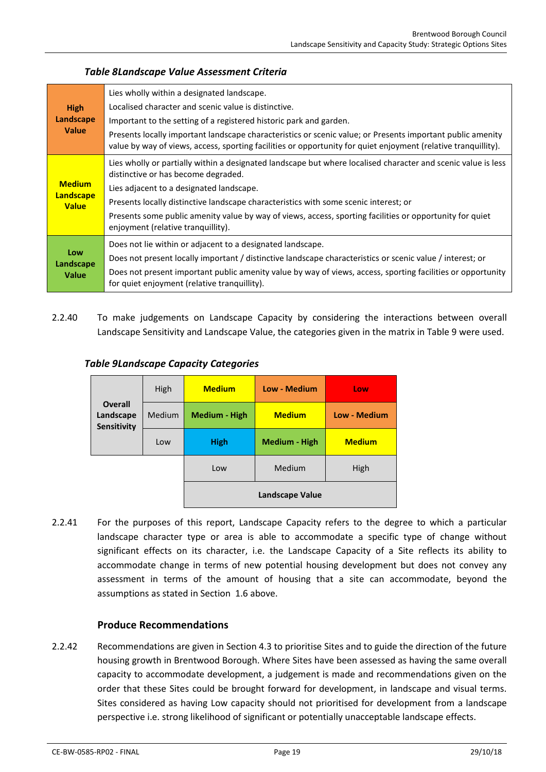*Table 8Landscape Value Assessment Criteria*

| | |
|---|---|
| **High Landscape Value** | Lies wholly within a designated landscape.<br>Localised character and scenic value is distinctive.<br>Important to the setting of a registered historic park and garden.<br>Presents locally important landscape characteristics or scenic value; or Presents important public amenity value by way of views, access, sporting facilities or opportunity for quiet enjoyment (relative tranquillity). |
| **Medium Landscape Value** | Lies wholly or partially within a designated landscape but where localised character and scenic value is less distinctive or has become degraded.<br>Lies adjacent to a designated landscape.<br>Presents locally distinctive landscape characteristics with some scenic interest; or<br>Presents some public amenity value by way of views, access, sporting facilities or opportunity for quiet enjoyment (relative tranquillity). |
| **Low Landscape Value** | Does not lie within or adjacent to a designated landscape.<br>Does not present locally important / distinctive landscape characteristics or scenic value / interest; or<br>Does not present important public amenity value by way of views, access, sporting facilities or opportunity for quiet enjoyment (relative tranquillity). |

2.2.40 To make judgements on Landscape Capacity by considering the interactions between overall Landscape Sensitivity and Landscape Value, the categories given in the matrix in Table 9 were used.

*Table 9Landscape Capacity Categories*

| Overall Landscape Sensitivity | | Landscape Value: Low | Landscape Value: Medium | Landscape Value: High |
|---|---|---|---|---|
| | High | **Medium** | **Low - Medium** | **Low** |
| | Medium | **Medium - High** | **Medium** | **Low - Medium** |
| | Low | **High** | **Medium - High** | **Medium** |

2.2.41 For the purposes of this report, Landscape Capacity refers to the degree to which a particular landscape character type or area is able to accommodate a specific type of change without significant effects on its character, i.e. the Landscape Capacity of a Site reflects its ability to accommodate change in terms of new potential housing development but does not convey any assessment in terms of the amount of housing that a site can accommodate, beyond the assumptions as stated in Section 1.6 above.

### Produce Recommendations

2.2.42 Recommendations are given in Section 4.3 to prioritise Sites and to guide the direction of the future housing growth in Brentwood Borough. Where Sites have been assessed as having the same overall capacity to accommodate development, a judgement is made and recommendations given on the order that these Sites could be brought forward for development, in landscape and visual terms. Sites considered as having Low capacity should not prioritised for development from a landscape perspective i.e. strong likelihood of significant or potentially unacceptable landscape effects.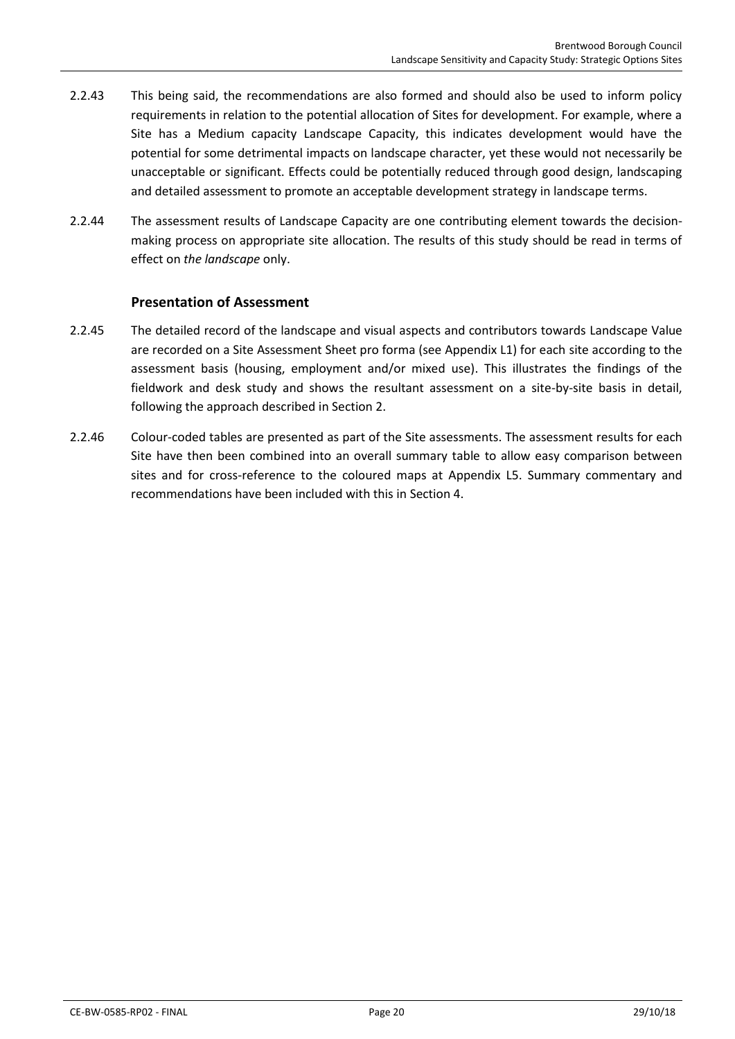2.2.43 This being said, the recommendations are also formed and should also be used to inform policy requirements in relation to the potential allocation of Sites for development. For example, where a Site has a Medium capacity Landscape Capacity, this indicates development would have the potential for some detrimental impacts on landscape character, yet these would not necessarily be unacceptable or significant. Effects could be potentially reduced through good design, landscaping and detailed assessment to promote an acceptable development strategy in landscape terms.

2.2.44 The assessment results of Landscape Capacity are one contributing element towards the decision-making process on appropriate site allocation. The results of this study should be read in terms of effect on *the landscape* only.

### Presentation of Assessment

2.2.45 The detailed record of the landscape and visual aspects and contributors towards Landscape Value are recorded on a Site Assessment Sheet pro forma (see Appendix L1) for each site according to the assessment basis (housing, employment and/or mixed use). This illustrates the findings of the fieldwork and desk study and shows the resultant assessment on a site-by-site basis in detail, following the approach described in Section 2.

2.2.46 Colour-coded tables are presented as part of the Site assessments. The assessment results for each Site have then been combined into an overall summary table to allow easy comparison between sites and for cross-reference to the coloured maps at Appendix L5. Summary commentary and recommendations have been included with this in Section 4.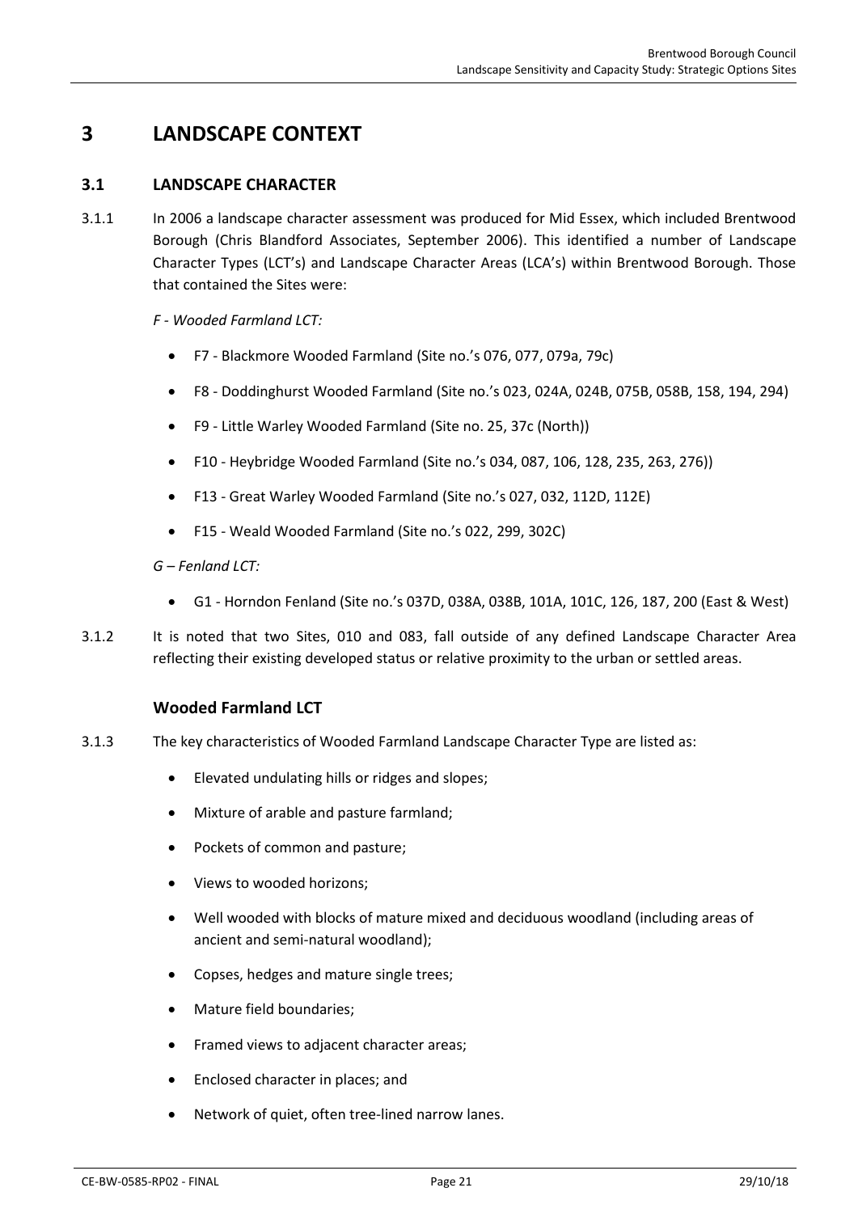# 3 LANDSCAPE CONTEXT

## 3.1 LANDSCAPE CHARACTER

3.1.1 In 2006 a landscape character assessment was produced for Mid Essex, which included Brentwood Borough (Chris Blandford Associates, September 2006). This identified a number of Landscape Character Types (LCT's) and Landscape Character Areas (LCA's) within Brentwood Borough. Those that contained the Sites were:

*F - Wooded Farmland LCT:*

- F7 - Blackmore Wooded Farmland (Site no.'s 076, 077, 079a, 79c)
- F8 - Doddinghurst Wooded Farmland (Site no.'s 023, 024A, 024B, 075B, 058B, 158, 194, 294)
- F9 - Little Warley Wooded Farmland (Site no. 25, 37c (North))
- F10 - Heybridge Wooded Farmland (Site no.'s 034, 087, 106, 128, 235, 263, 276))
- F13 - Great Warley Wooded Farmland (Site no.'s 027, 032, 112D, 112E)
- F15 - Weald Wooded Farmland (Site no.'s 022, 299, 302C)

*G – Fenland LCT:*

- G1 - Horndon Fenland (Site no.'s 037D, 038A, 038B, 101A, 101C, 126, 187, 200 (East & West)

3.1.2 It is noted that two Sites, 010 and 083, fall outside of any defined Landscape Character Area reflecting their existing developed status or relative proximity to the urban or settled areas.

### Wooded Farmland LCT

3.1.3 The key characteristics of Wooded Farmland Landscape Character Type are listed as:

- Elevated undulating hills or ridges and slopes;
- Mixture of arable and pasture farmland;
- Pockets of common and pasture;
- Views to wooded horizons;
- Well wooded with blocks of mature mixed and deciduous woodland (including areas of ancient and semi-natural woodland);
- Copses, hedges and mature single trees;
- Mature field boundaries;
- Framed views to adjacent character areas;
- Enclosed character in places; and
- Network of quiet, often tree-lined narrow lanes.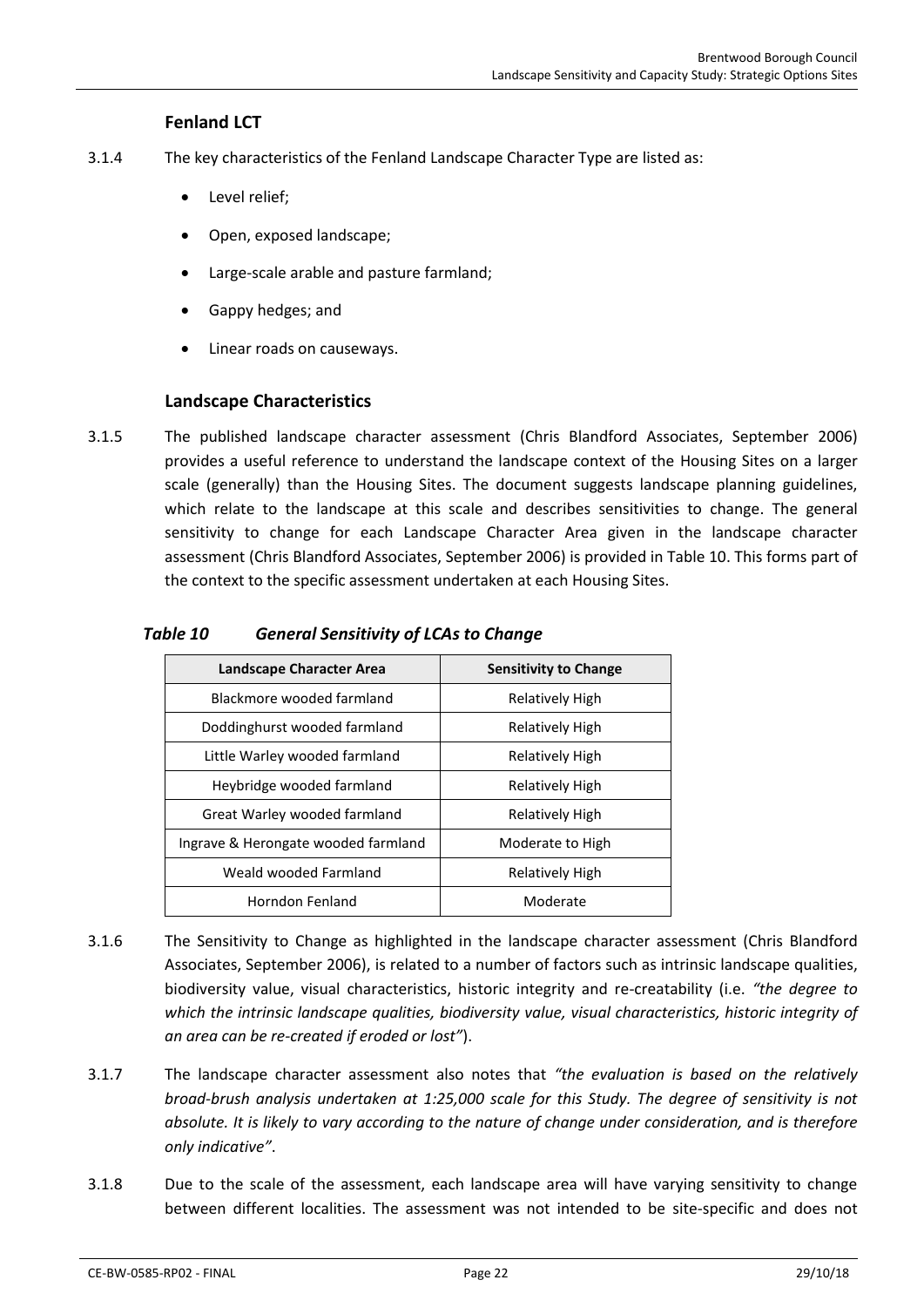### Fenland LCT

3.1.4 The key characteristics of the Fenland Landscape Character Type are listed as:

- Level relief;
- Open, exposed landscape;
- Large-scale arable and pasture farmland;
- Gappy hedges; and
- Linear roads on causeways.

### Landscape Characteristics

3.1.5 The published landscape character assessment (Chris Blandford Associates, September 2006) provides a useful reference to understand the landscape context of the Housing Sites on a larger scale (generally) than the Housing Sites. The document suggests landscape planning guidelines, which relate to the landscape at this scale and describes sensitivities to change. The general sensitivity to change for each Landscape Character Area given in the landscape character assessment (Chris Blandford Associates, September 2006) is provided in Table 10. This forms part of the context to the specific assessment undertaken at each Housing Sites.

***Table 10 General Sensitivity of LCAs to Change***

| Landscape Character Area | Sensitivity to Change |
|---|---|
| Blackmore wooded farmland | Relatively High |
| Doddinghurst wooded farmland | Relatively High |
| Little Warley wooded farmland | Relatively High |
| Heybridge wooded farmland | Relatively High |
| Great Warley wooded farmland | Relatively High |
| Ingrave & Herongate wooded farmland | Moderate to High |
| Weald wooded Farmland | Relatively High |
| Horndon Fenland | Moderate |

3.1.6 The Sensitivity to Change as highlighted in the landscape character assessment (Chris Blandford Associates, September 2006), is related to a number of factors such as intrinsic landscape qualities, biodiversity value, visual characteristics, historic integrity and re-creatability (i.e. *"the degree to which the intrinsic landscape qualities, biodiversity value, visual characteristics, historic integrity of an area can be re-created if eroded or lost"*).

3.1.7 The landscape character assessment also notes that *"the evaluation is based on the relatively broad-brush analysis undertaken at 1:25,000 scale for this Study. The degree of sensitivity is not absolute. It is likely to vary according to the nature of change under consideration, and is therefore only indicative"*.

3.1.8 Due to the scale of the assessment, each landscape area will have varying sensitivity to change between different localities. The assessment was not intended to be site-specific and does not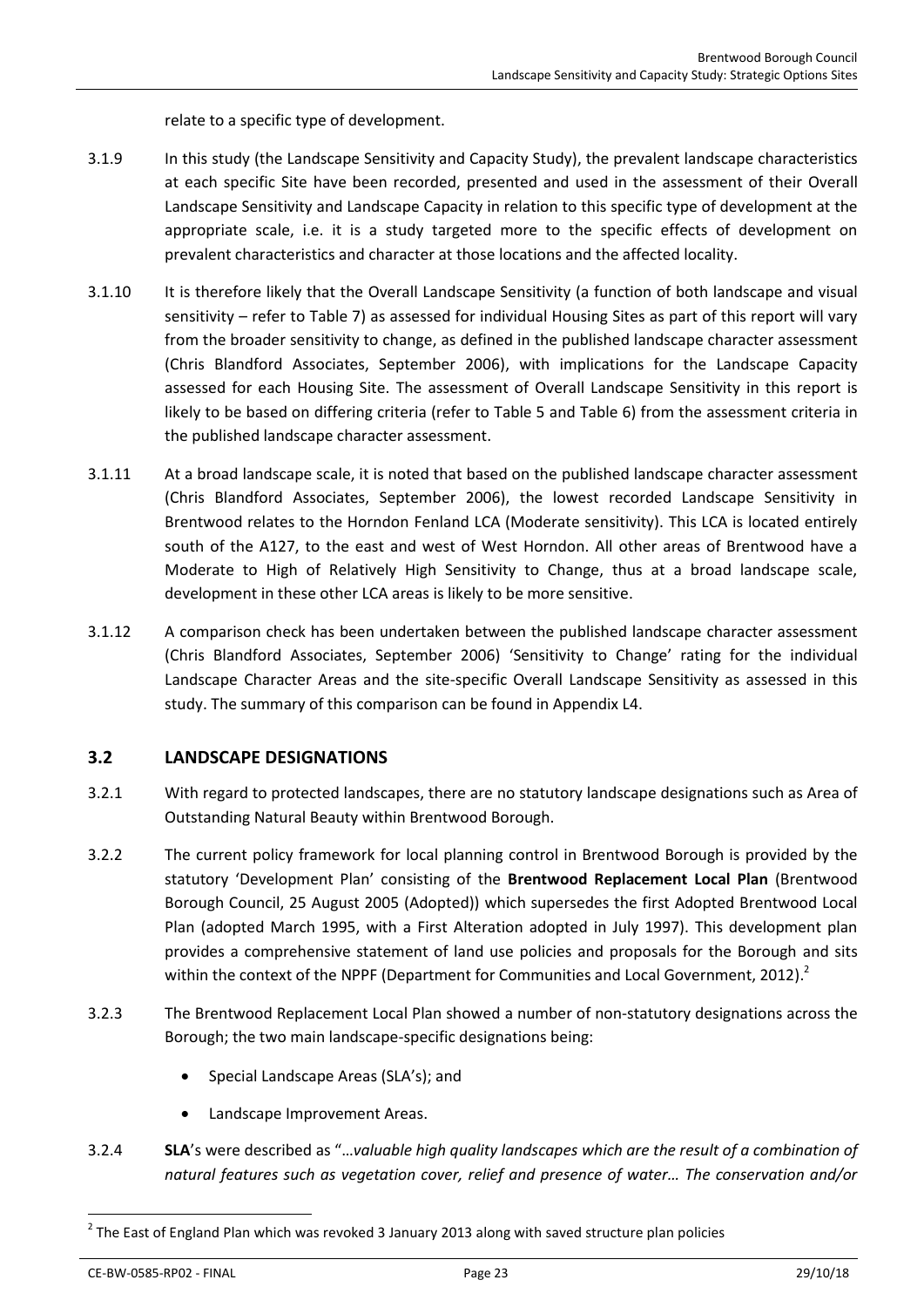relate to a specific type of development.

3.1.9 In this study (the Landscape Sensitivity and Capacity Study), the prevalent landscape characteristics at each specific Site have been recorded, presented and used in the assessment of their Overall Landscape Sensitivity and Landscape Capacity in relation to this specific type of development at the appropriate scale, i.e. it is a study targeted more to the specific effects of development on prevalent characteristics and character at those locations and the affected locality.

3.1.10 It is therefore likely that the Overall Landscape Sensitivity (a function of both landscape and visual sensitivity – refer to Table 7) as assessed for individual Housing Sites as part of this report will vary from the broader sensitivity to change, as defined in the published landscape character assessment (Chris Blandford Associates, September 2006), with implications for the Landscape Capacity assessed for each Housing Site. The assessment of Overall Landscape Sensitivity in this report is likely to be based on differing criteria (refer to Table 5 and Table 6) from the assessment criteria in the published landscape character assessment.

3.1.11 At a broad landscape scale, it is noted that based on the published landscape character assessment (Chris Blandford Associates, September 2006), the lowest recorded Landscape Sensitivity in Brentwood relates to the Horndon Fenland LCA (Moderate sensitivity). This LCA is located entirely south of the A127, to the east and west of West Horndon. All other areas of Brentwood have a Moderate to High of Relatively High Sensitivity to Change, thus at a broad landscape scale, development in these other LCA areas is likely to be more sensitive.

3.1.12 A comparison check has been undertaken between the published landscape character assessment (Chris Blandford Associates, September 2006) 'Sensitivity to Change' rating for the individual Landscape Character Areas and the site-specific Overall Landscape Sensitivity as assessed in this study. The summary of this comparison can be found in Appendix L4.

## 3.2 LANDSCAPE DESIGNATIONS

3.2.1 With regard to protected landscapes, there are no statutory landscape designations such as Area of Outstanding Natural Beauty within Brentwood Borough.

3.2.2 The current policy framework for local planning control in Brentwood Borough is provided by the statutory 'Development Plan' consisting of the **Brentwood Replacement Local Plan** (Brentwood Borough Council, 25 August 2005 (Adopted)) which supersedes the first Adopted Brentwood Local Plan (adopted March 1995, with a First Alteration adopted in July 1997). This development plan provides a comprehensive statement of land use policies and proposals for the Borough and sits within the context of the NPPF (Department for Communities and Local Government, 2012).[2]

3.2.3 The Brentwood Replacement Local Plan showed a number of non-statutory designations across the Borough; the two main landscape-specific designations being:

- Special Landscape Areas (SLA's); and
- Landscape Improvement Areas.

3.2.4 **SLA**'s were described as "…*valuable high quality landscapes which are the result of a combination of natural features such as vegetation cover, relief and presence of water… The conservation and/or*

[2] The East of England Plan which was revoked 3 January 2013 along with saved structure plan policies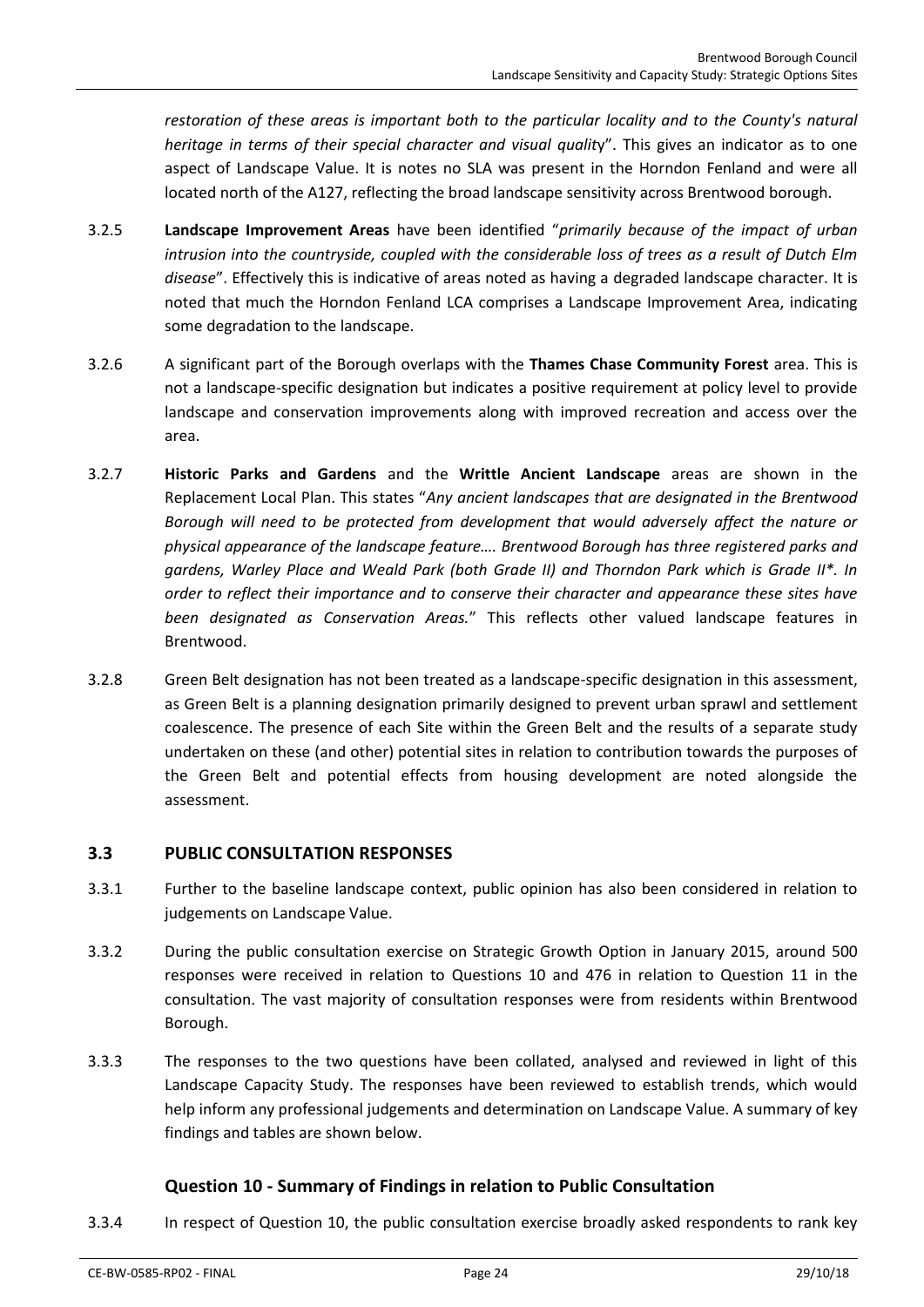*restoration of these areas is important both to the particular locality and to the County's natural heritage in terms of their special character and visual quality*". This gives an indicator as to one aspect of Landscape Value. It is notes no SLA was present in the Horndon Fenland and were all located north of the A127, reflecting the broad landscape sensitivity across Brentwood borough.

3.2.5 **Landscape Improvement Areas** have been identified "*primarily because of the impact of urban intrusion into the countryside, coupled with the considerable loss of trees as a result of Dutch Elm disease*". Effectively this is indicative of areas noted as having a degraded landscape character. It is noted that much the Horndon Fenland LCA comprises a Landscape Improvement Area, indicating some degradation to the landscape.

3.2.6 A significant part of the Borough overlaps with the **Thames Chase Community Forest** area. This is not a landscape-specific designation but indicates a positive requirement at policy level to provide landscape and conservation improvements along with improved recreation and access over the area.

3.2.7 **Historic Parks and Gardens** and the **Writtle Ancient Landscape** areas are shown in the Replacement Local Plan. This states "*Any ancient landscapes that are designated in the Brentwood Borough will need to be protected from development that would adversely affect the nature or physical appearance of the landscape feature…. Brentwood Borough has three registered parks and gardens, Warley Place and Weald Park (both Grade II) and Thorndon Park which is Grade II*. In order to reflect their importance and to conserve their character and appearance these sites have been designated as Conservation Areas.*" This reflects other valued landscape features in Brentwood.

3.2.8 Green Belt designation has not been treated as a landscape-specific designation in this assessment, as Green Belt is a planning designation primarily designed to prevent urban sprawl and settlement coalescence. The presence of each Site within the Green Belt and the results of a separate study undertaken on these (and other) potential sites in relation to contribution towards the purposes of the Green Belt and potential effects from housing development are noted alongside the assessment.

## 3.3 PUBLIC CONSULTATION RESPONSES

3.3.1 Further to the baseline landscape context, public opinion has also been considered in relation to judgements on Landscape Value.

3.3.2 During the public consultation exercise on Strategic Growth Option in January 2015, around 500 responses were received in relation to Questions 10 and 476 in relation to Question 11 in the consultation. The vast majority of consultation responses were from residents within Brentwood Borough.

3.3.3 The responses to the two questions have been collated, analysed and reviewed in light of this Landscape Capacity Study. The responses have been reviewed to establish trends, which would help inform any professional judgements and determination on Landscape Value. A summary of key findings and tables are shown below.

### Question 10 - Summary of Findings in relation to Public Consultation

3.3.4 In respect of Question 10, the public consultation exercise broadly asked respondents to rank key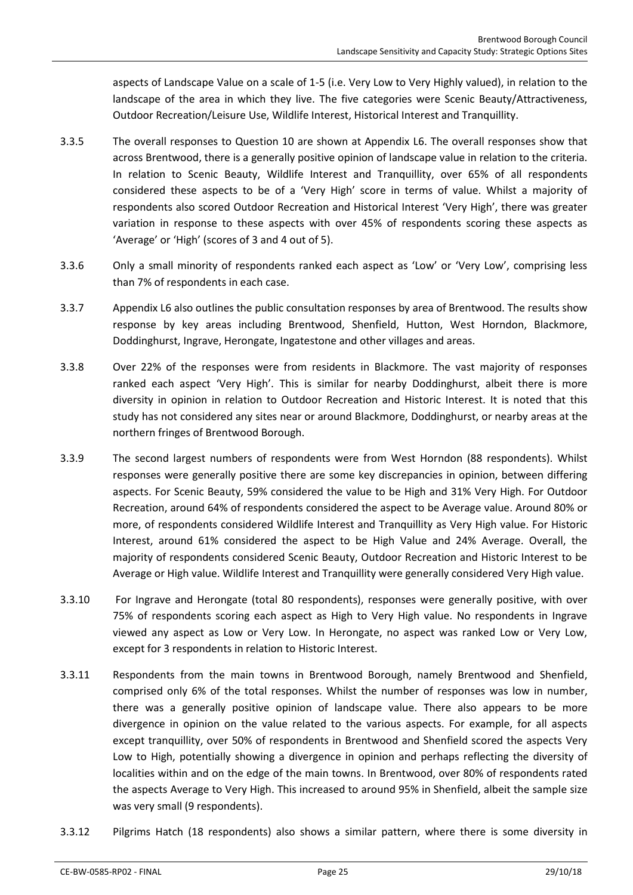aspects of Landscape Value on a scale of 1-5 (i.e. Very Low to Very Highly valued), in relation to the landscape of the area in which they live. The five categories were Scenic Beauty/Attractiveness, Outdoor Recreation/Leisure Use, Wildlife Interest, Historical Interest and Tranquillity.

3.3.5 The overall responses to Question 10 are shown at Appendix L6. The overall responses show that across Brentwood, there is a generally positive opinion of landscape value in relation to the criteria. In relation to Scenic Beauty, Wildlife Interest and Tranquillity, over 65% of all respondents considered these aspects to be of a 'Very High' score in terms of value. Whilst a majority of respondents also scored Outdoor Recreation and Historical Interest 'Very High', there was greater variation in response to these aspects with over 45% of respondents scoring these aspects as 'Average' or 'High' (scores of 3 and 4 out of 5).

3.3.6 Only a small minority of respondents ranked each aspect as 'Low' or 'Very Low', comprising less than 7% of respondents in each case.

3.3.7 Appendix L6 also outlines the public consultation responses by area of Brentwood. The results show response by key areas including Brentwood, Shenfield, Hutton, West Horndon, Blackmore, Doddinghurst, Ingrave, Herongate, Ingatestone and other villages and areas.

3.3.8 Over 22% of the responses were from residents in Blackmore. The vast majority of responses ranked each aspect 'Very High'. This is similar for nearby Doddinghurst, albeit there is more diversity in opinion in relation to Outdoor Recreation and Historic Interest. It is noted that this study has not considered any sites near or around Blackmore, Doddinghurst, or nearby areas at the northern fringes of Brentwood Borough.

3.3.9 The second largest numbers of respondents were from West Horndon (88 respondents). Whilst responses were generally positive there are some key discrepancies in opinion, between differing aspects. For Scenic Beauty, 59% considered the value to be High and 31% Very High. For Outdoor Recreation, around 64% of respondents considered the aspect to be Average value. Around 80% or more, of respondents considered Wildlife Interest and Tranquillity as Very High value. For Historic Interest, around 61% considered the aspect to be High Value and 24% Average. Overall, the majority of respondents considered Scenic Beauty, Outdoor Recreation and Historic Interest to be Average or High value. Wildlife Interest and Tranquillity were generally considered Very High value.

3.3.10 For Ingrave and Herongate (total 80 respondents), responses were generally positive, with over 75% of respondents scoring each aspect as High to Very High value. No respondents in Ingrave viewed any aspect as Low or Very Low. In Herongate, no aspect was ranked Low or Very Low, except for 3 respondents in relation to Historic Interest.

3.3.11 Respondents from the main towns in Brentwood Borough, namely Brentwood and Shenfield, comprised only 6% of the total responses. Whilst the number of responses was low in number, there was a generally positive opinion of landscape value. There also appears to be more divergence in opinion on the value related to the various aspects. For example, for all aspects except tranquillity, over 50% of respondents in Brentwood and Shenfield scored the aspects Very Low to High, potentially showing a divergence in opinion and perhaps reflecting the diversity of localities within and on the edge of the main towns. In Brentwood, over 80% of respondents rated the aspects Average to Very High. This increased to around 95% in Shenfield, albeit the sample size was very small (9 respondents).

3.3.12 Pilgrims Hatch (18 respondents) also shows a similar pattern, where there is some diversity in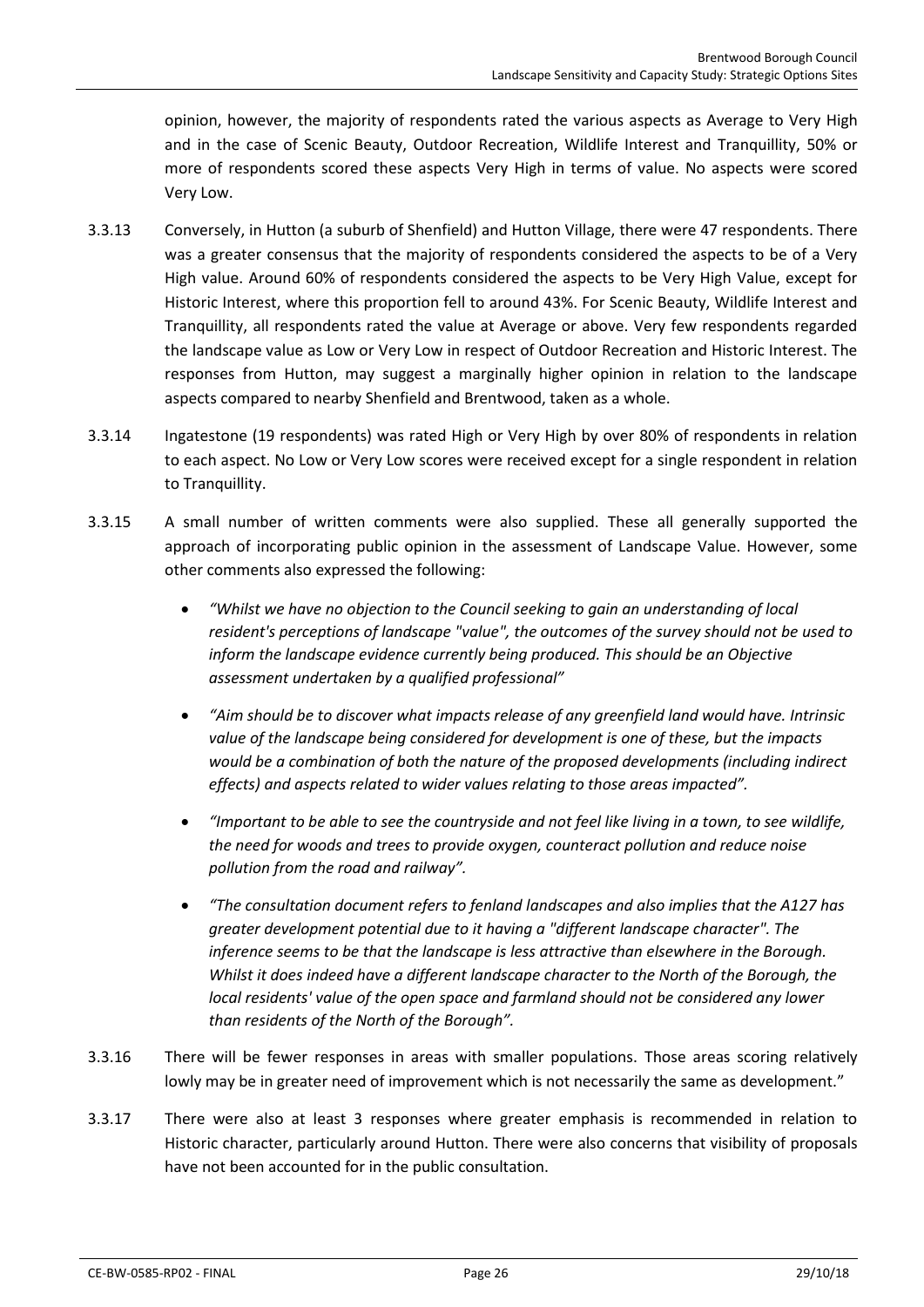opinion, however, the majority of respondents rated the various aspects as Average to Very High and in the case of Scenic Beauty, Outdoor Recreation, Wildlife Interest and Tranquillity, 50% or more of respondents scored these aspects Very High in terms of value. No aspects were scored Very Low.

3.3.13 Conversely, in Hutton (a suburb of Shenfield) and Hutton Village, there were 47 respondents. There was a greater consensus that the majority of respondents considered the aspects to be of a Very High value. Around 60% of respondents considered the aspects to be Very High Value, except for Historic Interest, where this proportion fell to around 43%. For Scenic Beauty, Wildlife Interest and Tranquillity, all respondents rated the value at Average or above. Very few respondents regarded the landscape value as Low or Very Low in respect of Outdoor Recreation and Historic Interest. The responses from Hutton, may suggest a marginally higher opinion in relation to the landscape aspects compared to nearby Shenfield and Brentwood, taken as a whole.

3.3.14 Ingatestone (19 respondents) was rated High or Very High by over 80% of respondents in relation to each aspect. No Low or Very Low scores were received except for a single respondent in relation to Tranquillity.

3.3.15 A small number of written comments were also supplied. These all generally supported the approach of incorporating public opinion in the assessment of Landscape Value. However, some other comments also expressed the following:

- *"Whilst we have no objection to the Council seeking to gain an understanding of local resident's perceptions of landscape "value", the outcomes of the survey should not be used to inform the landscape evidence currently being produced. This should be an Objective assessment undertaken by a qualified professional"*
- *"Aim should be to discover what impacts release of any greenfield land would have. Intrinsic value of the landscape being considered for development is one of these, but the impacts would be a combination of both the nature of the proposed developments (including indirect effects) and aspects related to wider values relating to those areas impacted".*
- *"Important to be able to see the countryside and not feel like living in a town, to see wildlife, the need for woods and trees to provide oxygen, counteract pollution and reduce noise pollution from the road and railway".*
- *"The consultation document refers to fenland landscapes and also implies that the A127 has greater development potential due to it having a "different landscape character". The inference seems to be that the landscape is less attractive than elsewhere in the Borough. Whilst it does indeed have a different landscape character to the North of the Borough, the local residents' value of the open space and farmland should not be considered any lower than residents of the North of the Borough".*

3.3.16 There will be fewer responses in areas with smaller populations. Those areas scoring relatively lowly may be in greater need of improvement which is not necessarily the same as development."

3.3.17 There were also at least 3 responses where greater emphasis is recommended in relation to Historic character, particularly around Hutton. There were also concerns that visibility of proposals have not been accounted for in the public consultation.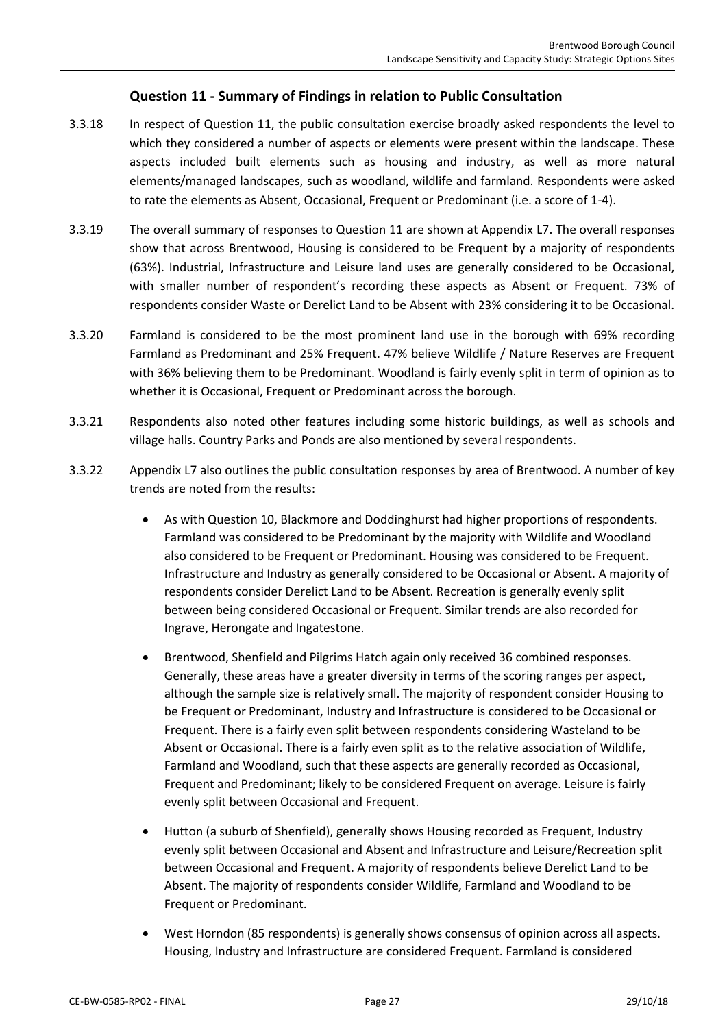### Question 11 - Summary of Findings in relation to Public Consultation

3.3.18 In respect of Question 11, the public consultation exercise broadly asked respondents the level to which they considered a number of aspects or elements were present within the landscape. These aspects included built elements such as housing and industry, as well as more natural elements/managed landscapes, such as woodland, wildlife and farmland. Respondents were asked to rate the elements as Absent, Occasional, Frequent or Predominant (i.e. a score of 1-4).

3.3.19 The overall summary of responses to Question 11 are shown at Appendix L7. The overall responses show that across Brentwood, Housing is considered to be Frequent by a majority of respondents (63%). Industrial, Infrastructure and Leisure land uses are generally considered to be Occasional, with smaller number of respondent's recording these aspects as Absent or Frequent. 73% of respondents consider Waste or Derelict Land to be Absent with 23% considering it to be Occasional.

3.3.20 Farmland is considered to be the most prominent land use in the borough with 69% recording Farmland as Predominant and 25% Frequent. 47% believe Wildlife / Nature Reserves are Frequent with 36% believing them to be Predominant. Woodland is fairly evenly split in term of opinion as to whether it is Occasional, Frequent or Predominant across the borough.

3.3.21 Respondents also noted other features including some historic buildings, as well as schools and village halls. Country Parks and Ponds are also mentioned by several respondents.

3.3.22 Appendix L7 also outlines the public consultation responses by area of Brentwood. A number of key trends are noted from the results:

- As with Question 10, Blackmore and Doddinghurst had higher proportions of respondents. Farmland was considered to be Predominant by the majority with Wildlife and Woodland also considered to be Frequent or Predominant. Housing was considered to be Frequent. Infrastructure and Industry as generally considered to be Occasional or Absent. A majority of respondents consider Derelict Land to be Absent. Recreation is generally evenly split between being considered Occasional or Frequent. Similar trends are also recorded for Ingrave, Herongate and Ingatestone.
- Brentwood, Shenfield and Pilgrims Hatch again only received 36 combined responses. Generally, these areas have a greater diversity in terms of the scoring ranges per aspect, although the sample size is relatively small. The majority of respondent consider Housing to be Frequent or Predominant, Industry and Infrastructure is considered to be Occasional or Frequent. There is a fairly even split between respondents considering Wasteland to be Absent or Occasional. There is a fairly even split as to the relative association of Wildlife, Farmland and Woodland, such that these aspects are generally recorded as Occasional, Frequent and Predominant; likely to be considered Frequent on average. Leisure is fairly evenly split between Occasional and Frequent.
- Hutton (a suburb of Shenfield), generally shows Housing recorded as Frequent, Industry evenly split between Occasional and Absent and Infrastructure and Leisure/Recreation split between Occasional and Frequent. A majority of respondents believe Derelict Land to be Absent. The majority of respondents consider Wildlife, Farmland and Woodland to be Frequent or Predominant.
- West Horndon (85 respondents) is generally shows consensus of opinion across all aspects. Housing, Industry and Infrastructure are considered Frequent. Farmland is considered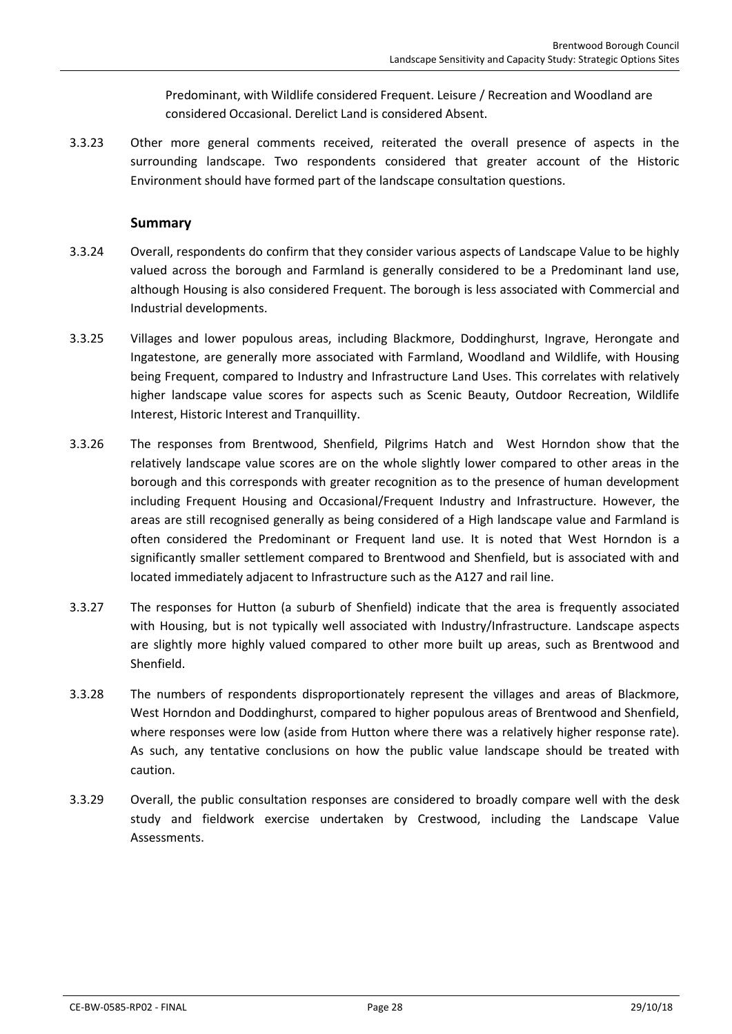Predominant, with Wildlife considered Frequent. Leisure / Recreation and Woodland are considered Occasional. Derelict Land is considered Absent.

3.3.23 Other more general comments received, reiterated the overall presence of aspects in the surrounding landscape. Two respondents considered that greater account of the Historic Environment should have formed part of the landscape consultation questions.

### Summary

3.3.24 Overall, respondents do confirm that they consider various aspects of Landscape Value to be highly valued across the borough and Farmland is generally considered to be a Predominant land use, although Housing is also considered Frequent. The borough is less associated with Commercial and Industrial developments.

3.3.25 Villages and lower populous areas, including Blackmore, Doddinghurst, Ingrave, Herongate and Ingatestone, are generally more associated with Farmland, Woodland and Wildlife, with Housing being Frequent, compared to Industry and Infrastructure Land Uses. This correlates with relatively higher landscape value scores for aspects such as Scenic Beauty, Outdoor Recreation, Wildlife Interest, Historic Interest and Tranquillity.

3.3.26 The responses from Brentwood, Shenfield, Pilgrims Hatch and West Horndon show that the relatively landscape value scores are on the whole slightly lower compared to other areas in the borough and this corresponds with greater recognition as to the presence of human development including Frequent Housing and Occasional/Frequent Industry and Infrastructure. However, the areas are still recognised generally as being considered of a High landscape value and Farmland is often considered the Predominant or Frequent land use. It is noted that West Horndon is a significantly smaller settlement compared to Brentwood and Shenfield, but is associated with and located immediately adjacent to Infrastructure such as the A127 and rail line.

3.3.27 The responses for Hutton (a suburb of Shenfield) indicate that the area is frequently associated with Housing, but is not typically well associated with Industry/Infrastructure. Landscape aspects are slightly more highly valued compared to other more built up areas, such as Brentwood and Shenfield.

3.3.28 The numbers of respondents disproportionately represent the villages and areas of Blackmore, West Horndon and Doddinghurst, compared to higher populous areas of Brentwood and Shenfield, where responses were low (aside from Hutton where there was a relatively higher response rate). As such, any tentative conclusions on how the public value landscape should be treated with caution.

3.3.29 Overall, the public consultation responses are considered to broadly compare well with the desk study and fieldwork exercise undertaken by Crestwood, including the Landscape Value Assessments.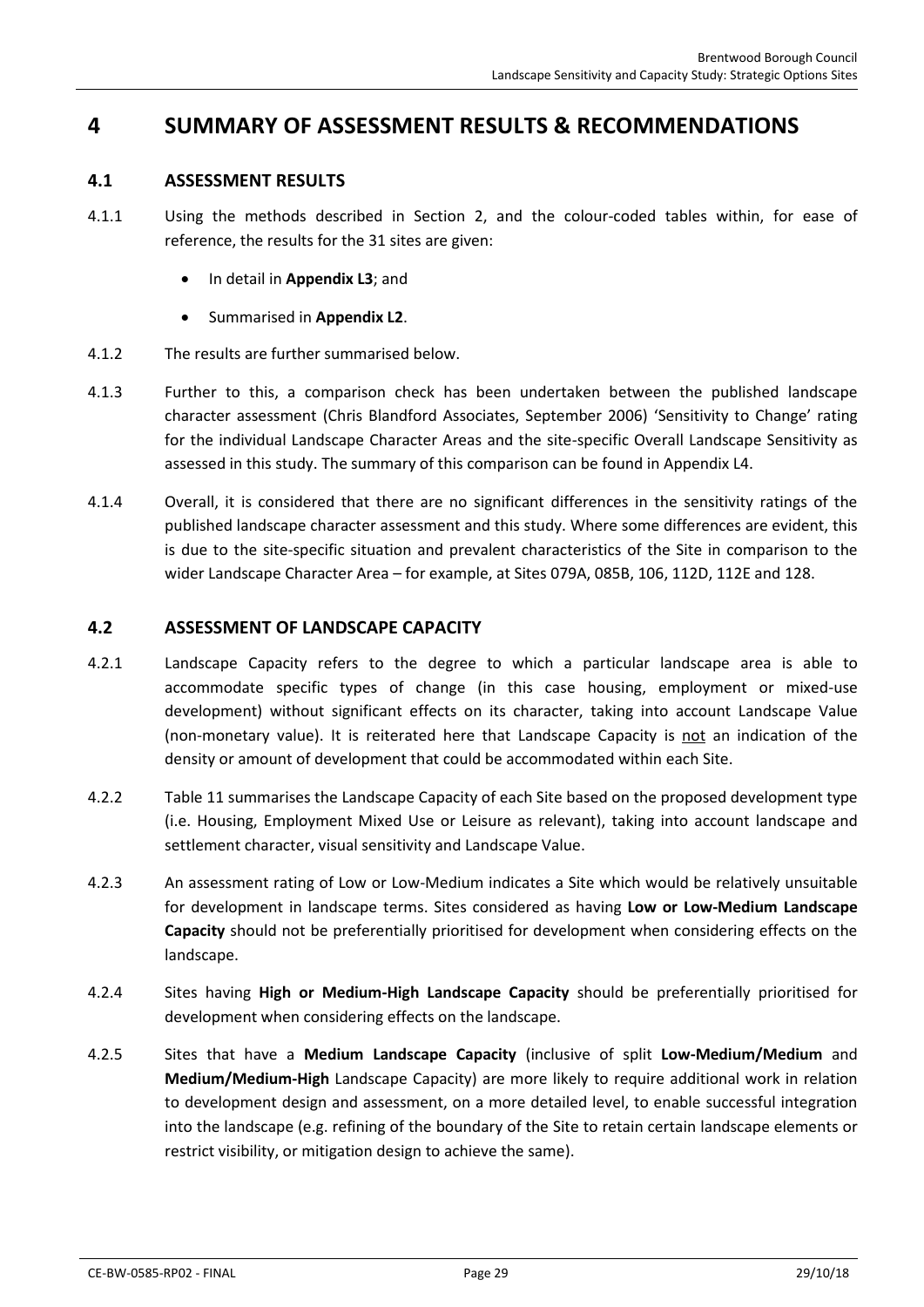# 4 SUMMARY OF ASSESSMENT RESULTS & RECOMMENDATIONS

## 4.1 ASSESSMENT RESULTS

4.1.1 Using the methods described in Section 2, and the colour-coded tables within, for ease of reference, the results for the 31 sites are given:

- In detail in **Appendix L3**; and
- Summarised in **Appendix L2**.

4.1.2 The results are further summarised below.

4.1.3 Further to this, a comparison check has been undertaken between the published landscape character assessment (Chris Blandford Associates, September 2006) 'Sensitivity to Change' rating for the individual Landscape Character Areas and the site-specific Overall Landscape Sensitivity as assessed in this study. The summary of this comparison can be found in Appendix L4.

4.1.4 Overall, it is considered that there are no significant differences in the sensitivity ratings of the published landscape character assessment and this study. Where some differences are evident, this is due to the site-specific situation and prevalent characteristics of the Site in comparison to the wider Landscape Character Area – for example, at Sites 079A, 085B, 106, 112D, 112E and 128.

## 4.2 ASSESSMENT OF LANDSCAPE CAPACITY

4.2.1 Landscape Capacity refers to the degree to which a particular landscape area is able to accommodate specific types of change (in this case housing, employment or mixed-use development) without significant effects on its character, taking into account Landscape Value (non-monetary value). It is reiterated here that Landscape Capacity is <u>not</u> an indication of the density or amount of development that could be accommodated within each Site.

4.2.2 Table 11 summarises the Landscape Capacity of each Site based on the proposed development type (i.e. Housing, Employment Mixed Use or Leisure as relevant), taking into account landscape and settlement character, visual sensitivity and Landscape Value.

4.2.3 An assessment rating of Low or Low-Medium indicates a Site which would be relatively unsuitable for development in landscape terms. Sites considered as having **Low or Low-Medium Landscape Capacity** should not be preferentially prioritised for development when considering effects on the landscape.

4.2.4 Sites having **High or Medium-High Landscape Capacity** should be preferentially prioritised for development when considering effects on the landscape.

4.2.5 Sites that have a **Medium Landscape Capacity** (inclusive of split **Low-Medium/Medium** and **Medium/Medium-High** Landscape Capacity) are more likely to require additional work in relation to development design and assessment, on a more detailed level, to enable successful integration into the landscape (e.g. refining of the boundary of the Site to retain certain landscape elements or restrict visibility, or mitigation design to achieve the same).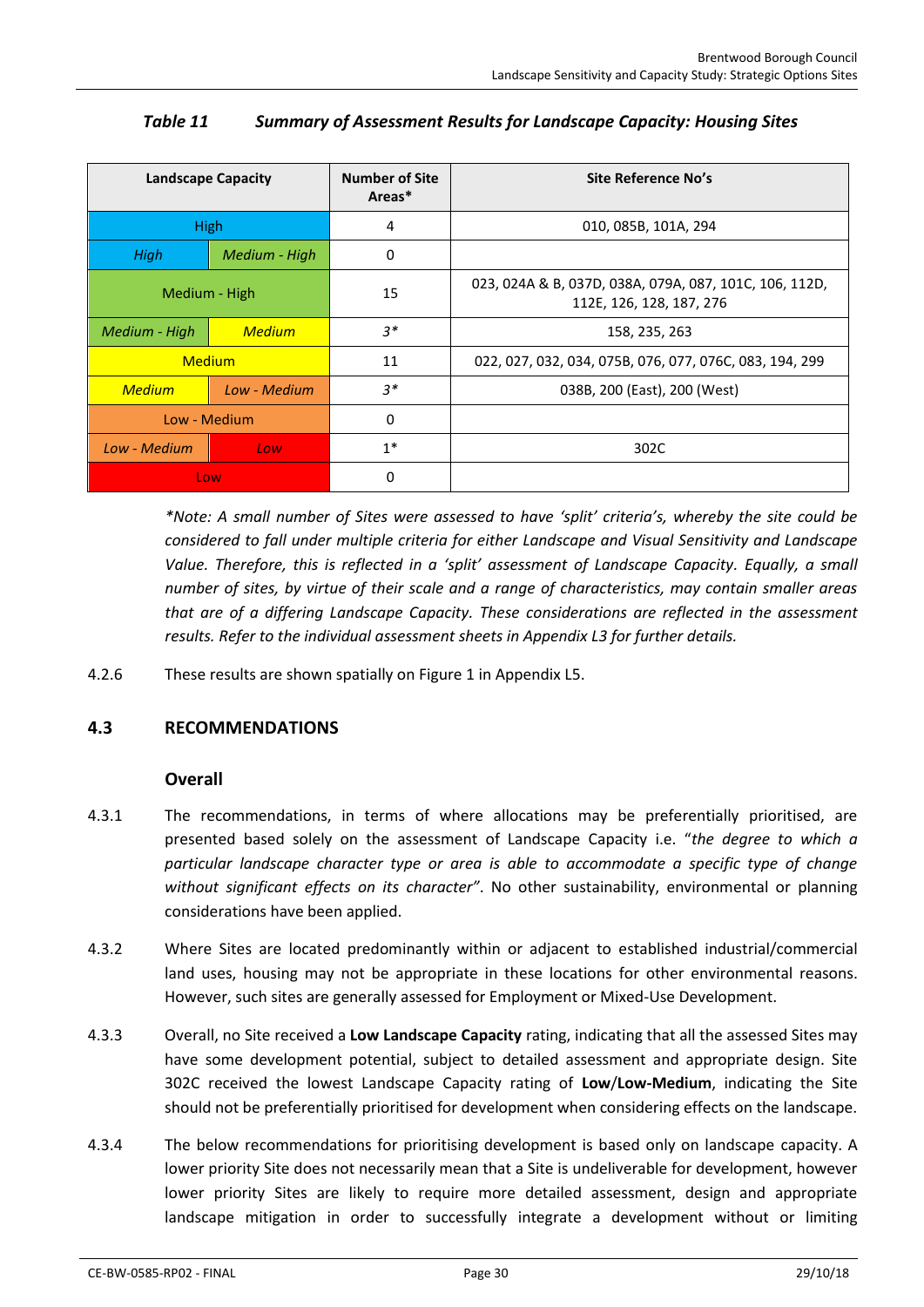*Table 11 Summary of Assessment Results for Landscape Capacity: Housing Sites*

| Landscape Capacity | | Number of Site Areas* | Site Reference No's |
|---|---|---|---|
| High | | 4 | 010, 085B, 101A, 294 |
| *High* | *Medium - High* | 0 | |
| Medium - High | | 15 | 023, 024A & B, 037D, 038A, 079A, 087, 101C, 106, 112D, 112E, 126, 128, 187, 276 |
| *Medium - High* | *Medium* | *3** | 158, 235, 263 |
| Medium | | 11 | 022, 027, 032, 034, 075B, 076, 077, 076C, 083, 194, 299 |
| *Medium* | *Low - Medium* | *3** | 038B, 200 (East), 200 (West) |
| Low - Medium | | 0 | |
| *Low - Medium* | *Low* | 1* | 302C |
| Low | | 0 | |

*\*Note: A small number of Sites were assessed to have 'split' criteria's, whereby the site could be considered to fall under multiple criteria for either Landscape and Visual Sensitivity and Landscape Value. Therefore, this is reflected in a 'split' assessment of Landscape Capacity. Equally, a small number of sites, by virtue of their scale and a range of characteristics, may contain smaller areas that are of a differing Landscape Capacity. These considerations are reflected in the assessment results. Refer to the individual assessment sheets in Appendix L3 for further details.*

4.2.6 These results are shown spatially on Figure 1 in Appendix L5.

## 4.3 RECOMMENDATIONS

### Overall

4.3.1 The recommendations, in terms of where allocations may be preferentially prioritised, are presented based solely on the assessment of Landscape Capacity i.e. "*the degree to which a particular landscape character type or area is able to accommodate a specific type of change without significant effects on its character"*. No other sustainability, environmental or planning considerations have been applied.

4.3.2 Where Sites are located predominantly within or adjacent to established industrial/commercial land uses, housing may not be appropriate in these locations for other environmental reasons. However, such sites are generally assessed for Employment or Mixed-Use Development.

4.3.3 Overall, no Site received a **Low Landscape Capacity** rating, indicating that all the assessed Sites may have some development potential, subject to detailed assessment and appropriate design. Site 302C received the lowest Landscape Capacity rating of **Low**/**Low-Medium**, indicating the Site should not be preferentially prioritised for development when considering effects on the landscape.

4.3.4 The below recommendations for prioritising development is based only on landscape capacity. A lower priority Site does not necessarily mean that a Site is undeliverable for development, however lower priority Sites are likely to require more detailed assessment, design and appropriate landscape mitigation in order to successfully integrate a development without or limiting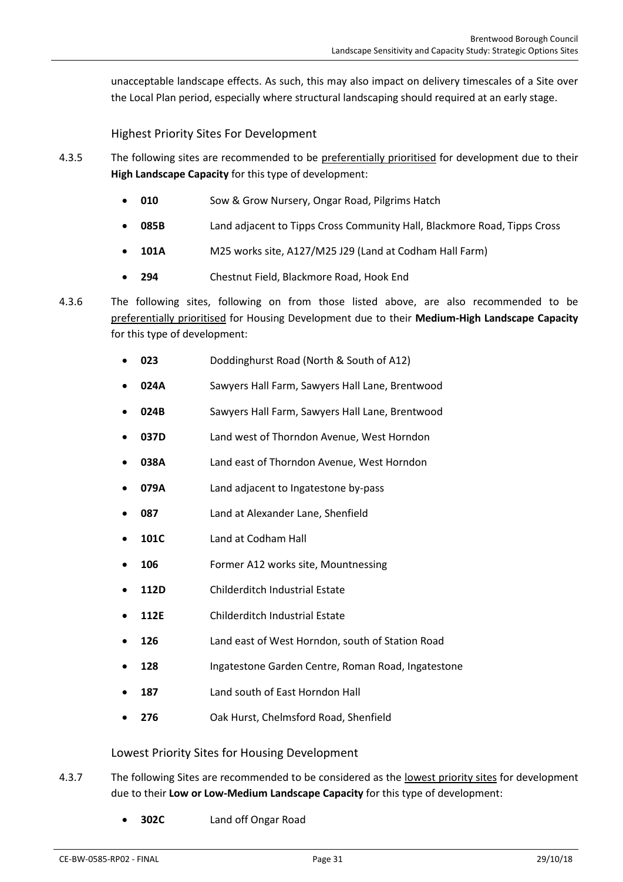unacceptable landscape effects. As such, this may also impact on delivery timescales of a Site over the Local Plan period, especially where structural landscaping should required at an early stage.

### Highest Priority Sites For Development

4.3.5 The following sites are recommended to be preferentially prioritised for development due to their **High Landscape Capacity** for this type of development:

- **010** Sow & Grow Nursery, Ongar Road, Pilgrims Hatch
- **085B** Land adjacent to Tipps Cross Community Hall, Blackmore Road, Tipps Cross
- **101A** M25 works site, A127/M25 J29 (Land at Codham Hall Farm)
- **294** Chestnut Field, Blackmore Road, Hook End

4.3.6 The following sites, following on from those listed above, are also recommended to be preferentially prioritised for Housing Development due to their **Medium-High Landscape Capacity** for this type of development:

- **023** Doddinghurst Road (North & South of A12)
- **024A** Sawyers Hall Farm, Sawyers Hall Lane, Brentwood
- **024B** Sawyers Hall Farm, Sawyers Hall Lane, Brentwood
- **037D** Land west of Thorndon Avenue, West Horndon
- **038A** Land east of Thorndon Avenue, West Horndon
- **079A** Land adjacent to Ingatestone by-pass
- **087** Land at Alexander Lane, Shenfield
- **101C** Land at Codham Hall
- **106** Former A12 works site, Mountnessing
- **112D** Childerditch Industrial Estate
- **112E** Childerditch Industrial Estate
- **126** Land east of West Horndon, south of Station Road
- **128** Ingatestone Garden Centre, Roman Road, Ingatestone
- **187** Land south of East Horndon Hall
- **276** Oak Hurst, Chelmsford Road, Shenfield

### Lowest Priority Sites for Housing Development

4.3.7 The following Sites are recommended to be considered as the lowest priority sites for development due to their **Low or Low-Medium Landscape Capacity** for this type of development:

- **302C** Land off Ongar Road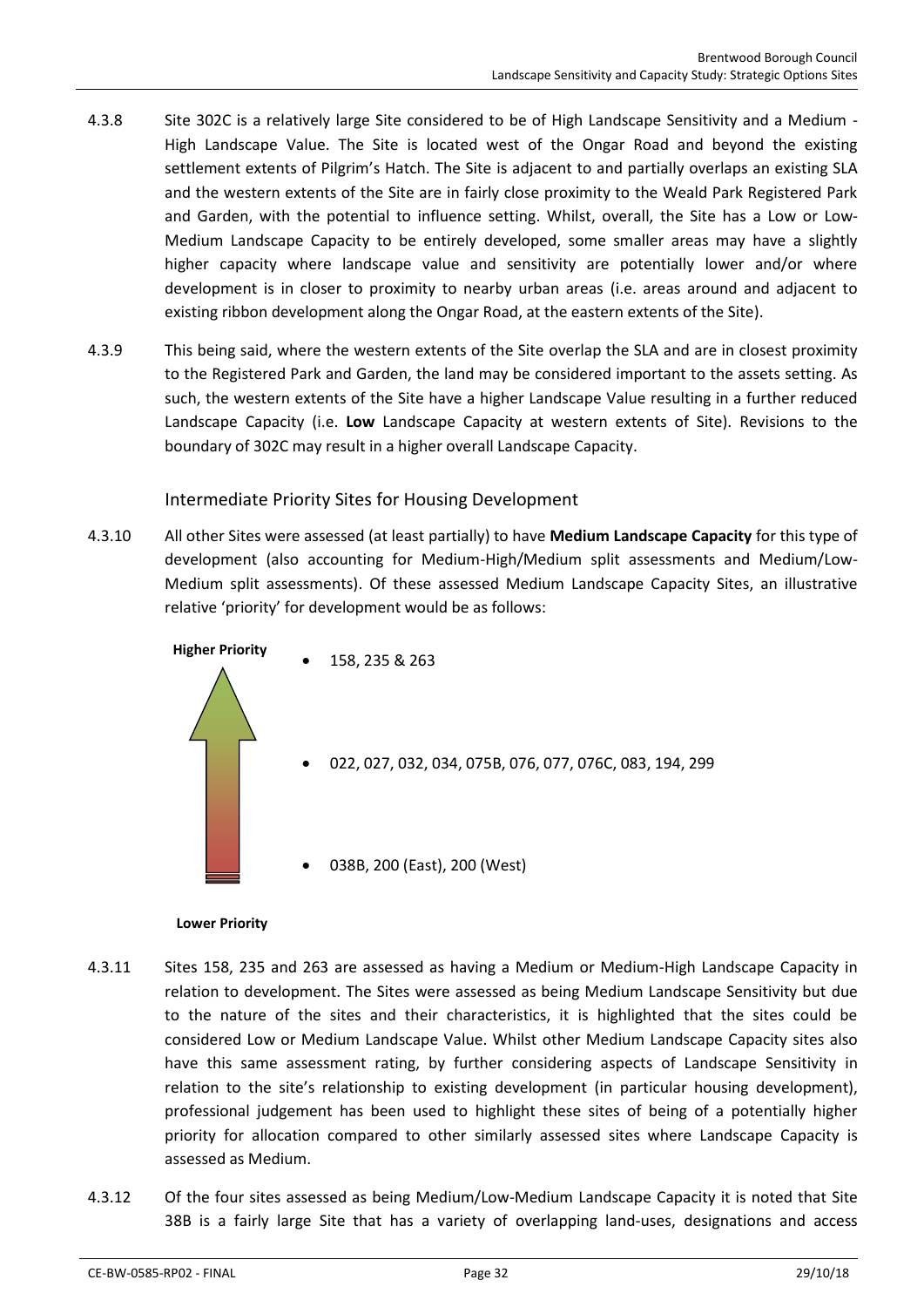4.3.8 Site 302C is a relatively large Site considered to be of High Landscape Sensitivity and a Medium - High Landscape Value. The Site is located west of the Ongar Road and beyond the existing settlement extents of Pilgrim's Hatch. The Site is adjacent to and partially overlaps an existing SLA and the western extents of the Site are in fairly close proximity to the Weald Park Registered Park and Garden, with the potential to influence setting. Whilst, overall, the Site has a Low or Low-Medium Landscape Capacity to be entirely developed, some smaller areas may have a slightly higher capacity where landscape value and sensitivity are potentially lower and/or where development is in closer to proximity to nearby urban areas (i.e. areas around and adjacent to existing ribbon development along the Ongar Road, at the eastern extents of the Site).

4.3.9 This being said, where the western extents of the Site overlap the SLA and are in closest proximity to the Registered Park and Garden, the land may be considered important to the assets setting. As such, the western extents of the Site have a higher Landscape Value resulting in a further reduced Landscape Capacity (i.e. **Low** Landscape Capacity at western extents of Site). Revisions to the boundary of 302C may result in a higher overall Landscape Capacity.

### Intermediate Priority Sites for Housing Development

4.3.10 All other Sites were assessed (at least partially) to have **Medium Landscape Capacity** for this type of development (also accounting for Medium-High/Medium split assessments and Medium/Low-Medium split assessments). Of these assessed Medium Landscape Capacity Sites, an illustrative relative 'priority' for development would be as follows:

**Higher Priority**

- 158, 235 & 263
- 022, 027, 032, 034, 075B, 076, 077, 076C, 083, 194, 299
- 038B, 200 (East), 200 (West)

**Lower Priority**

4.3.11 Sites 158, 235 and 263 are assessed as having a Medium or Medium-High Landscape Capacity in relation to development. The Sites were assessed as being Medium Landscape Sensitivity but due to the nature of the sites and their characteristics, it is highlighted that the sites could be considered Low or Medium Landscape Value. Whilst other Medium Landscape Capacity sites also have this same assessment rating, by further considering aspects of Landscape Sensitivity in relation to the site's relationship to existing development (in particular housing development), professional judgement has been used to highlight these sites of being of a potentially higher priority for allocation compared to other similarly assessed sites where Landscape Capacity is assessed as Medium.

4.3.12 Of the four sites assessed as being Medium/Low-Medium Landscape Capacity it is noted that Site 38B is a fairly large Site that has a variety of overlapping land-uses, designations and access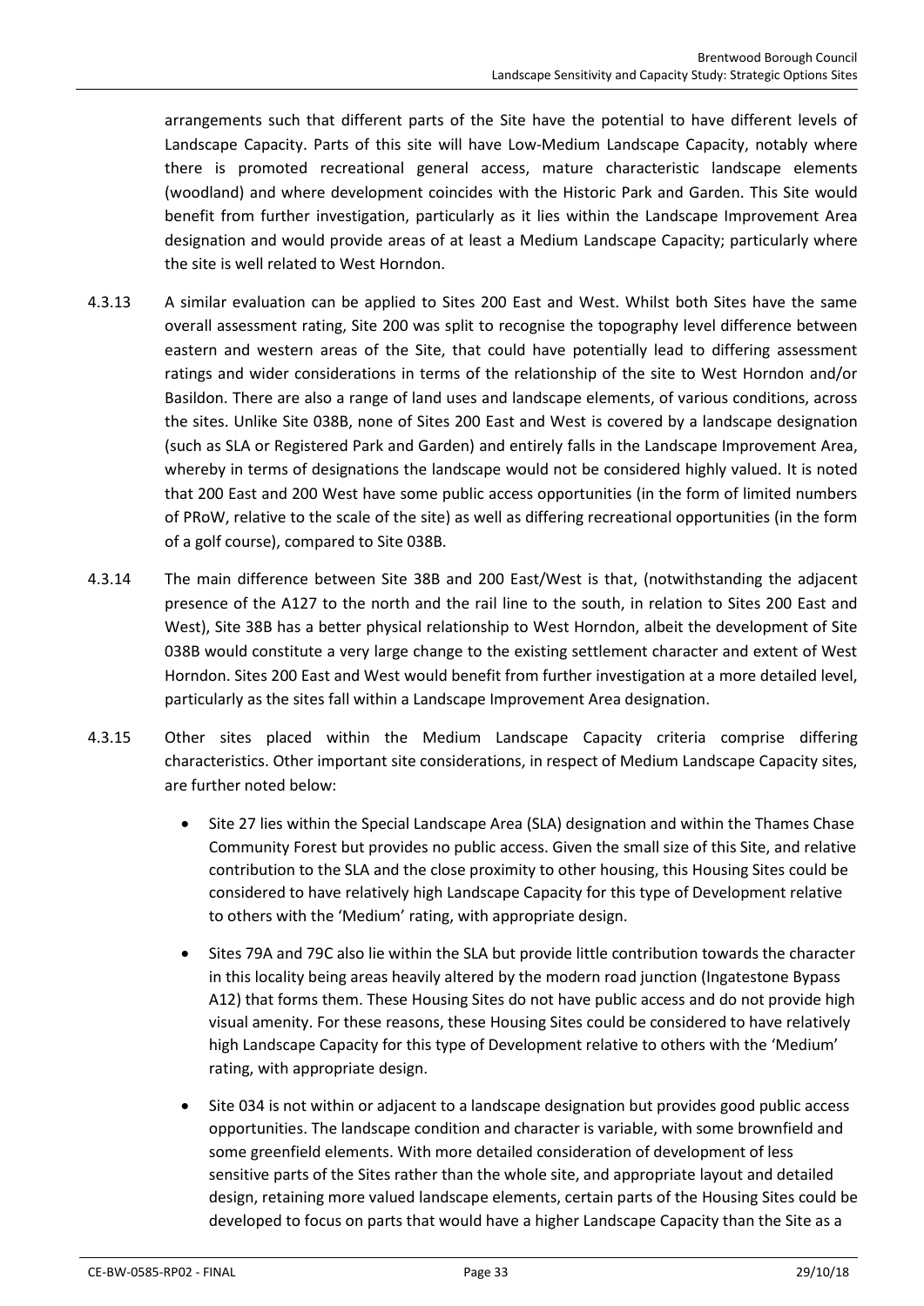arrangements such that different parts of the Site have the potential to have different levels of Landscape Capacity. Parts of this site will have Low-Medium Landscape Capacity, notably where there is promoted recreational general access, mature characteristic landscape elements (woodland) and where development coincides with the Historic Park and Garden. This Site would benefit from further investigation, particularly as it lies within the Landscape Improvement Area designation and would provide areas of at least a Medium Landscape Capacity; particularly where the site is well related to West Horndon.

4.3.13 A similar evaluation can be applied to Sites 200 East and West. Whilst both Sites have the same overall assessment rating, Site 200 was split to recognise the topography level difference between eastern and western areas of the Site, that could have potentially lead to differing assessment ratings and wider considerations in terms of the relationship of the site to West Horndon and/or Basildon. There are also a range of land uses and landscape elements, of various conditions, across the sites. Unlike Site 038B, none of Sites 200 East and West is covered by a landscape designation (such as SLA or Registered Park and Garden) and entirely falls in the Landscape Improvement Area, whereby in terms of designations the landscape would not be considered highly valued. It is noted that 200 East and 200 West have some public access opportunities (in the form of limited numbers of PRoW, relative to the scale of the site) as well as differing recreational opportunities (in the form of a golf course), compared to Site 038B.

4.3.14 The main difference between Site 38B and 200 East/West is that, (notwithstanding the adjacent presence of the A127 to the north and the rail line to the south, in relation to Sites 200 East and West), Site 38B has a better physical relationship to West Horndon, albeit the development of Site 038B would constitute a very large change to the existing settlement character and extent of West Horndon. Sites 200 East and West would benefit from further investigation at a more detailed level, particularly as the sites fall within a Landscape Improvement Area designation.

4.3.15 Other sites placed within the Medium Landscape Capacity criteria comprise differing characteristics. Other important site considerations, in respect of Medium Landscape Capacity sites, are further noted below:

- Site 27 lies within the Special Landscape Area (SLA) designation and within the Thames Chase Community Forest but provides no public access. Given the small size of this Site, and relative contribution to the SLA and the close proximity to other housing, this Housing Sites could be considered to have relatively high Landscape Capacity for this type of Development relative to others with the 'Medium' rating, with appropriate design.
- Sites 79A and 79C also lie within the SLA but provide little contribution towards the character in this locality being areas heavily altered by the modern road junction (Ingatestone Bypass A12) that forms them. These Housing Sites do not have public access and do not provide high visual amenity. For these reasons, these Housing Sites could be considered to have relatively high Landscape Capacity for this type of Development relative to others with the 'Medium' rating, with appropriate design.
- Site 034 is not within or adjacent to a landscape designation but provides good public access opportunities. The landscape condition and character is variable, with some brownfield and some greenfield elements. With more detailed consideration of development of less sensitive parts of the Sites rather than the whole site, and appropriate layout and detailed design, retaining more valued landscape elements, certain parts of the Housing Sites could be developed to focus on parts that would have a higher Landscape Capacity than the Site as a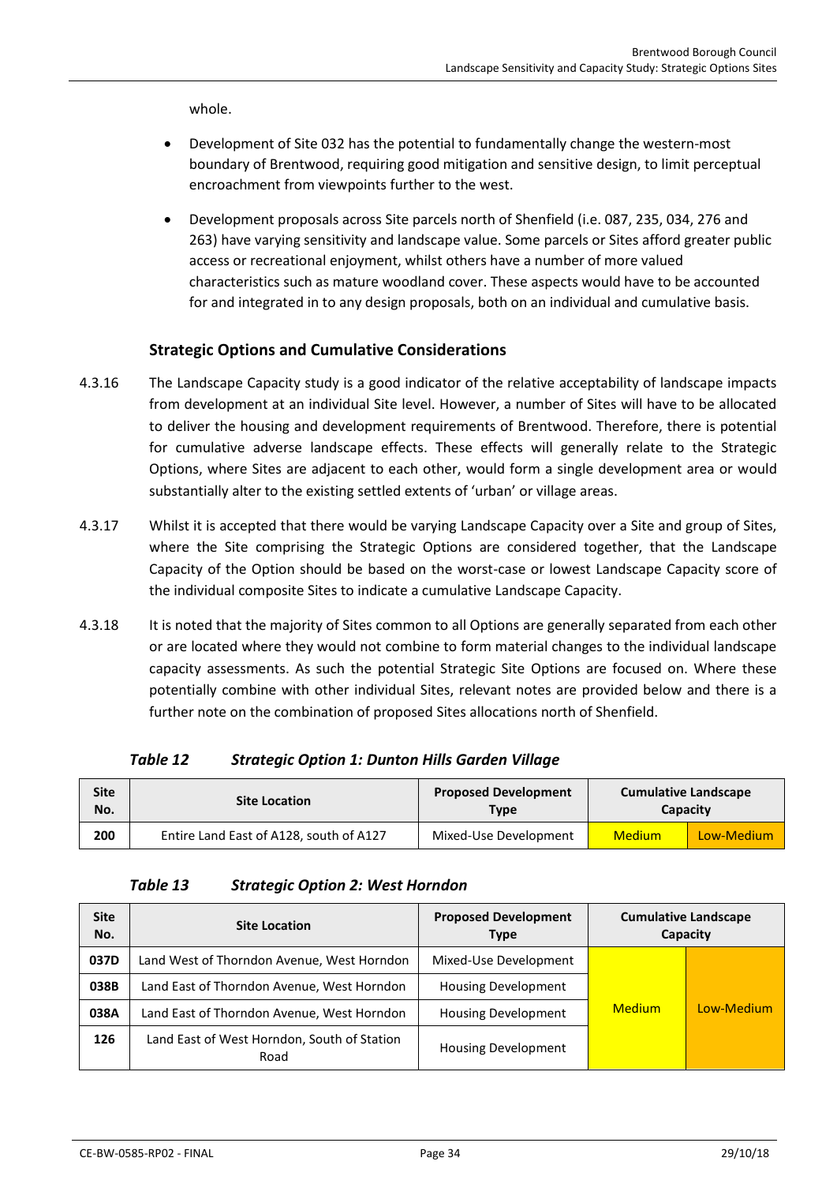whole.

- Development of Site 032 has the potential to fundamentally change the western-most boundary of Brentwood, requiring good mitigation and sensitive design, to limit perceptual encroachment from viewpoints further to the west.

- Development proposals across Site parcels north of Shenfield (i.e. 087, 235, 034, 276 and 263) have varying sensitivity and landscape value. Some parcels or Sites afford greater public access or recreational enjoyment, whilst others have a number of more valued characteristics such as mature woodland cover. These aspects would have to be accounted for and integrated in to any design proposals, both on an individual and cumulative basis.

### Strategic Options and Cumulative Considerations

4.3.16 The Landscape Capacity study is a good indicator of the relative acceptability of landscape impacts from development at an individual Site level. However, a number of Sites will have to be allocated to deliver the housing and development requirements of Brentwood. Therefore, there is potential for cumulative adverse landscape effects. These effects will generally relate to the Strategic Options, where Sites are adjacent to each other, would form a single development area or would substantially alter to the existing settled extents of 'urban' or village areas.

4.3.17 Whilst it is accepted that there would be varying Landscape Capacity over a Site and group of Sites, where the Site comprising the Strategic Options are considered together, that the Landscape Capacity of the Option should be based on the worst-case or lowest Landscape Capacity score of the individual composite Sites to indicate a cumulative Landscape Capacity.

4.3.18 It is noted that the majority of Sites common to all Options are generally separated from each other or are located where they would not combine to form material changes to the individual landscape capacity assessments. As such the potential Strategic Site Options are focused on. Where these potentially combine with other individual Sites, relevant notes are provided below and there is a further note on the combination of proposed Sites allocations north of Shenfield.

***Table 12 Strategic Option 1: Dunton Hills Garden Village***

| Site No. | Site Location | Proposed Development Type | Cumulative Landscape Capacity | |
|---|---|---|---|---|
| 200 | Entire Land East of A128, south of A127 | Mixed-Use Development | Medium | Low-Medium |

***Table 13 Strategic Option 2: West Horndon***

| Site No. | Site Location | Proposed Development Type | Cumulative Landscape Capacity | |
|---|---|---|---|---|
| 037D | Land West of Thorndon Avenue, West Horndon | Mixed-Use Development | Medium | Low-Medium |
| 038B | Land East of Thorndon Avenue, West Horndon | Housing Development | | |
| 038A | Land East of Thorndon Avenue, West Horndon | Housing Development | | |
| 126 | Land East of West Horndon, South of Station Road | Housing Development | | |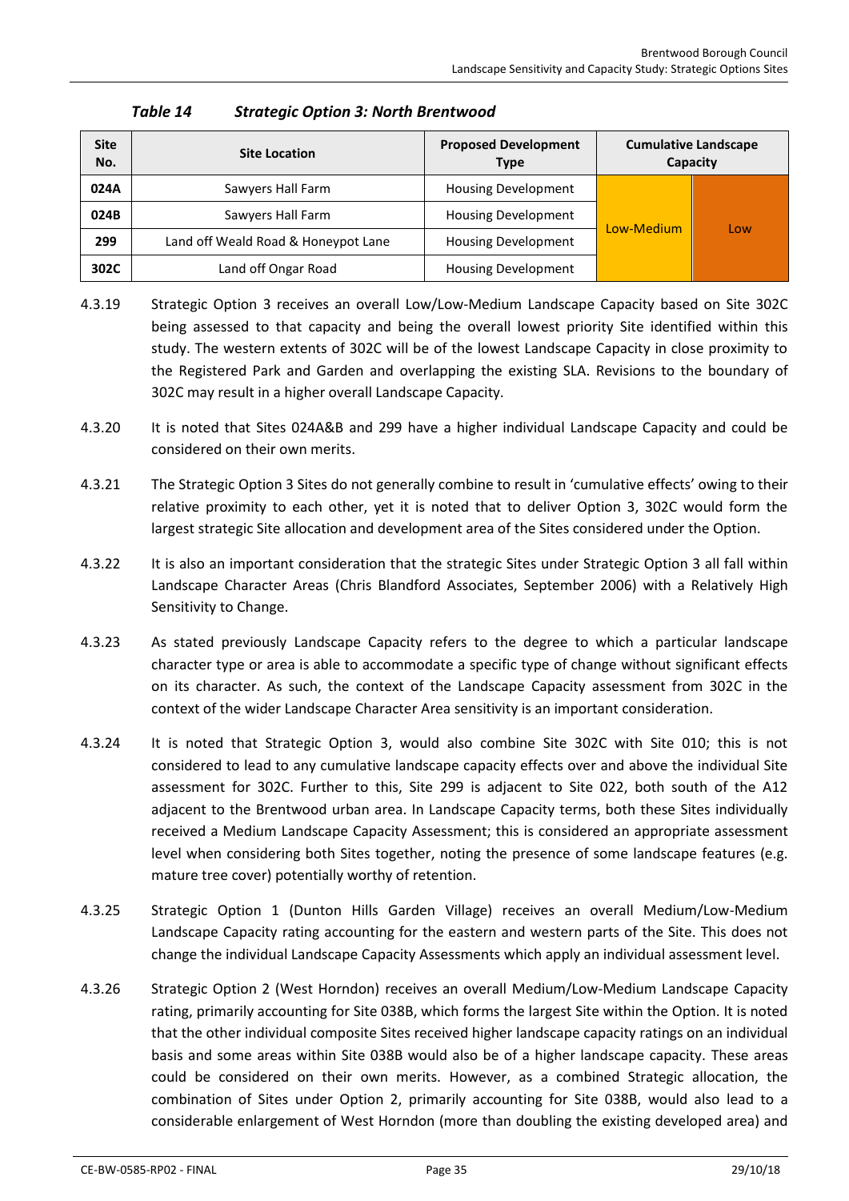*Table 14 Strategic Option 3: North Brentwood*

| Site No. | Site Location | Proposed Development Type | Cumulative Landscape Capacity | |
|---|---|---|---|---|
| **024A** | Sawyers Hall Farm | Housing Development | Low-Medium | Low |
| **024B** | Sawyers Hall Farm | Housing Development | | |
| **299** | Land off Weald Road & Honeypot Lane | Housing Development | | |
| **302C** | Land off Ongar Road | Housing Development | | |

4.3.19 Strategic Option 3 receives an overall Low/Low-Medium Landscape Capacity based on Site 302C being assessed to that capacity and being the overall lowest priority Site identified within this study. The western extents of 302C will be of the lowest Landscape Capacity in close proximity to the Registered Park and Garden and overlapping the existing SLA. Revisions to the boundary of 302C may result in a higher overall Landscape Capacity.

4.3.20 It is noted that Sites 024A&B and 299 have a higher individual Landscape Capacity and could be considered on their own merits.

4.3.21 The Strategic Option 3 Sites do not generally combine to result in 'cumulative effects' owing to their relative proximity to each other, yet it is noted that to deliver Option 3, 302C would form the largest strategic Site allocation and development area of the Sites considered under the Option.

4.3.22 It is also an important consideration that the strategic Sites under Strategic Option 3 all fall within Landscape Character Areas (Chris Blandford Associates, September 2006) with a Relatively High Sensitivity to Change.

4.3.23 As stated previously Landscape Capacity refers to the degree to which a particular landscape character type or area is able to accommodate a specific type of change without significant effects on its character. As such, the context of the Landscape Capacity assessment from 302C in the context of the wider Landscape Character Area sensitivity is an important consideration.

4.3.24 It is noted that Strategic Option 3, would also combine Site 302C with Site 010; this is not considered to lead to any cumulative landscape capacity effects over and above the individual Site assessment for 302C. Further to this, Site 299 is adjacent to Site 022, both south of the A12 adjacent to the Brentwood urban area. In Landscape Capacity terms, both these Sites individually received a Medium Landscape Capacity Assessment; this is considered an appropriate assessment level when considering both Sites together, noting the presence of some landscape features (e.g. mature tree cover) potentially worthy of retention.

4.3.25 Strategic Option 1 (Dunton Hills Garden Village) receives an overall Medium/Low-Medium Landscape Capacity rating accounting for the eastern and western parts of the Site. This does not change the individual Landscape Capacity Assessments which apply an individual assessment level.

4.3.26 Strategic Option 2 (West Horndon) receives an overall Medium/Low-Medium Landscape Capacity rating, primarily accounting for Site 038B, which forms the largest Site within the Option. It is noted that the other individual composite Sites received higher landscape capacity ratings on an individual basis and some areas within Site 038B would also be of a higher landscape capacity. These areas could be considered on their own merits. However, as a combined Strategic allocation, the combination of Sites under Option 2, primarily accounting for Site 038B, would also lead to a considerable enlargement of West Horndon (more than doubling the existing developed area) and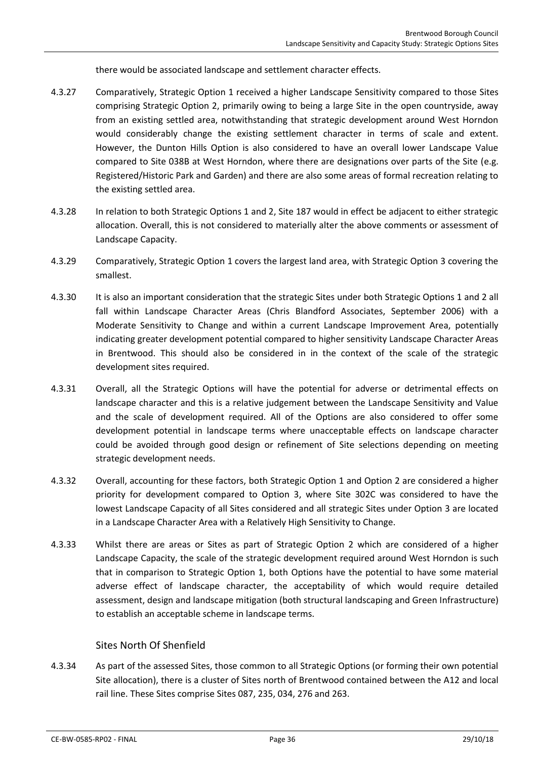there would be associated landscape and settlement character effects.

4.3.27 Comparatively, Strategic Option 1 received a higher Landscape Sensitivity compared to those Sites comprising Strategic Option 2, primarily owing to being a large Site in the open countryside, away from an existing settled area, notwithstanding that strategic development around West Horndon would considerably change the existing settlement character in terms of scale and extent. However, the Dunton Hills Option is also considered to have an overall lower Landscape Value compared to Site 038B at West Horndon, where there are designations over parts of the Site (e.g. Registered/Historic Park and Garden) and there are also some areas of formal recreation relating to the existing settled area.

4.3.28 In relation to both Strategic Options 1 and 2, Site 187 would in effect be adjacent to either strategic allocation. Overall, this is not considered to materially alter the above comments or assessment of Landscape Capacity.

4.3.29 Comparatively, Strategic Option 1 covers the largest land area, with Strategic Option 3 covering the smallest.

4.3.30 It is also an important consideration that the strategic Sites under both Strategic Options 1 and 2 all fall within Landscape Character Areas (Chris Blandford Associates, September 2006) with a Moderate Sensitivity to Change and within a current Landscape Improvement Area, potentially indicating greater development potential compared to higher sensitivity Landscape Character Areas in Brentwood. This should also be considered in in the context of the scale of the strategic development sites required.

4.3.31 Overall, all the Strategic Options will have the potential for adverse or detrimental effects on landscape character and this is a relative judgement between the Landscape Sensitivity and Value and the scale of development required. All of the Options are also considered to offer some development potential in landscape terms where unacceptable effects on landscape character could be avoided through good design or refinement of Site selections depending on meeting strategic development needs.

4.3.32 Overall, accounting for these factors, both Strategic Option 1 and Option 2 are considered a higher priority for development compared to Option 3, where Site 302C was considered to have the lowest Landscape Capacity of all Sites considered and all strategic Sites under Option 3 are located in a Landscape Character Area with a Relatively High Sensitivity to Change.

4.3.33 Whilst there are areas or Sites as part of Strategic Option 2 which are considered of a higher Landscape Capacity, the scale of the strategic development required around West Horndon is such that in comparison to Strategic Option 1, both Options have the potential to have some material adverse effect of landscape character, the acceptability of which would require detailed assessment, design and landscape mitigation (both structural landscaping and Green Infrastructure) to establish an acceptable scheme in landscape terms.

### Sites North Of Shenfield

4.3.34 As part of the assessed Sites, those common to all Strategic Options (or forming their own potential Site allocation), there is a cluster of Sites north of Brentwood contained between the A12 and local rail line. These Sites comprise Sites 087, 235, 034, 276 and 263.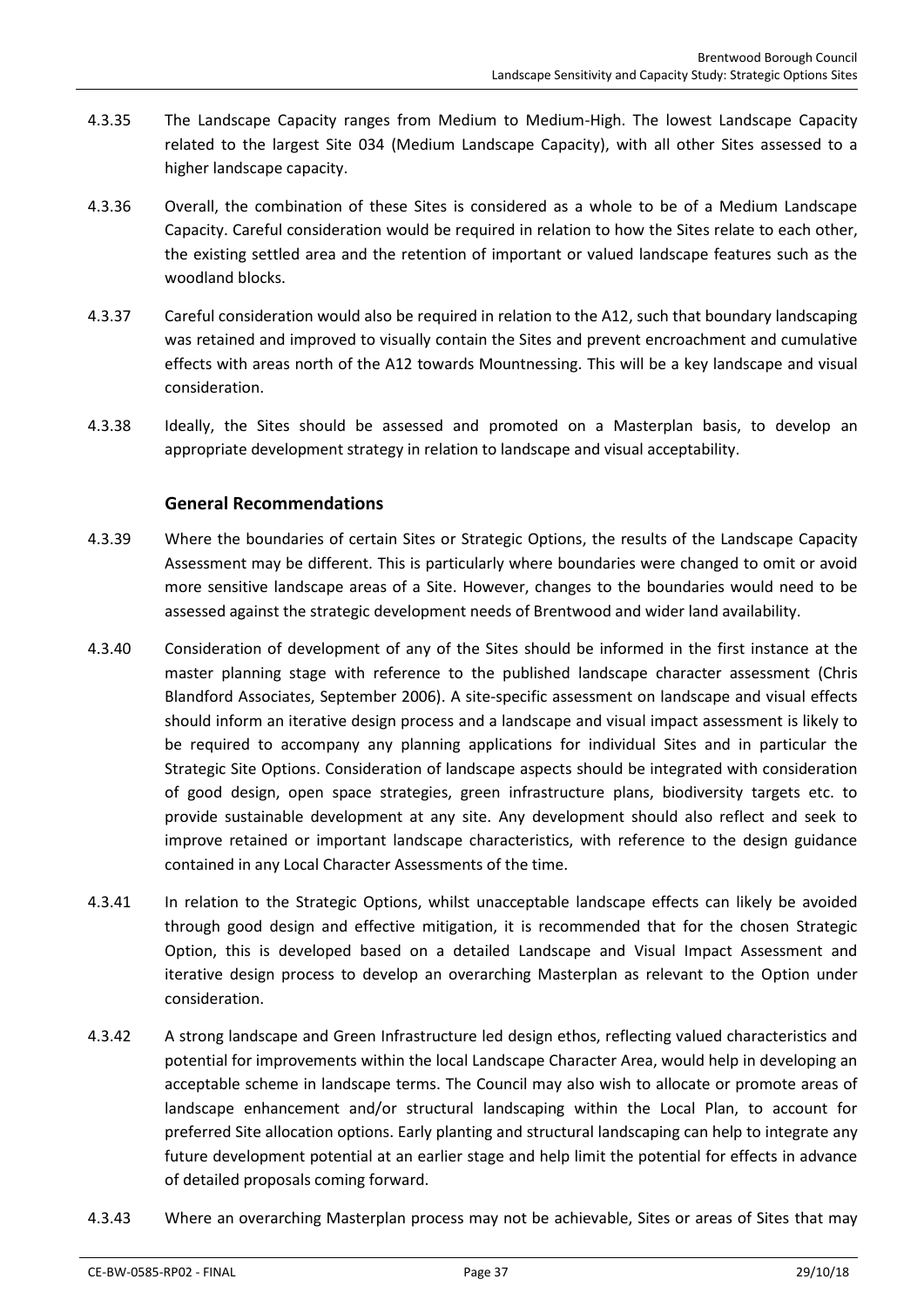4.3.35 The Landscape Capacity ranges from Medium to Medium-High. The lowest Landscape Capacity related to the largest Site 034 (Medium Landscape Capacity), with all other Sites assessed to a higher landscape capacity.

4.3.36 Overall, the combination of these Sites is considered as a whole to be of a Medium Landscape Capacity. Careful consideration would be required in relation to how the Sites relate to each other, the existing settled area and the retention of important or valued landscape features such as the woodland blocks.

4.3.37 Careful consideration would also be required in relation to the A12, such that boundary landscaping was retained and improved to visually contain the Sites and prevent encroachment and cumulative effects with areas north of the A12 towards Mountnessing. This will be a key landscape and visual consideration.

4.3.38 Ideally, the Sites should be assessed and promoted on a Masterplan basis, to develop an appropriate development strategy in relation to landscape and visual acceptability.

### General Recommendations

4.3.39 Where the boundaries of certain Sites or Strategic Options, the results of the Landscape Capacity Assessment may be different. This is particularly where boundaries were changed to omit or avoid more sensitive landscape areas of a Site. However, changes to the boundaries would need to be assessed against the strategic development needs of Brentwood and wider land availability.

4.3.40 Consideration of development of any of the Sites should be informed in the first instance at the master planning stage with reference to the published landscape character assessment (Chris Blandford Associates, September 2006). A site-specific assessment on landscape and visual effects should inform an iterative design process and a landscape and visual impact assessment is likely to be required to accompany any planning applications for individual Sites and in particular the Strategic Site Options. Consideration of landscape aspects should be integrated with consideration of good design, open space strategies, green infrastructure plans, biodiversity targets etc. to provide sustainable development at any site. Any development should also reflect and seek to improve retained or important landscape characteristics, with reference to the design guidance contained in any Local Character Assessments of the time.

4.3.41 In relation to the Strategic Options, whilst unacceptable landscape effects can likely be avoided through good design and effective mitigation, it is recommended that for the chosen Strategic Option, this is developed based on a detailed Landscape and Visual Impact Assessment and iterative design process to develop an overarching Masterplan as relevant to the Option under consideration.

4.3.42 A strong landscape and Green Infrastructure led design ethos, reflecting valued characteristics and potential for improvements within the local Landscape Character Area, would help in developing an acceptable scheme in landscape terms. The Council may also wish to allocate or promote areas of landscape enhancement and/or structural landscaping within the Local Plan, to account for preferred Site allocation options. Early planting and structural landscaping can help to integrate any future development potential at an earlier stage and help limit the potential for effects in advance of detailed proposals coming forward.

4.3.43 Where an overarching Masterplan process may not be achievable, Sites or areas of Sites that may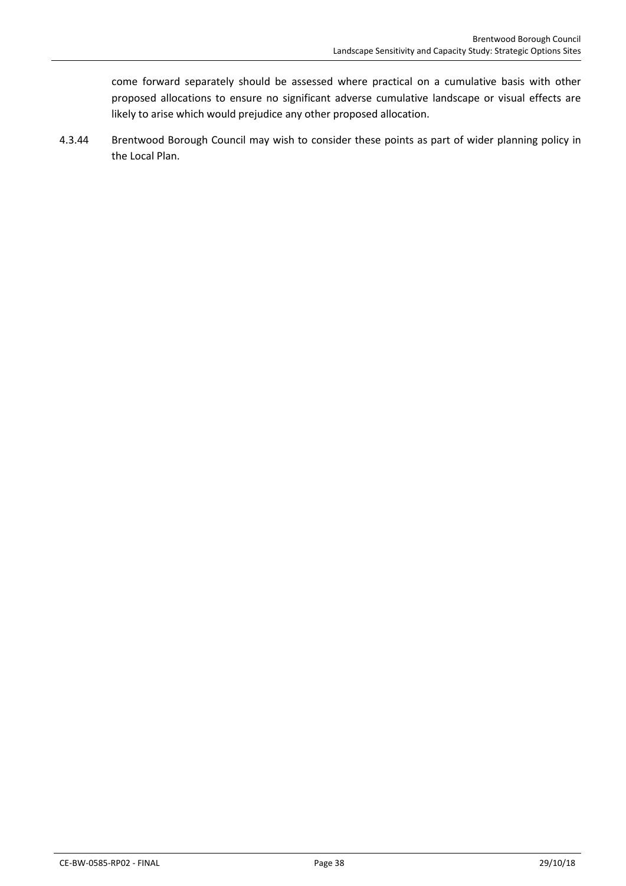come forward separately should be assessed where practical on a cumulative basis with other proposed allocations to ensure no significant adverse cumulative landscape or visual effects are likely to arise which would prejudice any other proposed allocation.

4.3.44 Brentwood Borough Council may wish to consider these points as part of wider planning policy in the Local Plan.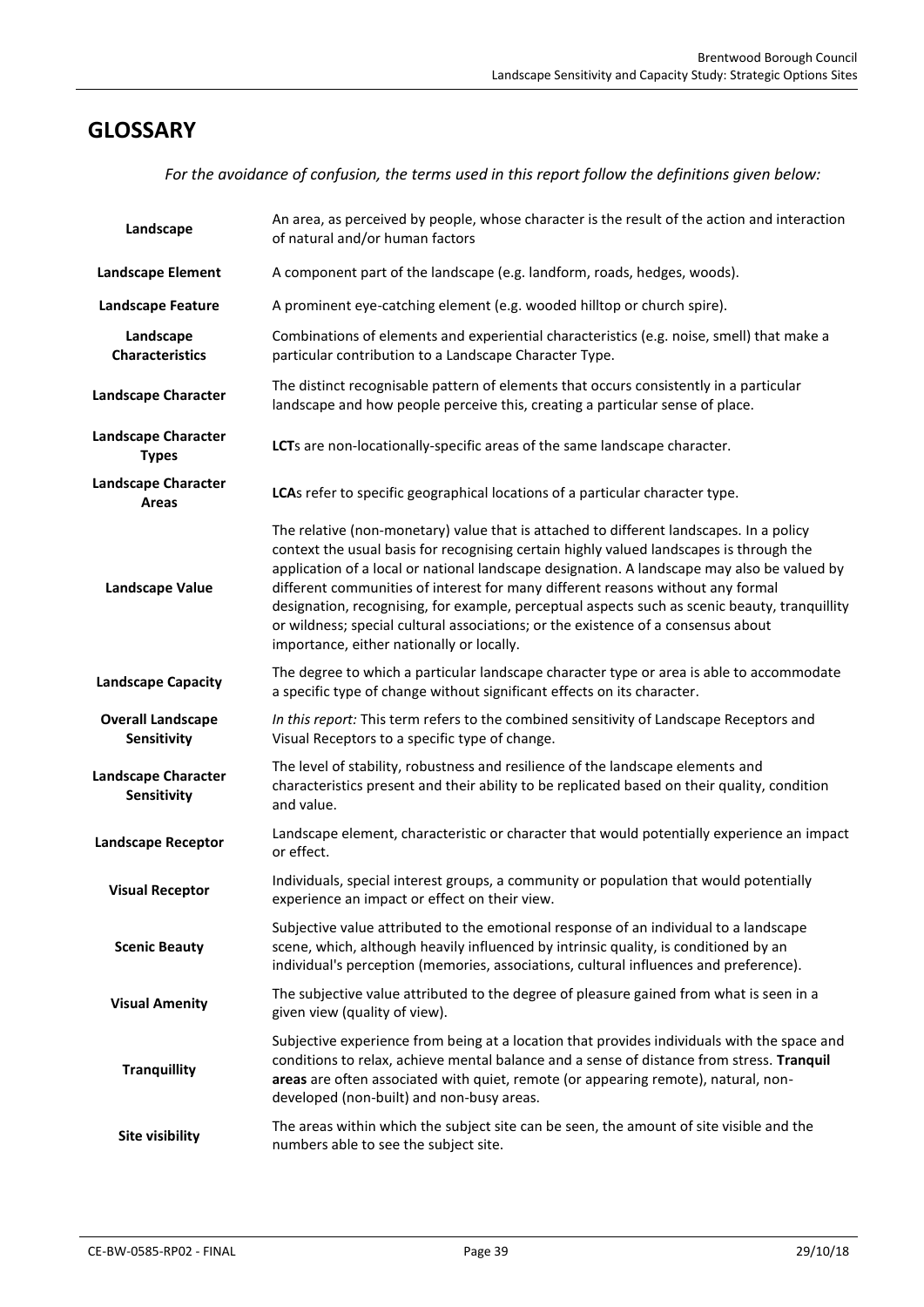## GLOSSARY

*For the avoidance of confusion, the terms used in this report follow the definitions given below:*

| Term | Definition |
|---|---|
| **Landscape** | An area, as perceived by people, whose character is the result of the action and interaction of natural and/or human factors |
| **Landscape Element** | A component part of the landscape (e.g. landform, roads, hedges, woods). |
| **Landscape Feature** | A prominent eye-catching element (e.g. wooded hilltop or church spire). |
| **Landscape Characteristics** | Combinations of elements and experiential characteristics (e.g. noise, smell) that make a particular contribution to a Landscape Character Type. |
| **Landscape Character** | The distinct recognisable pattern of elements that occurs consistently in a particular landscape and how people perceive this, creating a particular sense of place. |
| **Landscape Character Types** | **LCT**s are non-locationally-specific areas of the same landscape character. |
| **Landscape Character Areas** | **LCA**s refer to specific geographical locations of a particular character type. |
| **Landscape Value** | The relative (non-monetary) value that is attached to different landscapes. In a policy context the usual basis for recognising certain highly valued landscapes is through the application of a local or national landscape designation. A landscape may also be valued by different communities of interest for many different reasons without any formal designation, recognising, for example, perceptual aspects such as scenic beauty, tranquillity or wildness; special cultural associations; or the existence of a consensus about importance, either nationally or locally. |
| **Landscape Capacity** | The degree to which a particular landscape character type or area is able to accommodate a specific type of change without significant effects on its character. |
| **Overall Landscape Sensitivity** | *In this report:* This term refers to the combined sensitivity of Landscape Receptors and Visual Receptors to a specific type of change. |
| **Landscape Character Sensitivity** | The level of stability, robustness and resilience of the landscape elements and characteristics present and their ability to be replicated based on their quality, condition and value. |
| **Landscape Receptor** | Landscape element, characteristic or character that would potentially experience an impact or effect. |
| **Visual Receptor** | Individuals, special interest groups, a community or population that would potentially experience an impact or effect on their view. |
| **Scenic Beauty** | Subjective value attributed to the emotional response of an individual to a landscape scene, which, although heavily influenced by intrinsic quality, is conditioned by an individual's perception (memories, associations, cultural influences and preference). |
| **Visual Amenity** | The subjective value attributed to the degree of pleasure gained from what is seen in a given view (quality of view). |
| **Tranquillity** | Subjective experience from being at a location that provides individuals with the space and conditions to relax, achieve mental balance and a sense of distance from stress. **Tranquil areas** are often associated with quiet, remote (or appearing remote), natural, non-developed (non-built) and non-busy areas. |
| **Site visibility** | The areas within which the subject site can be seen, the amount of site visible and the numbers able to see the subject site. |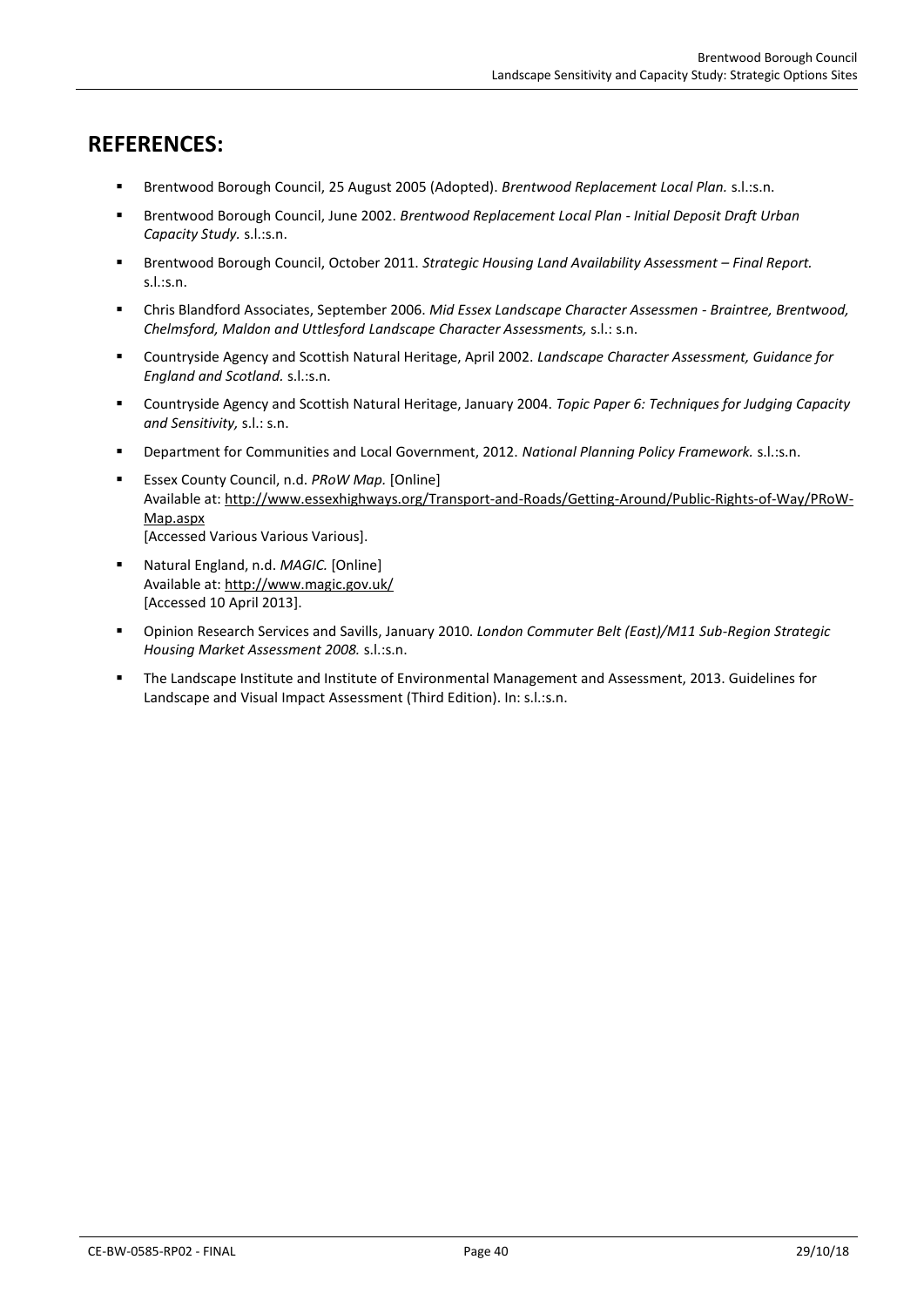## REFERENCES:

- Brentwood Borough Council, 25 August 2005 (Adopted). *Brentwood Replacement Local Plan.* s.l.:s.n.
- Brentwood Borough Council, June 2002. *Brentwood Replacement Local Plan - Initial Deposit Draft Urban Capacity Study.* s.l.:s.n.
- Brentwood Borough Council, October 2011. *Strategic Housing Land Availability Assessment – Final Report.* s.l.:s.n.
- Chris Blandford Associates, September 2006. *Mid Essex Landscape Character Assessmen - Braintree, Brentwood, Chelmsford, Maldon and Uttlesford Landscape Character Assessments,* s.l.: s.n.
- Countryside Agency and Scottish Natural Heritage, April 2002. *Landscape Character Assessment, Guidance for England and Scotland.* s.l.:s.n.
- Countryside Agency and Scottish Natural Heritage, January 2004. *Topic Paper 6: Techniques for Judging Capacity and Sensitivity,* s.l.: s.n.
- Department for Communities and Local Government, 2012. *National Planning Policy Framework.* s.l.:s.n.
- Essex County Council, n.d. *PRoW Map.* [Online]
  Available at: http://www.essexhighways.org/Transport-and-Roads/Getting-Around/Public-Rights-of-Way/PRoW-Map.aspx
  [Accessed Various Various Various].
- Natural England, n.d. *MAGIC.* [Online]
  Available at: http://www.magic.gov.uk/
  [Accessed 10 April 2013].
- Opinion Research Services and Savills, January 2010. *London Commuter Belt (East)/M11 Sub-Region Strategic Housing Market Assessment 2008.* s.l.:s.n.
- The Landscape Institute and Institute of Environmental Management and Assessment, 2013. Guidelines for Landscape and Visual Impact Assessment (Third Edition). In: s.l.:s.n.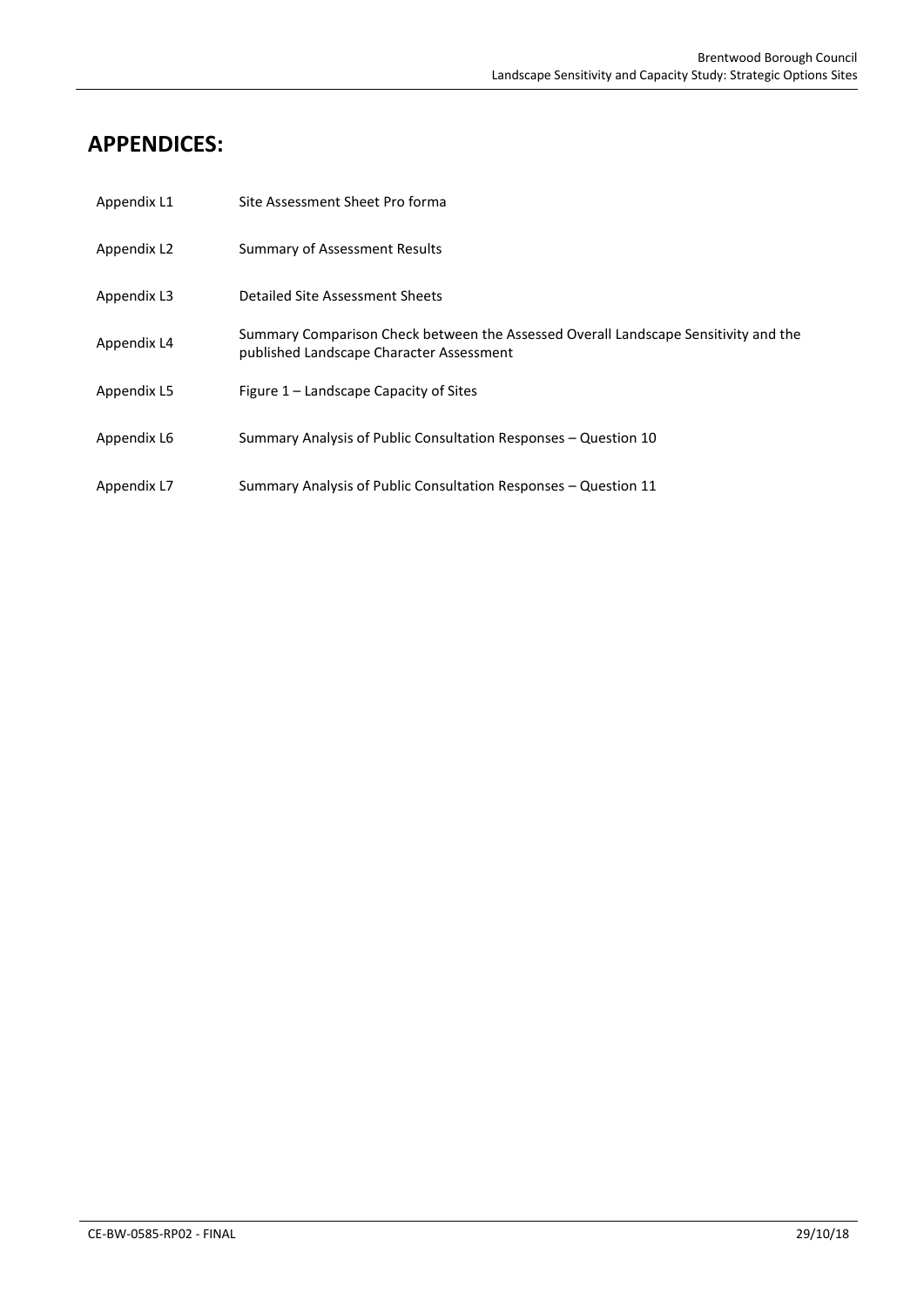# APPENDICES:

| | |
|---|---|
| Appendix L1 | Site Assessment Sheet Pro forma |
| Appendix L2 | Summary of Assessment Results |
| Appendix L3 | Detailed Site Assessment Sheets |
| Appendix L4 | Summary Comparison Check between the Assessed Overall Landscape Sensitivity and the published Landscape Character Assessment |
| Appendix L5 | Figure 1 – Landscape Capacity of Sites |
| Appendix L6 | Summary Analysis of Public Consultation Responses – Question 10 |
| Appendix L7 | Summary Analysis of Public Consultation Responses – Question 11 |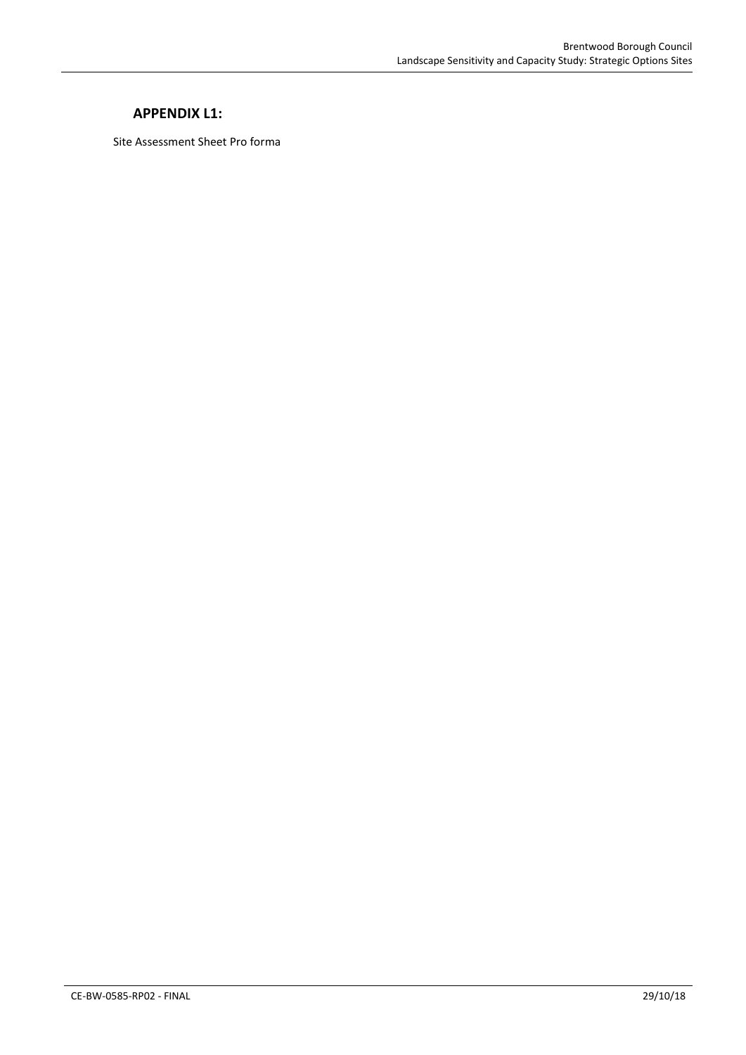## APPENDIX L1:

Site Assessment Sheet Pro forma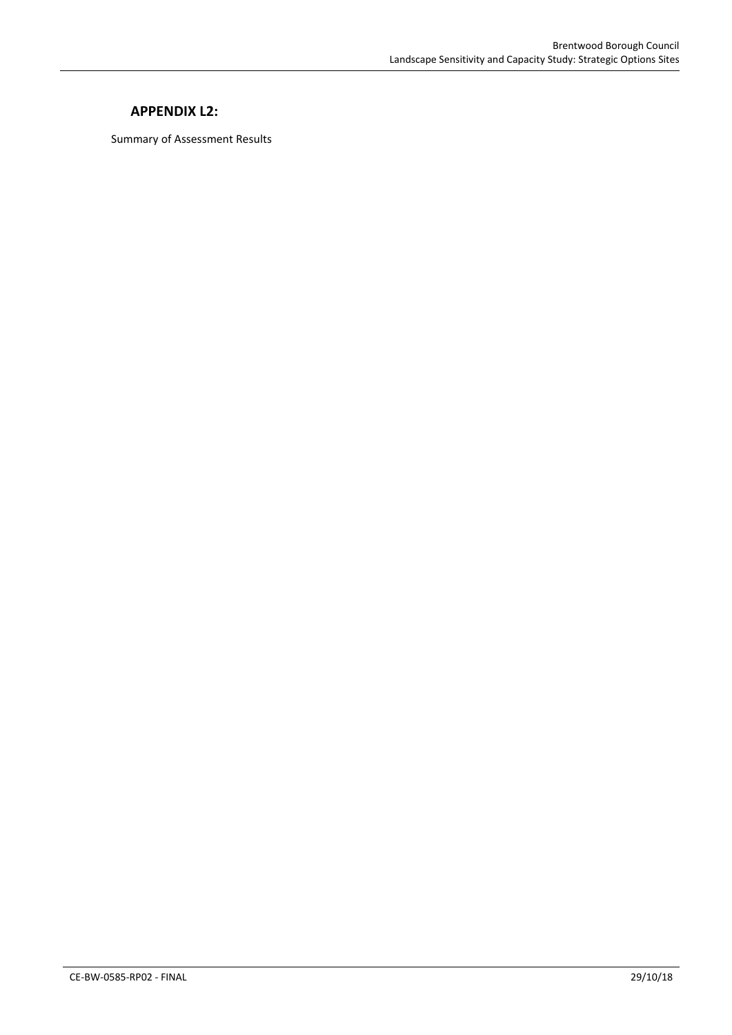## APPENDIX L2:

Summary of Assessment Results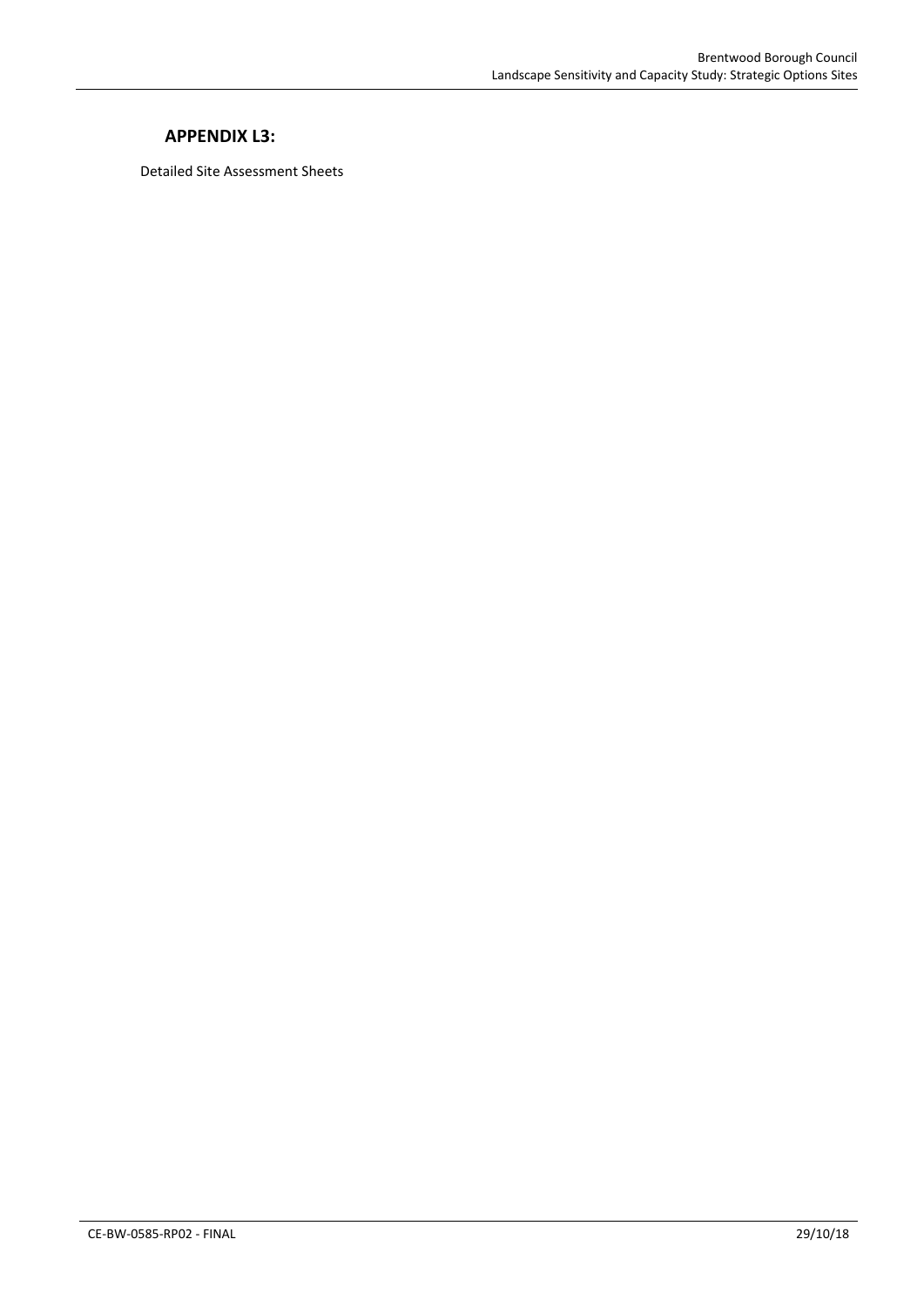## APPENDIX L3:

Detailed Site Assessment Sheets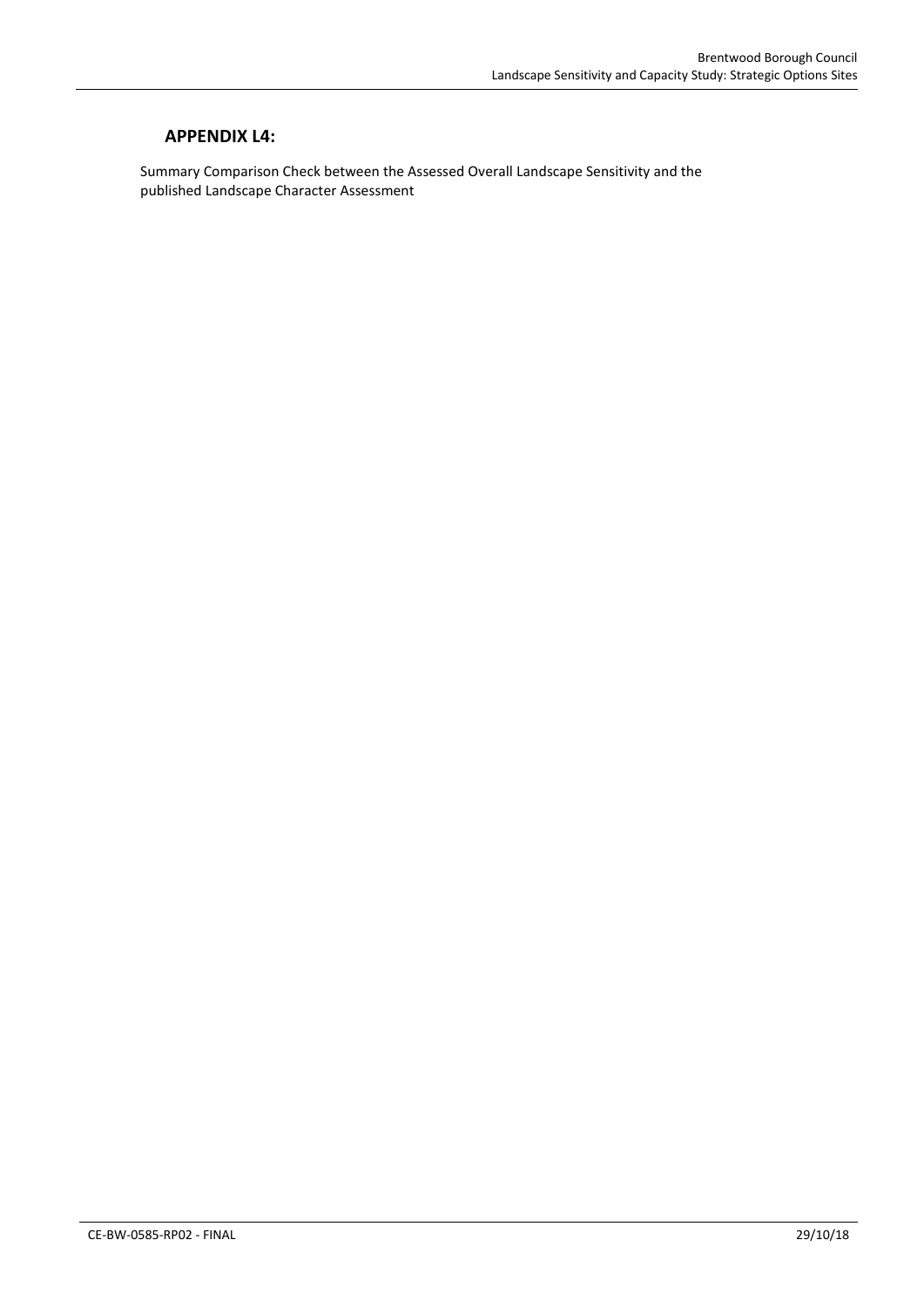## APPENDIX L4:

Summary Comparison Check between the Assessed Overall Landscape Sensitivity and the published Landscape Character Assessment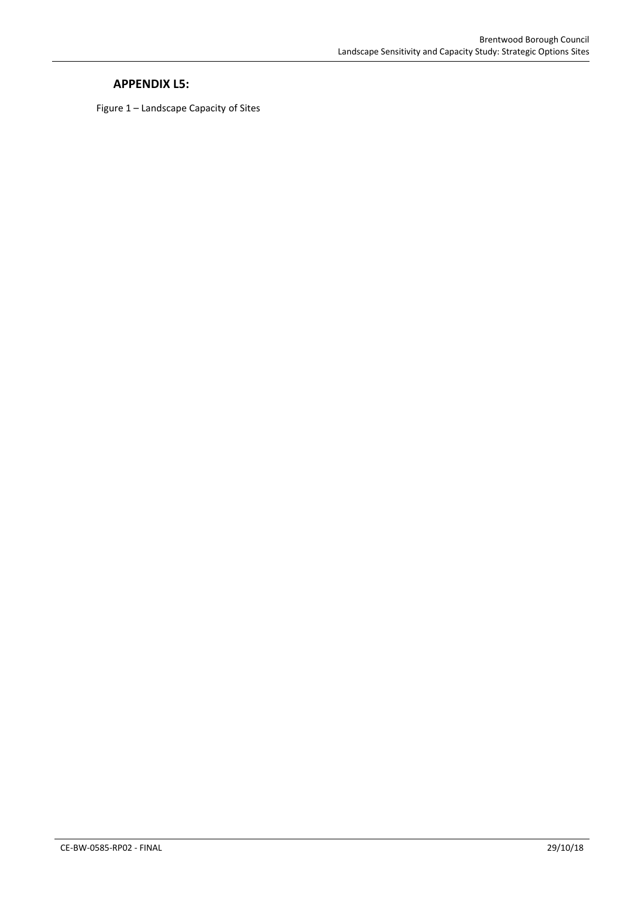## APPENDIX L5:

Figure 1 – Landscape Capacity of Sites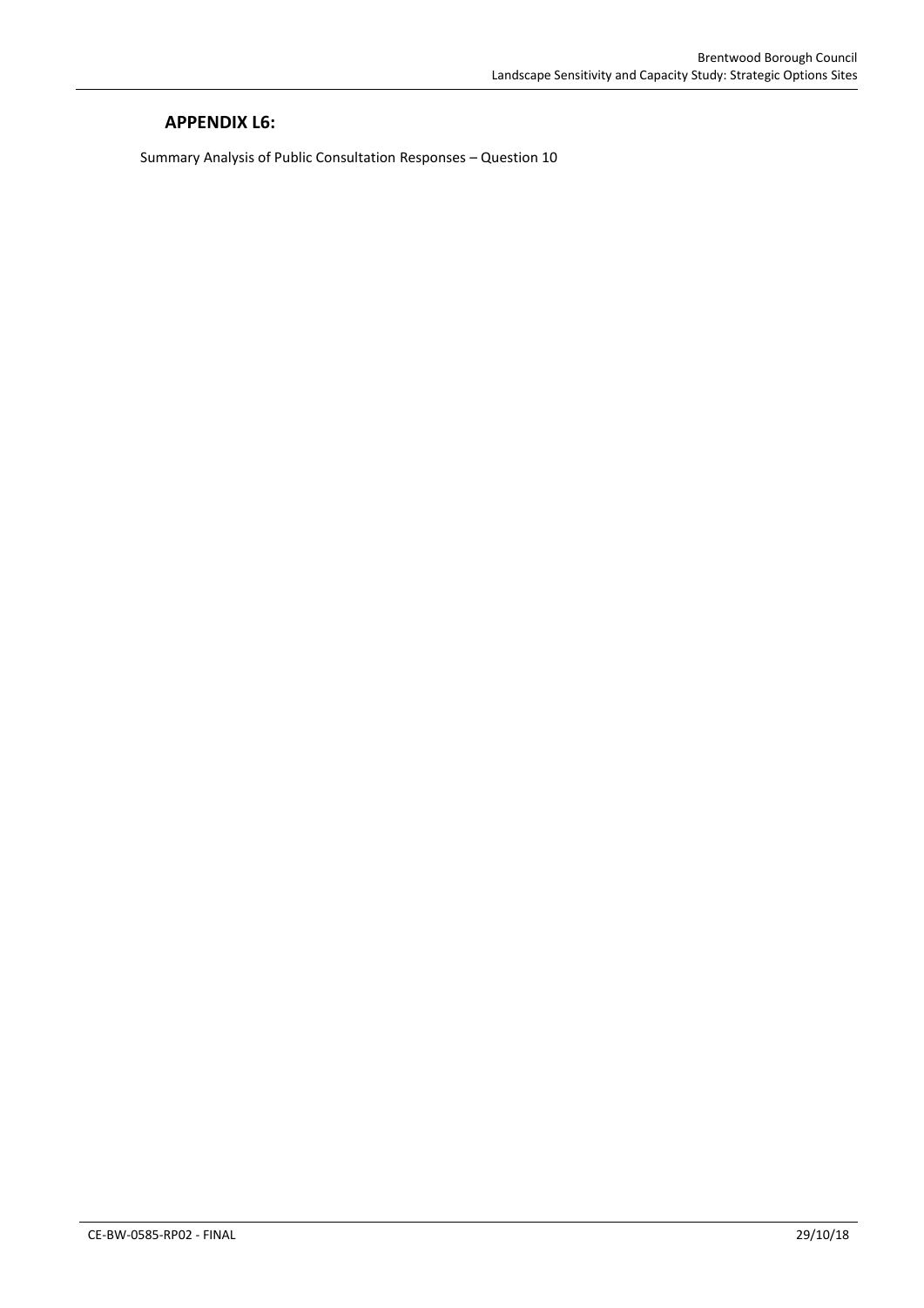## APPENDIX L6:

Summary Analysis of Public Consultation Responses – Question 10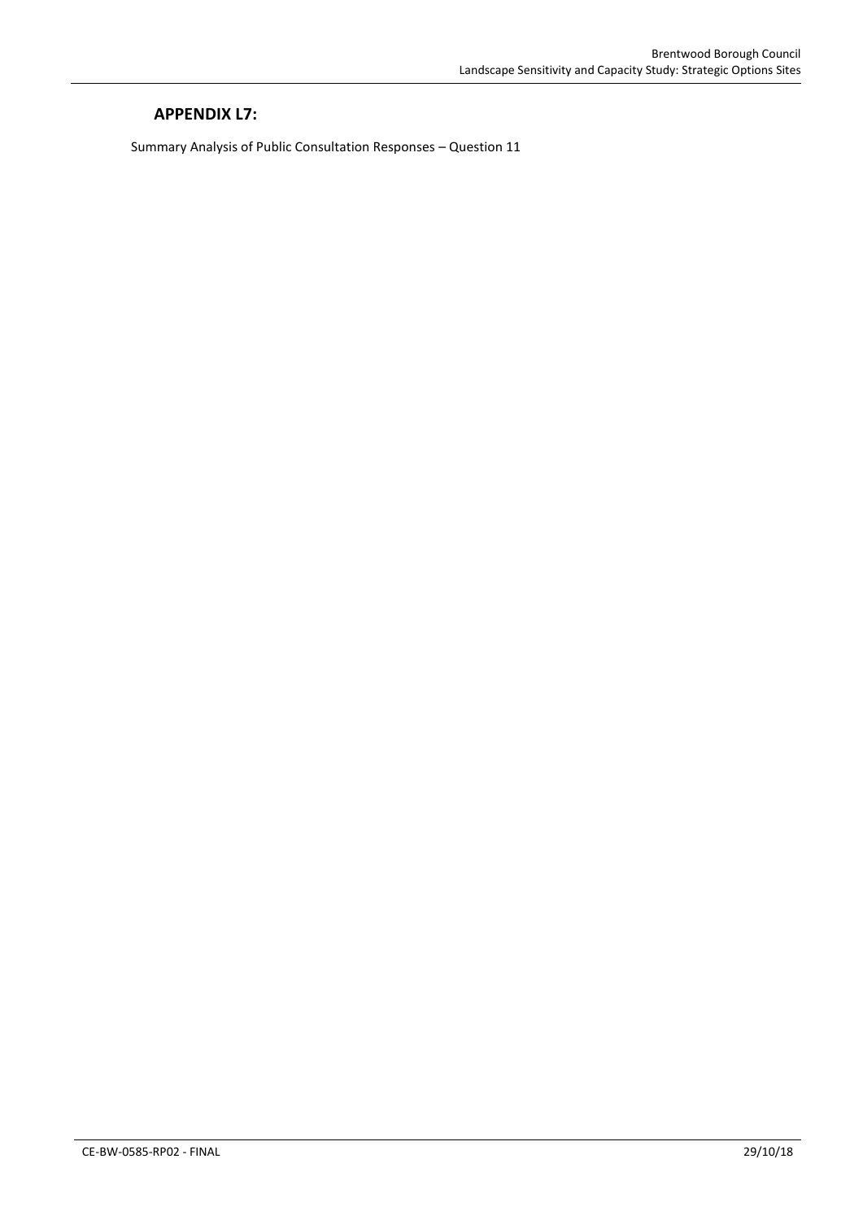## APPENDIX L7:

Summary Analysis of Public Consultation Responses – Question 11